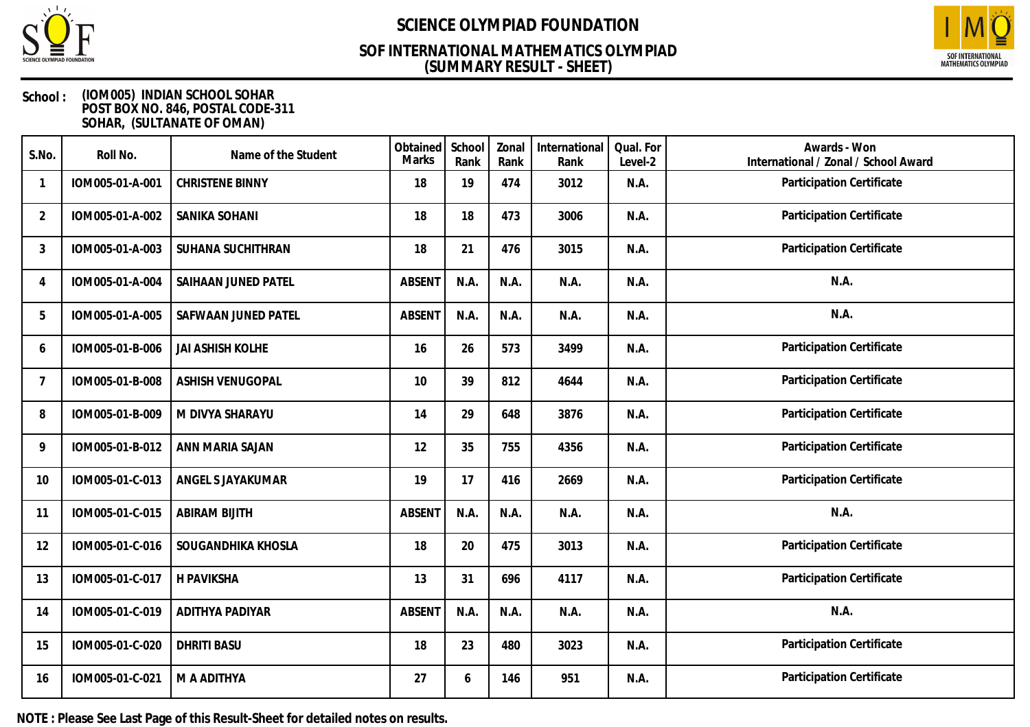# SCIENCE OLYMPIAD FOUNDATION

## SOF INTERNATIONAL MATHEMATICS OLYMPIAD
## (SUMMARY RESULT - SHEET)

**School :** (IOM005) INDIAN SCHOOL SOHAR
POST BOX NO. 846, POSTAL CODE-311
SOHAR, (SULTANATE OF OMAN)

| S.No. | Roll No. | Name of the Student | Obtained Marks | School Rank | Zonal Rank | International Rank | Qual. For Level-2 | Awards - Won International / Zonal / School Award |
|---|---|---|---|---|---|---|---|---|
| 1 | IOM005-01-A-001 | CHRISTENE BINNY | 18 | 19 | 474 | 3012 | N.A. | Participation Certificate |
| 2 | IOM005-01-A-002 | SANIKA SOHANI | 18 | 18 | 473 | 3006 | N.A. | Participation Certificate |
| 3 | IOM005-01-A-003 | SUHANA SUCHITHRAN | 18 | 21 | 476 | 3015 | N.A. | Participation Certificate |
| 4 | IOM005-01-A-004 | SAIHAAN JUNED PATEL | ABSENT | N.A. | N.A. | N.A. | N.A. | N.A. |
| 5 | IOM005-01-A-005 | SAFWAAN JUNED PATEL | ABSENT | N.A. | N.A. | N.A. | N.A. | N.A. |
| 6 | IOM005-01-B-006 | JAI ASHISH KOLHE | 16 | 26 | 573 | 3499 | N.A. | Participation Certificate |
| 7 | IOM005-01-B-008 | ASHISH VENUGOPAL | 10 | 39 | 812 | 4644 | N.A. | Participation Certificate |
| 8 | IOM005-01-B-009 | M DIVYA SHARAYU | 14 | 29 | 648 | 3876 | N.A. | Participation Certificate |
| 9 | IOM005-01-B-012 | ANN MARIA SAJAN | 12 | 35 | 755 | 4356 | N.A. | Participation Certificate |
| 10 | IOM005-01-C-013 | ANGEL S JAYAKUMAR | 19 | 17 | 416 | 2669 | N.A. | Participation Certificate |
| 11 | IOM005-01-C-015 | ABIRAM BIJITH | ABSENT | N.A. | N.A. | N.A. | N.A. | N.A. |
| 12 | IOM005-01-C-016 | SOUGANDHIKA KHOSLA | 18 | 20 | 475 | 3013 | N.A. | Participation Certificate |
| 13 | IOM005-01-C-017 | H PAVIKSHA | 13 | 31 | 696 | 4117 | N.A. | Participation Certificate |
| 14 | IOM005-01-C-019 | ADITHYA PADIYAR | ABSENT | N.A. | N.A. | N.A. | N.A. | N.A. |
| 15 | IOM005-01-C-020 | DHRITI BASU | 18 | 23 | 480 | 3023 | N.A. | Participation Certificate |
| 16 | IOM005-01-C-021 | M A ADITHYA | 27 | 6 | 146 | 951 | N.A. | Participation Certificate |

**NOTE : Please See Last Page of this Result-Sheet for detailed notes on results.**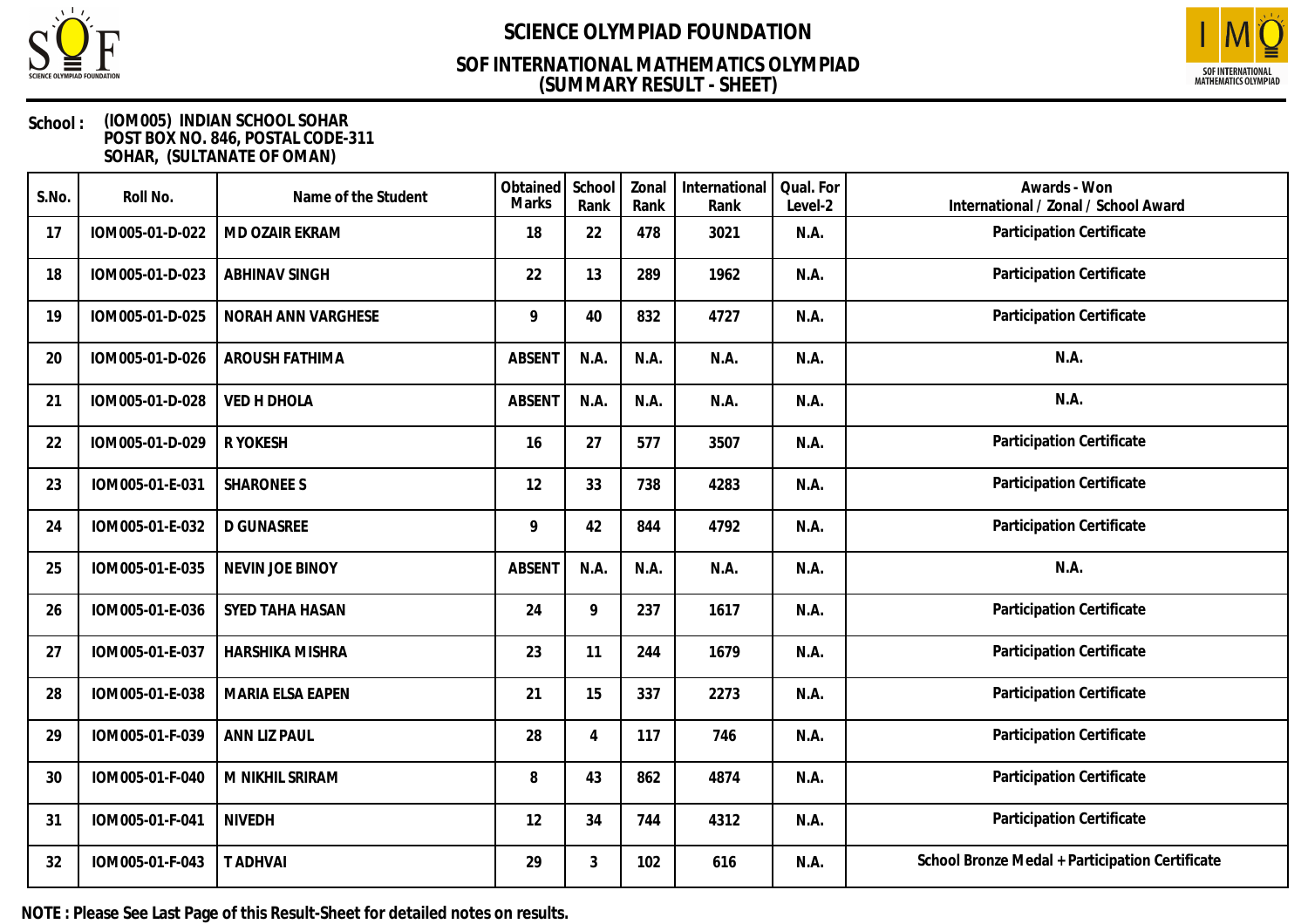# SCIENCE OLYMPIAD FOUNDATION

## SOF INTERNATIONAL MATHEMATICS OLYMPIAD
## (SUMMARY RESULT - SHEET)

**School :** (IOM005) INDIAN SCHOOL SOHAR
POST BOX NO. 846, POSTAL CODE-311
SOHAR, (SULTANATE OF OMAN)

| S.No. | Roll No. | Name of the Student | Obtained Marks | School Rank | Zonal Rank | International Rank | Qual. For Level-2 | Awards - Won International / Zonal / School Award |
|---|---|---|---|---|---|---|---|---|
| 17 | IOM005-01-D-022 | MD OZAIR EKRAM | 18 | 22 | 478 | 3021 | N.A. | Participation Certificate |
| 18 | IOM005-01-D-023 | ABHINAV SINGH | 22 | 13 | 289 | 1962 | N.A. | Participation Certificate |
| 19 | IOM005-01-D-025 | NORAH ANN VARGHESE | 9 | 40 | 832 | 4727 | N.A. | Participation Certificate |
| 20 | IOM005-01-D-026 | AROUSH FATHIMA | ABSENT | N.A. | N.A. | N.A. | N.A. | N.A. |
| 21 | IOM005-01-D-028 | VED H DHOLA | ABSENT | N.A. | N.A. | N.A. | N.A. | N.A. |
| 22 | IOM005-01-D-029 | R YOKESH | 16 | 27 | 577 | 3507 | N.A. | Participation Certificate |
| 23 | IOM005-01-E-031 | SHARONEE S | 12 | 33 | 738 | 4283 | N.A. | Participation Certificate |
| 24 | IOM005-01-E-032 | D GUNASREE | 9 | 42 | 844 | 4792 | N.A. | Participation Certificate |
| 25 | IOM005-01-E-035 | NEVIN JOE BINOY | ABSENT | N.A. | N.A. | N.A. | N.A. | N.A. |
| 26 | IOM005-01-E-036 | SYED TAHA HASAN | 24 | 9 | 237 | 1617 | N.A. | Participation Certificate |
| 27 | IOM005-01-E-037 | HARSHIKA MISHRA | 23 | 11 | 244 | 1679 | N.A. | Participation Certificate |
| 28 | IOM005-01-E-038 | MARIA ELSA EAPEN | 21 | 15 | 337 | 2273 | N.A. | Participation Certificate |
| 29 | IOM005-01-F-039 | ANN LIZ PAUL | 28 | 4 | 117 | 746 | N.A. | Participation Certificate |
| 30 | IOM005-01-F-040 | M NIKHIL SRIRAM | 8 | 43 | 862 | 4874 | N.A. | Participation Certificate |
| 31 | IOM005-01-F-041 | NIVEDH | 12 | 34 | 744 | 4312 | N.A. | Participation Certificate |
| 32 | IOM005-01-F-043 | T ADHVAI | 29 | 3 | 102 | 616 | N.A. | School Bronze Medal + Participation Certificate |

**NOTE : Please See Last Page of this Result-Sheet for detailed notes on results.**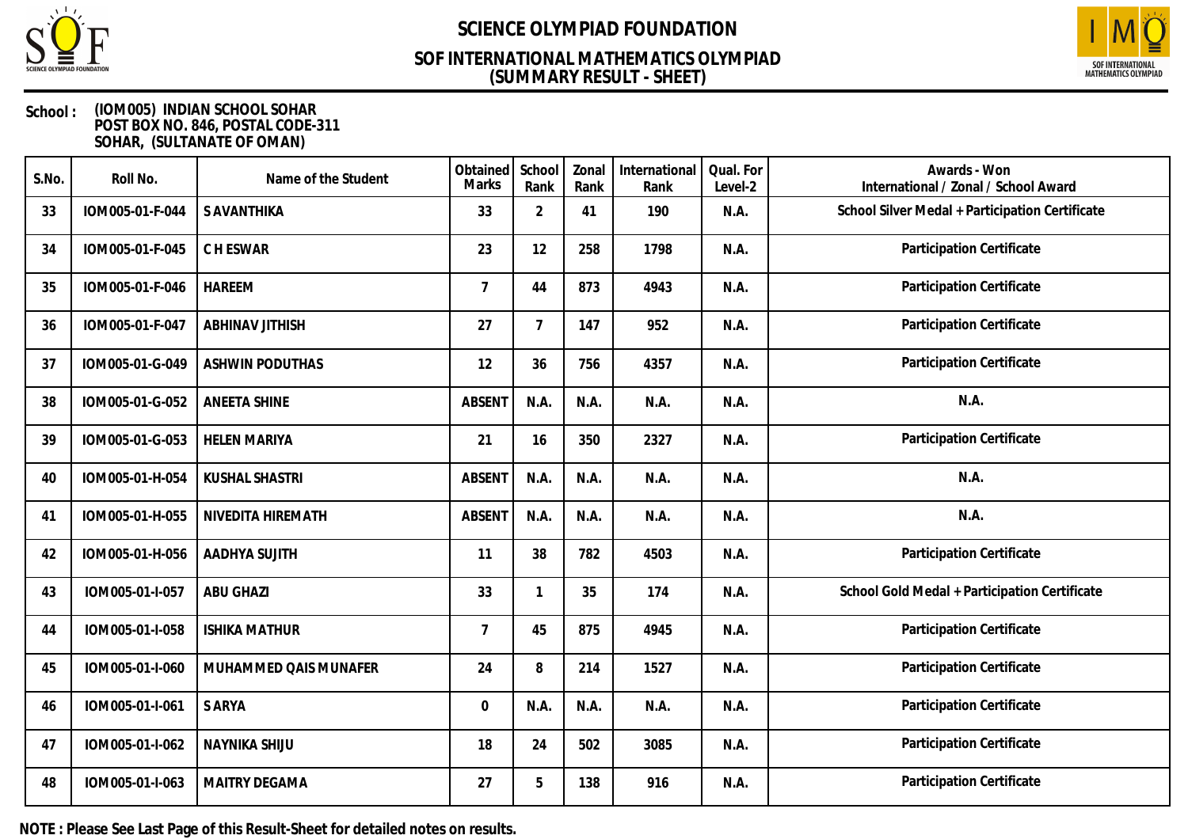# SCIENCE OLYMPIAD FOUNDATION

## SOF INTERNATIONAL MATHEMATICS OLYMPIAD
## (SUMMARY RESULT - SHEET)

**School :** (IOM005) INDIAN SCHOOL SOHAR
POST BOX NO. 846, POSTAL CODE-311
SOHAR, (SULTANATE OF OMAN)

| S.No. | Roll No. | Name of the Student | Obtained Marks | School Rank | Zonal Rank | International Rank | Qual. For Level-2 | Awards - Won International / Zonal / School Award |
|---|---|---|---|---|---|---|---|---|
| 33 | IOM005-01-F-044 | S AVANTHIKA | 33 | 2 | 41 | 190 | N.A. | School Silver Medal + Participation Certificate |
| 34 | IOM005-01-F-045 | C H ESWAR | 23 | 12 | 258 | 1798 | N.A. | Participation Certificate |
| 35 | IOM005-01-F-046 | HAREEM | 7 | 44 | 873 | 4943 | N.A. | Participation Certificate |
| 36 | IOM005-01-F-047 | ABHINAV JITHISH | 27 | 7 | 147 | 952 | N.A. | Participation Certificate |
| 37 | IOM005-01-G-049 | ASHWIN PODUTHAS | 12 | 36 | 756 | 4357 | N.A. | Participation Certificate |
| 38 | IOM005-01-G-052 | ANEETA SHINE | ABSENT | N.A. | N.A. | N.A. | N.A. | N.A. |
| 39 | IOM005-01-G-053 | HELEN MARIYA | 21 | 16 | 350 | 2327 | N.A. | Participation Certificate |
| 40 | IOM005-01-H-054 | KUSHAL SHASTRI | ABSENT | N.A. | N.A. | N.A. | N.A. | N.A. |
| 41 | IOM005-01-H-055 | NIVEDITA HIREMATH | ABSENT | N.A. | N.A. | N.A. | N.A. | N.A. |
| 42 | IOM005-01-H-056 | AADHYA SUJITH | 11 | 38 | 782 | 4503 | N.A. | Participation Certificate |
| 43 | IOM005-01-I-057 | ABU GHAZI | 33 | 1 | 35 | 174 | N.A. | School Gold Medal + Participation Certificate |
| 44 | IOM005-01-I-058 | ISHIKA MATHUR | 7 | 45 | 875 | 4945 | N.A. | Participation Certificate |
| 45 | IOM005-01-I-060 | MUHAMMED QAIS MUNAFER | 24 | 8 | 214 | 1527 | N.A. | Participation Certificate |
| 46 | IOM005-01-I-061 | S ARYA | 0 | N.A. | N.A. | N.A. | N.A. | Participation Certificate |
| 47 | IOM005-01-I-062 | NAYNIKA SHIJU | 18 | 24 | 502 | 3085 | N.A. | Participation Certificate |
| 48 | IOM005-01-I-063 | MAITRY DEGAMA | 27 | 5 | 138 | 916 | N.A. | Participation Certificate |

**NOTE : Please See Last Page of this Result-Sheet for detailed notes on results.**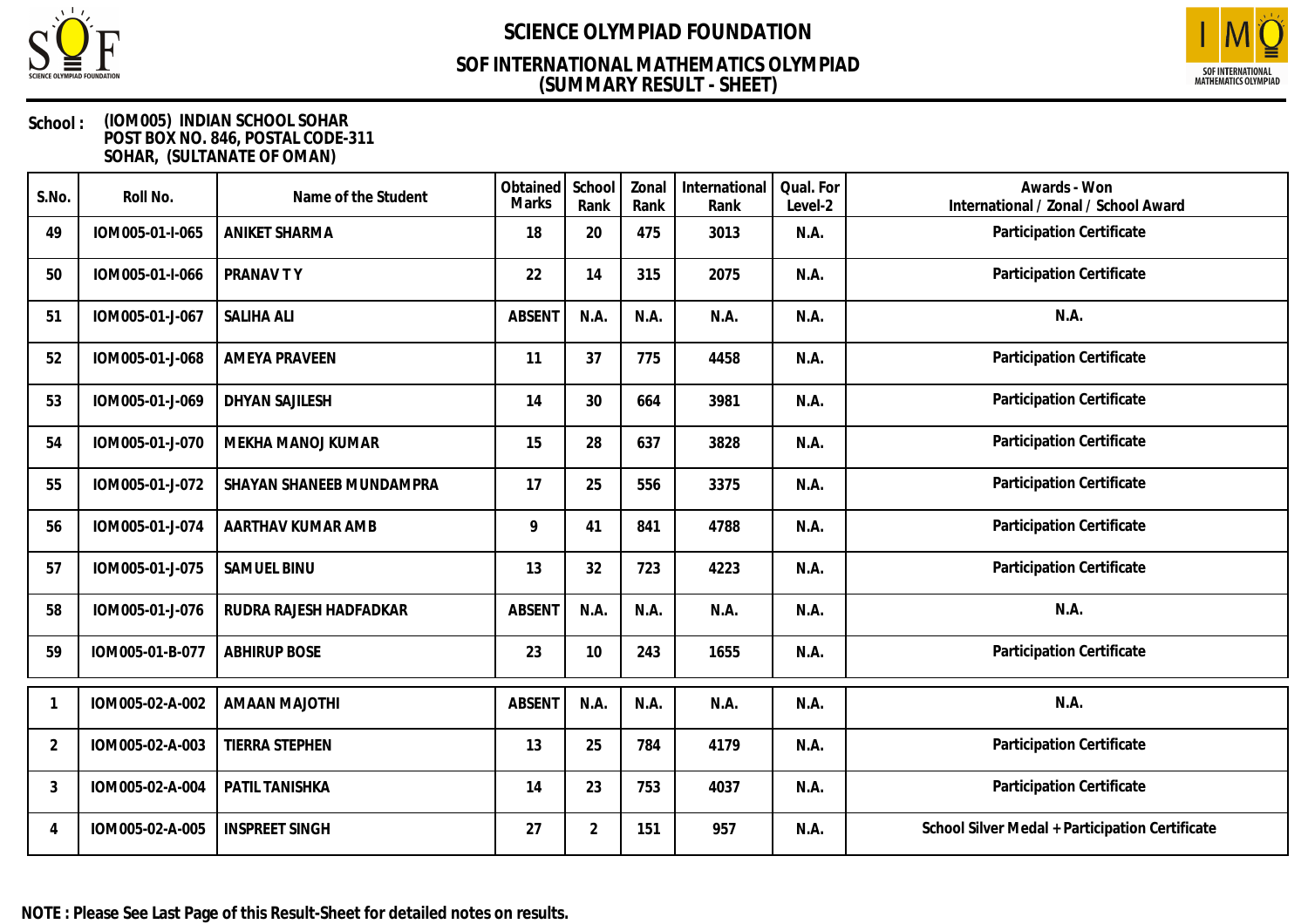# SCIENCE OLYMPIAD FOUNDATION

## SOF INTERNATIONAL MATHEMATICS OLYMPIAD
## (SUMMARY RESULT - SHEET)

**School :** (IOM005) INDIAN SCHOOL SOHAR
POST BOX NO. 846, POSTAL CODE-311
SOHAR, (SULTANATE OF OMAN)

| S.No. | Roll No. | Name of the Student | Obtained Marks | School Rank | Zonal Rank | International Rank | Qual. For Level-2 | Awards - Won International / Zonal / School Award |
|---|---|---|---|---|---|---|---|---|
| 49 | IOM005-01-I-065 | ANIKET SHARMA | 18 | 20 | 475 | 3013 | N.A. | Participation Certificate |
| 50 | IOM005-01-I-066 | PRANAV T Y | 22 | 14 | 315 | 2075 | N.A. | Participation Certificate |
| 51 | IOM005-01-J-067 | SALIHA ALI | ABSENT | N.A. | N.A. | N.A. | N.A. | N.A. |
| 52 | IOM005-01-J-068 | AMEYA PRAVEEN | 11 | 37 | 775 | 4458 | N.A. | Participation Certificate |
| 53 | IOM005-01-J-069 | DHYAN SAJILESH | 14 | 30 | 664 | 3981 | N.A. | Participation Certificate |
| 54 | IOM005-01-J-070 | MEKHA MANOJ KUMAR | 15 | 28 | 637 | 3828 | N.A. | Participation Certificate |
| 55 | IOM005-01-J-072 | SHAYAN SHANEEB MUNDAMPRA | 17 | 25 | 556 | 3375 | N.A. | Participation Certificate |
| 56 | IOM005-01-J-074 | AARTHAV KUMAR AMB | 9 | 41 | 841 | 4788 | N.A. | Participation Certificate |
| 57 | IOM005-01-J-075 | SAMUEL BINU | 13 | 32 | 723 | 4223 | N.A. | Participation Certificate |
| 58 | IOM005-01-J-076 | RUDRA RAJESH HADFADKAR | ABSENT | N.A. | N.A. | N.A. | N.A. | N.A. |
| 59 | IOM005-01-B-077 | ABHIRUP BOSE | 23 | 10 | 243 | 1655 | N.A. | Participation Certificate |
| 1 | IOM005-02-A-002 | AMAAN MAJOTHI | ABSENT | N.A. | N.A. | N.A. | N.A. | N.A. |
| 2 | IOM005-02-A-003 | TIERRA STEPHEN | 13 | 25 | 784 | 4179 | N.A. | Participation Certificate |
| 3 | IOM005-02-A-004 | PATIL TANISHKA | 14 | 23 | 753 | 4037 | N.A. | Participation Certificate |
| 4 | IOM005-02-A-005 | INSPREET SINGH | 27 | 2 | 151 | 957 | N.A. | School Silver Medal + Participation Certificate |

**NOTE : Please See Last Page of this Result-Sheet for detailed notes on results.**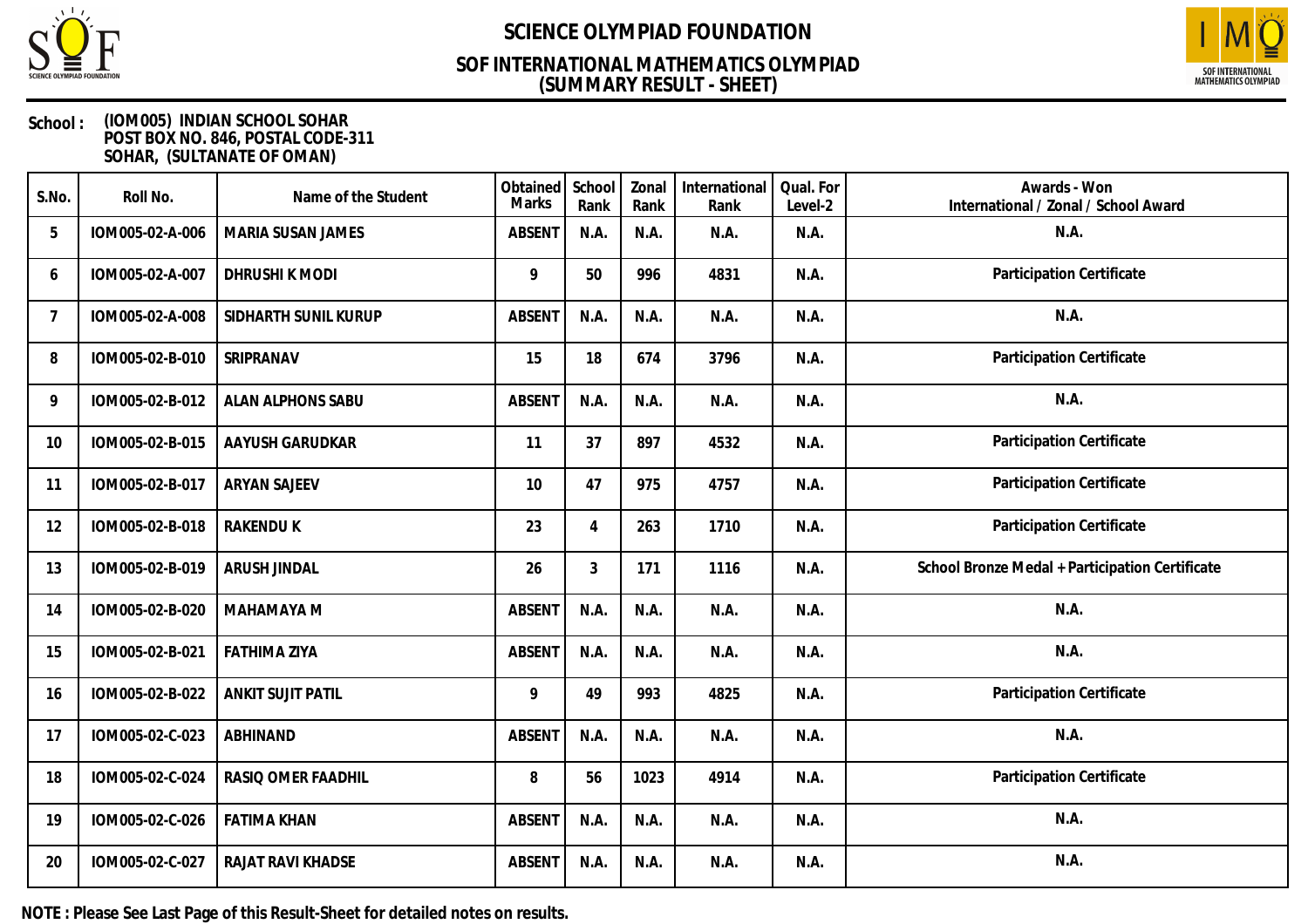# SCIENCE OLYMPIAD FOUNDATION

## SOF INTERNATIONAL MATHEMATICS OLYMPIAD
## (SUMMARY RESULT - SHEET)

**School :** (IOM005) INDIAN SCHOOL SOHAR
POST BOX NO. 846, POSTAL CODE-311
SOHAR, (SULTANATE OF OMAN)

| S.No. | Roll No. | Name of the Student | Obtained Marks | School Rank | Zonal Rank | International Rank | Qual. For Level-2 | Awards - Won International / Zonal / School Award |
|---|---|---|---|---|---|---|---|---|
| 5 | IOM005-02-A-006 | MARIA SUSAN JAMES | ABSENT | N.A. | N.A. | N.A. | N.A. | N.A. |
| 6 | IOM005-02-A-007 | DHRUSHI K MODI | 9 | 50 | 996 | 4831 | N.A. | Participation Certificate |
| 7 | IOM005-02-A-008 | SIDHARTH SUNIL KURUP | ABSENT | N.A. | N.A. | N.A. | N.A. | N.A. |
| 8 | IOM005-02-B-010 | SRIPRANAV | 15 | 18 | 674 | 3796 | N.A. | Participation Certificate |
| 9 | IOM005-02-B-012 | ALAN ALPHONS SABU | ABSENT | N.A. | N.A. | N.A. | N.A. | N.A. |
| 10 | IOM005-02-B-015 | AAYUSH GARUDKAR | 11 | 37 | 897 | 4532 | N.A. | Participation Certificate |
| 11 | IOM005-02-B-017 | ARYAN SAJEEV | 10 | 47 | 975 | 4757 | N.A. | Participation Certificate |
| 12 | IOM005-02-B-018 | RAKENDU K | 23 | 4 | 263 | 1710 | N.A. | Participation Certificate |
| 13 | IOM005-02-B-019 | ARUSH JINDAL | 26 | 3 | 171 | 1116 | N.A. | School Bronze Medal + Participation Certificate |
| 14 | IOM005-02-B-020 | MAHAMAYA M | ABSENT | N.A. | N.A. | N.A. | N.A. | N.A. |
| 15 | IOM005-02-B-021 | FATHIMA ZIYA | ABSENT | N.A. | N.A. | N.A. | N.A. | N.A. |
| 16 | IOM005-02-B-022 | ANKIT SUJIT PATIL | 9 | 49 | 993 | 4825 | N.A. | Participation Certificate |
| 17 | IOM005-02-C-023 | ABHINAND | ABSENT | N.A. | N.A. | N.A. | N.A. | N.A. |
| 18 | IOM005-02-C-024 | RASIQ OMER FAADHIL | 8 | 56 | 1023 | 4914 | N.A. | Participation Certificate |
| 19 | IOM005-02-C-026 | FATIMA KHAN | ABSENT | N.A. | N.A. | N.A. | N.A. | N.A. |
| 20 | IOM005-02-C-027 | RAJAT RAVI KHADSE | ABSENT | N.A. | N.A. | N.A. | N.A. | N.A. |

**NOTE : Please See Last Page of this Result-Sheet for detailed notes on results.**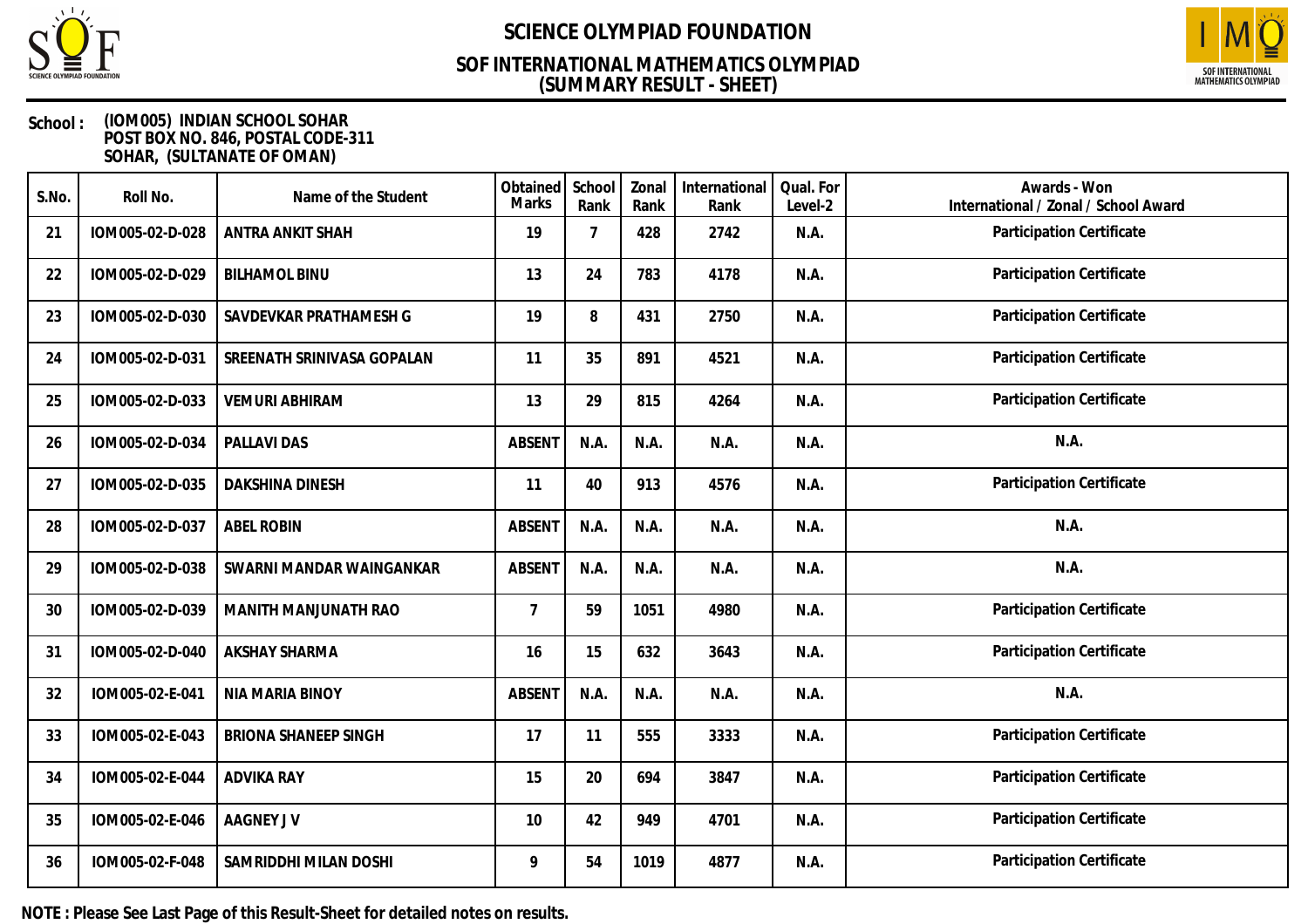# SCIENCE OLYMPIAD FOUNDATION

## SOF INTERNATIONAL MATHEMATICS OLYMPIAD
## (SUMMARY RESULT - SHEET)

**School :** (IOM005) INDIAN SCHOOL SOHAR
POST BOX NO. 846, POSTAL CODE-311
SOHAR, (SULTANATE OF OMAN)

| S.No. | Roll No. | Name of the Student | Obtained Marks | School Rank | Zonal Rank | International Rank | Qual. For Level-2 | Awards - Won International / Zonal / School Award |
|---|---|---|---|---|---|---|---|---|
| 21 | IOM005-02-D-028 | ANTRA ANKIT SHAH | 19 | 7 | 428 | 2742 | N.A. | Participation Certificate |
| 22 | IOM005-02-D-029 | BILHAMOL BINU | 13 | 24 | 783 | 4178 | N.A. | Participation Certificate |
| 23 | IOM005-02-D-030 | SAVDEVKAR PRATHAMESH G | 19 | 8 | 431 | 2750 | N.A. | Participation Certificate |
| 24 | IOM005-02-D-031 | SREENATH SRINIVASA GOPALAN | 11 | 35 | 891 | 4521 | N.A. | Participation Certificate |
| 25 | IOM005-02-D-033 | VEMURI ABHIRAM | 13 | 29 | 815 | 4264 | N.A. | Participation Certificate |
| 26 | IOM005-02-D-034 | PALLAVI DAS | ABSENT | N.A. | N.A. | N.A. | N.A. | N.A. |
| 27 | IOM005-02-D-035 | DAKSHINA DINESH | 11 | 40 | 913 | 4576 | N.A. | Participation Certificate |
| 28 | IOM005-02-D-037 | ABEL ROBIN | ABSENT | N.A. | N.A. | N.A. | N.A. | N.A. |
| 29 | IOM005-02-D-038 | SWARNI MANDAR WAINGANKAR | ABSENT | N.A. | N.A. | N.A. | N.A. | N.A. |
| 30 | IOM005-02-D-039 | MANITH MANJUNATH RAO | 7 | 59 | 1051 | 4980 | N.A. | Participation Certificate |
| 31 | IOM005-02-D-040 | AKSHAY SHARMA | 16 | 15 | 632 | 3643 | N.A. | Participation Certificate |
| 32 | IOM005-02-E-041 | NIA MARIA BINOY | ABSENT | N.A. | N.A. | N.A. | N.A. | N.A. |
| 33 | IOM005-02-E-043 | BRIONA SHANEEP SINGH | 17 | 11 | 555 | 3333 | N.A. | Participation Certificate |
| 34 | IOM005-02-E-044 | ADVIKA RAY | 15 | 20 | 694 | 3847 | N.A. | Participation Certificate |
| 35 | IOM005-02-E-046 | AAGNEY J V | 10 | 42 | 949 | 4701 | N.A. | Participation Certificate |
| 36 | IOM005-02-F-048 | SAMRIDDHI MILAN DOSHI | 9 | 54 | 1019 | 4877 | N.A. | Participation Certificate |

**NOTE : Please See Last Page of this Result-Sheet for detailed notes on results.**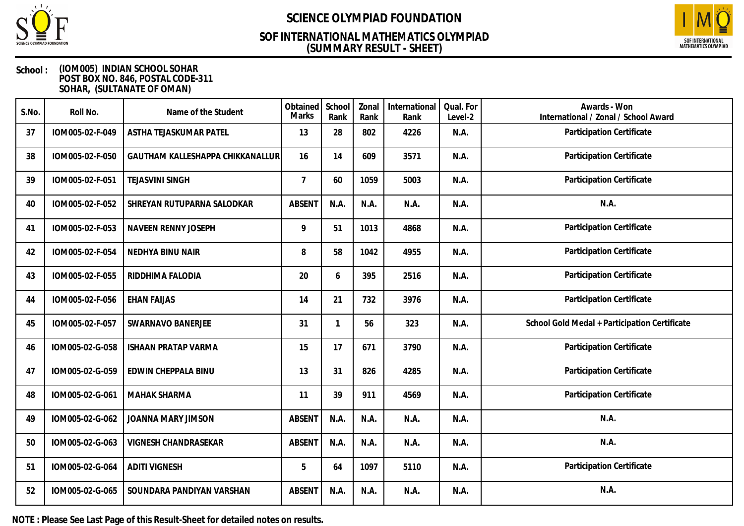# SCIENCE OLYMPIAD FOUNDATION

## SOF INTERNATIONAL MATHEMATICS OLYMPIAD
## (SUMMARY RESULT - SHEET)

**School :** (IOM005) INDIAN SCHOOL SOHAR
POST BOX NO. 846, POSTAL CODE-311
SOHAR, (SULTANATE OF OMAN)

| S.No. | Roll No. | Name of the Student | Obtained Marks | School Rank | Zonal Rank | International Rank | Qual. For Level-2 | Awards - Won International / Zonal / School Award |
|---|---|---|---|---|---|---|---|---|
| 37 | IOM005-02-F-049 | ASTHA TEJASKUMAR PATEL | 13 | 28 | 802 | 4226 | N.A. | Participation Certificate |
| 38 | IOM005-02-F-050 | GAUTHAM KALLESHAPPA CHIKKANALLUR | 16 | 14 | 609 | 3571 | N.A. | Participation Certificate |
| 39 | IOM005-02-F-051 | TEJASVINI SINGH | 7 | 60 | 1059 | 5003 | N.A. | Participation Certificate |
| 40 | IOM005-02-F-052 | SHREYAN RUTUPARNA SALODKAR | ABSENT | N.A. | N.A. | N.A. | N.A. | N.A. |
| 41 | IOM005-02-F-053 | NAVEEN RENNY JOSEPH | 9 | 51 | 1013 | 4868 | N.A. | Participation Certificate |
| 42 | IOM005-02-F-054 | NEDHYA BINU NAIR | 8 | 58 | 1042 | 4955 | N.A. | Participation Certificate |
| 43 | IOM005-02-F-055 | RIDDHIMA FALODIA | 20 | 6 | 395 | 2516 | N.A. | Participation Certificate |
| 44 | IOM005-02-F-056 | EHAN FAIJAS | 14 | 21 | 732 | 3976 | N.A. | Participation Certificate |
| 45 | IOM005-02-F-057 | SWARNAVO BANERJEE | 31 | 1 | 56 | 323 | N.A. | School Gold Medal + Participation Certificate |
| 46 | IOM005-02-G-058 | ISHAAN PRATAP VARMA | 15 | 17 | 671 | 3790 | N.A. | Participation Certificate |
| 47 | IOM005-02-G-059 | EDWIN CHEPPALA BINU | 13 | 31 | 826 | 4285 | N.A. | Participation Certificate |
| 48 | IOM005-02-G-061 | MAHAK SHARMA | 11 | 39 | 911 | 4569 | N.A. | Participation Certificate |
| 49 | IOM005-02-G-062 | JOANNA MARY JIMSON | ABSENT | N.A. | N.A. | N.A. | N.A. | N.A. |
| 50 | IOM005-02-G-063 | VIGNESH CHANDRASEKAR | ABSENT | N.A. | N.A. | N.A. | N.A. | N.A. |
| 51 | IOM005-02-G-064 | ADITI VIGNESH | 5 | 64 | 1097 | 5110 | N.A. | Participation Certificate |
| 52 | IOM005-02-G-065 | SOUNDARA PANDIYAN VARSHAN | ABSENT | N.A. | N.A. | N.A. | N.A. | N.A. |

**NOTE : Please See Last Page of this Result-Sheet for detailed notes on results.**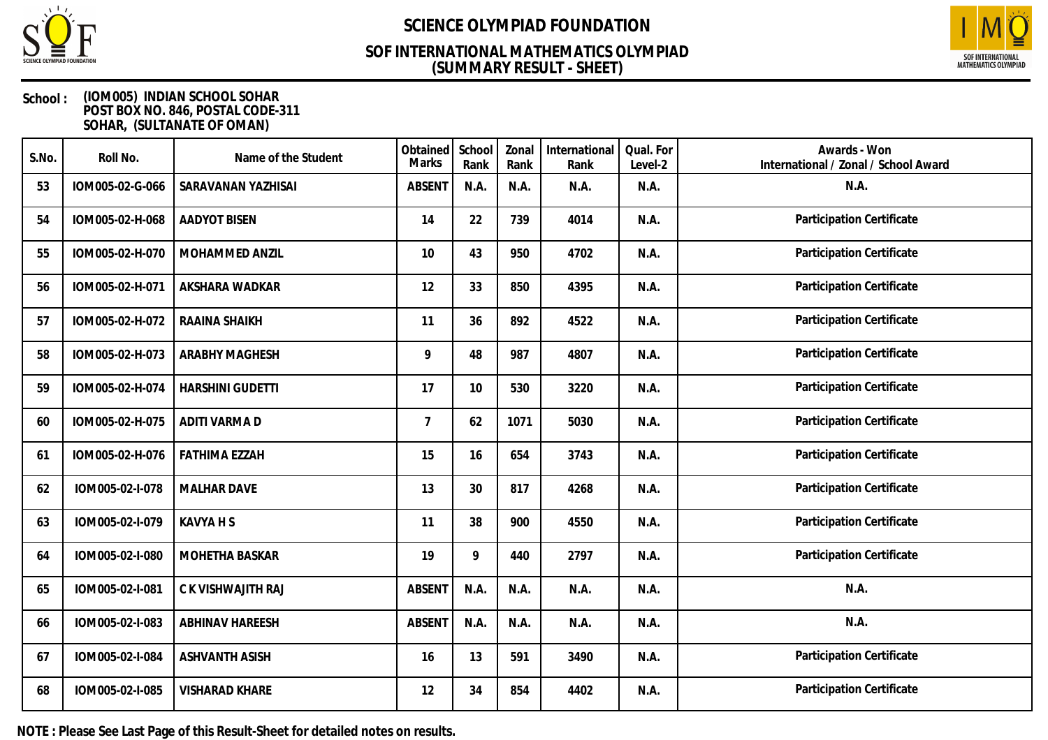# SCIENCE OLYMPIAD FOUNDATION

## SOF INTERNATIONAL MATHEMATICS OLYMPIAD
## (SUMMARY RESULT - SHEET)

**School :** (IOM005) INDIAN SCHOOL SOHAR
POST BOX NO. 846, POSTAL CODE-311
SOHAR, (SULTANATE OF OMAN)

| S.No. | Roll No. | Name of the Student | Obtained Marks | School Rank | Zonal Rank | International Rank | Qual. For Level-2 | Awards - Won International / Zonal / School Award |
|---|---|---|---|---|---|---|---|---|
| 53 | IOM005-02-G-066 | SARAVANAN YAZHISAI | ABSENT | N.A. | N.A. | N.A. | N.A. | N.A. |
| 54 | IOM005-02-H-068 | AADYOT BISEN | 14 | 22 | 739 | 4014 | N.A. | Participation Certificate |
| 55 | IOM005-02-H-070 | MOHAMMED ANZIL | 10 | 43 | 950 | 4702 | N.A. | Participation Certificate |
| 56 | IOM005-02-H-071 | AKSHARA WADKAR | 12 | 33 | 850 | 4395 | N.A. | Participation Certificate |
| 57 | IOM005-02-H-072 | RAAINA SHAIKH | 11 | 36 | 892 | 4522 | N.A. | Participation Certificate |
| 58 | IOM005-02-H-073 | ARABHY MAGHESH | 9 | 48 | 987 | 4807 | N.A. | Participation Certificate |
| 59 | IOM005-02-H-074 | HARSHINI GUDETTI | 17 | 10 | 530 | 3220 | N.A. | Participation Certificate |
| 60 | IOM005-02-H-075 | ADITI VARMA D | 7 | 62 | 1071 | 5030 | N.A. | Participation Certificate |
| 61 | IOM005-02-H-076 | FATHIMA EZZAH | 15 | 16 | 654 | 3743 | N.A. | Participation Certificate |
| 62 | IOM005-02-I-078 | MALHAR DAVE | 13 | 30 | 817 | 4268 | N.A. | Participation Certificate |
| 63 | IOM005-02-I-079 | KAVYA H S | 11 | 38 | 900 | 4550 | N.A. | Participation Certificate |
| 64 | IOM005-02-I-080 | MOHETHA BASKAR | 19 | 9 | 440 | 2797 | N.A. | Participation Certificate |
| 65 | IOM005-02-I-081 | C K VISHWAJITH RAJ | ABSENT | N.A. | N.A. | N.A. | N.A. | N.A. |
| 66 | IOM005-02-I-083 | ABHINAV HAREESH | ABSENT | N.A. | N.A. | N.A. | N.A. | N.A. |
| 67 | IOM005-02-I-084 | ASHVANTH ASISH | 16 | 13 | 591 | 3490 | N.A. | Participation Certificate |
| 68 | IOM005-02-I-085 | VISHARAD KHARE | 12 | 34 | 854 | 4402 | N.A. | Participation Certificate |

**NOTE : Please See Last Page of this Result-Sheet for detailed notes on results.**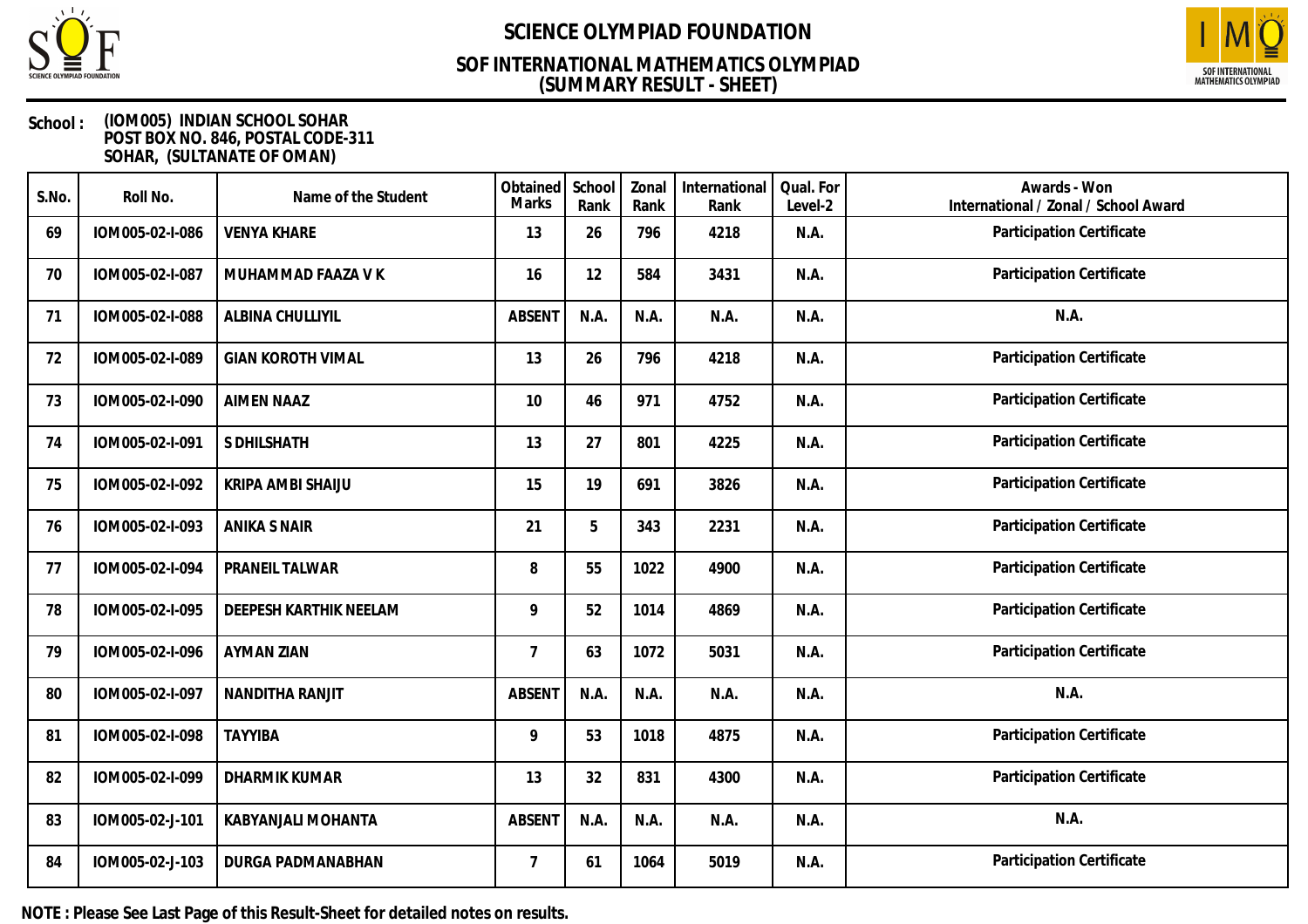# SCIENCE OLYMPIAD FOUNDATION

## SOF INTERNATIONAL MATHEMATICS OLYMPIAD
## (SUMMARY RESULT - SHEET)

**School :** (IOM005) INDIAN SCHOOL SOHAR
POST BOX NO. 846, POSTAL CODE-311
SOHAR, (SULTANATE OF OMAN)

| S.No. | Roll No. | Name of the Student | Obtained Marks | School Rank | Zonal Rank | International Rank | Qual. For Level-2 | Awards - Won International / Zonal / School Award |
|---|---|---|---|---|---|---|---|---|
| 69 | IOM005-02-I-086 | VENYA KHARE | 13 | 26 | 796 | 4218 | N.A. | Participation Certificate |
| 70 | IOM005-02-I-087 | MUHAMMAD FAAZA V K | 16 | 12 | 584 | 3431 | N.A. | Participation Certificate |
| 71 | IOM005-02-I-088 | ALBINA CHULLIYIL | ABSENT | N.A. | N.A. | N.A. | N.A. | N.A. |
| 72 | IOM005-02-I-089 | GIAN KOROTH VIMAL | 13 | 26 | 796 | 4218 | N.A. | Participation Certificate |
| 73 | IOM005-02-I-090 | AIMEN NAAZ | 10 | 46 | 971 | 4752 | N.A. | Participation Certificate |
| 74 | IOM005-02-I-091 | S DHILSHATH | 13 | 27 | 801 | 4225 | N.A. | Participation Certificate |
| 75 | IOM005-02-I-092 | KRIPA AMBI SHAIJU | 15 | 19 | 691 | 3826 | N.A. | Participation Certificate |
| 76 | IOM005-02-I-093 | ANIKA S NAIR | 21 | 5 | 343 | 2231 | N.A. | Participation Certificate |
| 77 | IOM005-02-I-094 | PRANEIL TALWAR | 8 | 55 | 1022 | 4900 | N.A. | Participation Certificate |
| 78 | IOM005-02-I-095 | DEEPESH KARTHIK NEELAM | 9 | 52 | 1014 | 4869 | N.A. | Participation Certificate |
| 79 | IOM005-02-I-096 | AYMAN ZIAN | 7 | 63 | 1072 | 5031 | N.A. | Participation Certificate |
| 80 | IOM005-02-I-097 | NANDITHA RANJIT | ABSENT | N.A. | N.A. | N.A. | N.A. | N.A. |
| 81 | IOM005-02-I-098 | TAYYIBA | 9 | 53 | 1018 | 4875 | N.A. | Participation Certificate |
| 82 | IOM005-02-I-099 | DHARMIK KUMAR | 13 | 32 | 831 | 4300 | N.A. | Participation Certificate |
| 83 | IOM005-02-J-101 | KABYANJALI MOHANTA | ABSENT | N.A. | N.A. | N.A. | N.A. | N.A. |
| 84 | IOM005-02-J-103 | DURGA PADMANABHAN | 7 | 61 | 1064 | 5019 | N.A. | Participation Certificate |

**NOTE : Please See Last Page of this Result-Sheet for detailed notes on results.**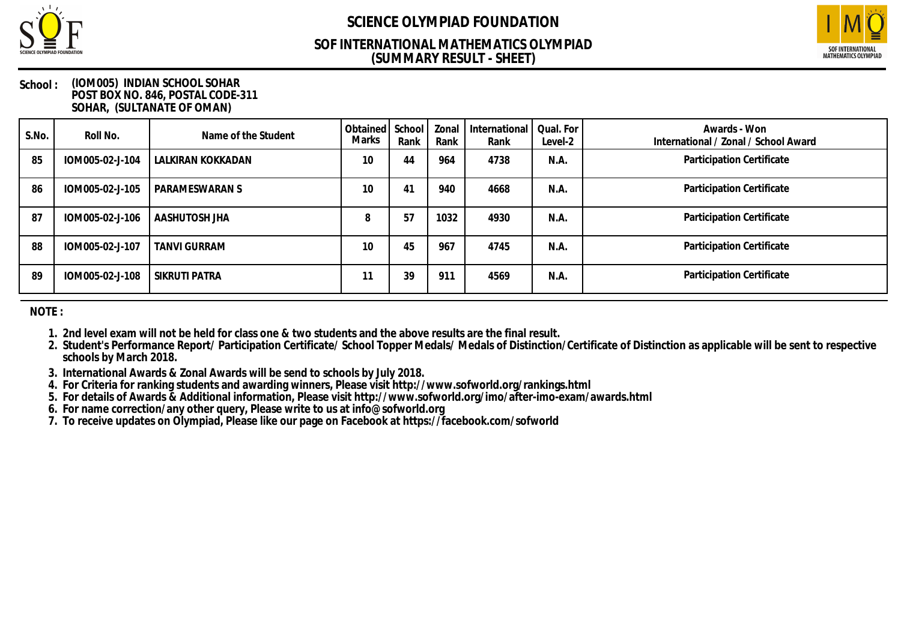# SCIENCE OLYMPIAD FOUNDATION

## SOF INTERNATIONAL MATHEMATICS OLYMPIAD (SUMMARY RESULT - SHEET)

**School :** (IOM005) INDIAN SCHOOL SOHAR
POST BOX NO. 846, POSTAL CODE-311
SOHAR, (SULTANATE OF OMAN)

| S.No. | Roll No. | Name of the Student | Obtained Marks | School Rank | Zonal Rank | International Rank | Qual. For Level-2 | Awards - Won International / Zonal / School Award |
|---|---|---|---|---|---|---|---|---|
| 85 | IOM005-02-J-104 | LALKIRAN KOKKADAN | 10 | 44 | 964 | 4738 | N.A. | Participation Certificate |
| 86 | IOM005-02-J-105 | PARAMESWARAN S | 10 | 41 | 940 | 4668 | N.A. | Participation Certificate |
| 87 | IOM005-02-J-106 | AASHUTOSH JHA | 8 | 57 | 1032 | 4930 | N.A. | Participation Certificate |
| 88 | IOM005-02-J-107 | TANVI GURRAM | 10 | 45 | 967 | 4745 | N.A. | Participation Certificate |
| 89 | IOM005-02-J-108 | SIKRUTI PATRA | 11 | 39 | 911 | 4569 | N.A. | Participation Certificate |

**NOTE :**

1. 2nd level exam will not be held for class one & two students and the above results are the final result.
2. Student's Performance Report/ Participation Certificate/ School Topper Medals/ Medals of Distinction/Certificate of Distinction as applicable will be sent to respective schools by March 2018.
3. International Awards & Zonal Awards will be send to schools by July 2018.
4. For Criteria for ranking students and awarding winners, Please visit http://www.sofworld.org/rankings.html
5. For details of Awards & Additional information, Please visit http://www.sofworld.org/imo/after-imo-exam/awards.html
6. For name correction/any other query, Please write to us at info@sofworld.org
7. To receive updates on Olympiad, Please like our page on Facebook at https://facebook.com/sofworld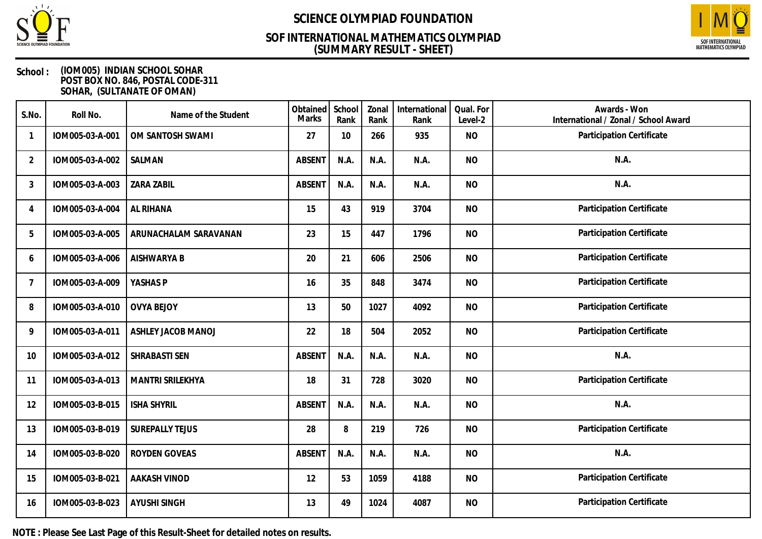# SCIENCE OLYMPIAD FOUNDATION

## SOF INTERNATIONAL MATHEMATICS OLYMPIAD
## (SUMMARY RESULT - SHEET)

**School :** (IOM005) INDIAN SCHOOL SOHAR
POST BOX NO. 846, POSTAL CODE-311
SOHAR, (SULTANATE OF OMAN)

| S.No. | Roll No. | Name of the Student | Obtained Marks | School Rank | Zonal Rank | International Rank | Qual. For Level-2 | Awards - Won International / Zonal / School Award |
|---|---|---|---|---|---|---|---|---|
| 1 | IOM005-03-A-001 | OM SANTOSH SWAMI | 27 | 10 | 266 | 935 | NO | Participation Certificate |
| 2 | IOM005-03-A-002 | SALMAN | ABSENT | N.A. | N.A. | N.A. | NO | N.A. |
| 3 | IOM005-03-A-003 | ZARA ZABIL | ABSENT | N.A. | N.A. | N.A. | NO | N.A. |
| 4 | IOM005-03-A-004 | AL RIHANA | 15 | 43 | 919 | 3704 | NO | Participation Certificate |
| 5 | IOM005-03-A-005 | ARUNACHALAM SARAVANAN | 23 | 15 | 447 | 1796 | NO | Participation Certificate |
| 6 | IOM005-03-A-006 | AISHWARYA B | 20 | 21 | 606 | 2506 | NO | Participation Certificate |
| 7 | IOM005-03-A-009 | YASHAS P | 16 | 35 | 848 | 3474 | NO | Participation Certificate |
| 8 | IOM005-03-A-010 | OVYA BEJOY | 13 | 50 | 1027 | 4092 | NO | Participation Certificate |
| 9 | IOM005-03-A-011 | ASHLEY JACOB MANOJ | 22 | 18 | 504 | 2052 | NO | Participation Certificate |
| 10 | IOM005-03-A-012 | SHRABASTI SEN | ABSENT | N.A. | N.A. | N.A. | NO | N.A. |
| 11 | IOM005-03-A-013 | MANTRI SRILEKHYA | 18 | 31 | 728 | 3020 | NO | Participation Certificate |
| 12 | IOM005-03-B-015 | ISHA SHYRIL | ABSENT | N.A. | N.A. | N.A. | NO | N.A. |
| 13 | IOM005-03-B-019 | SUREPALLY TEJUS | 28 | 8 | 219 | 726 | NO | Participation Certificate |
| 14 | IOM005-03-B-020 | ROYDEN GOVEAS | ABSENT | N.A. | N.A. | N.A. | NO | N.A. |
| 15 | IOM005-03-B-021 | AAKASH VINOD | 12 | 53 | 1059 | 4188 | NO | Participation Certificate |
| 16 | IOM005-03-B-023 | AYUSHI SINGH | 13 | 49 | 1024 | 4087 | NO | Participation Certificate |

**NOTE : Please See Last Page of this Result-Sheet for detailed notes on results.**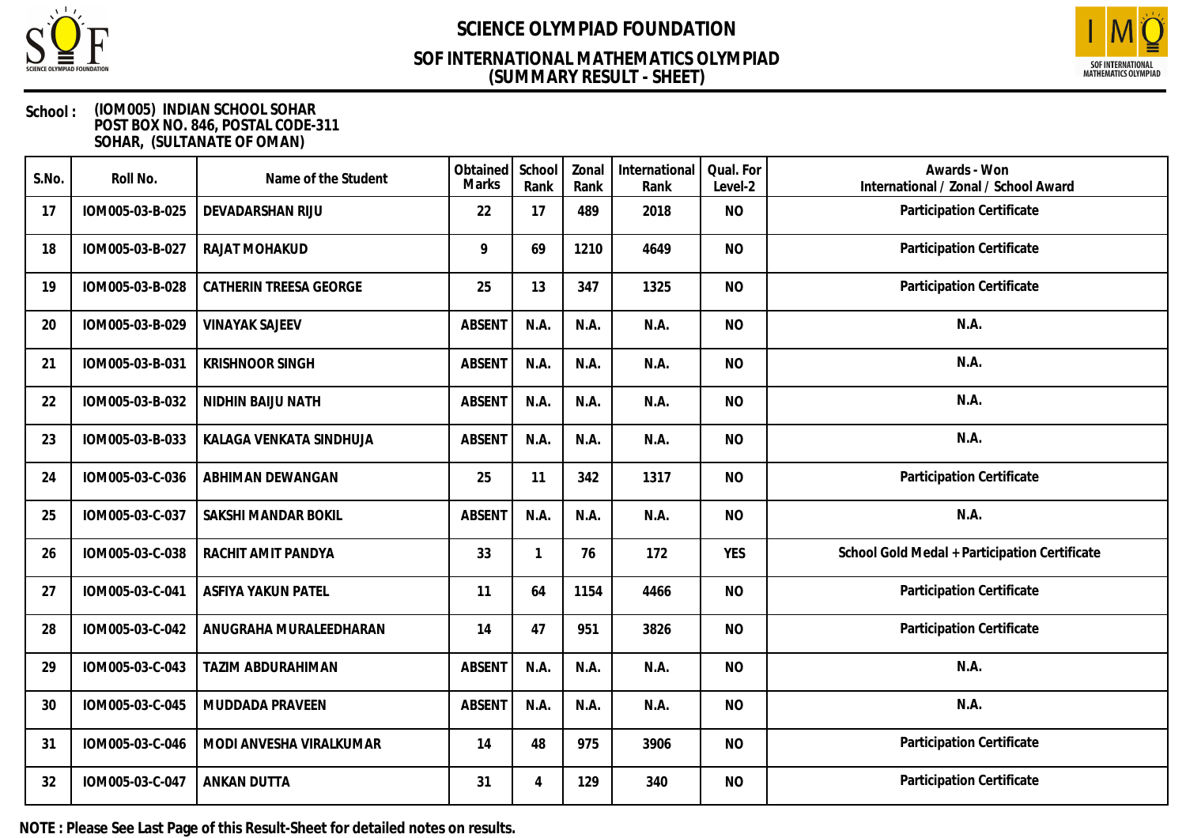# SCIENCE OLYMPIAD FOUNDATION

## SOF INTERNATIONAL MATHEMATICS OLYMPIAD
## (SUMMARY RESULT - SHEET)

**School :** (IOM005) INDIAN SCHOOL SOHAR
POST BOX NO. 846, POSTAL CODE-311
SOHAR, (SULTANATE OF OMAN)

| S.No. | Roll No. | Name of the Student | Obtained Marks | School Rank | Zonal Rank | International Rank | Qual. For Level-2 | Awards - Won International / Zonal / School Award |
|---|---|---|---|---|---|---|---|---|
| 17 | IOM005-03-B-025 | DEVADARSHAN RIJU | 22 | 17 | 489 | 2018 | NO | Participation Certificate |
| 18 | IOM005-03-B-027 | RAJAT MOHAKUD | 9 | 69 | 1210 | 4649 | NO | Participation Certificate |
| 19 | IOM005-03-B-028 | CATHERIN TREESA GEORGE | 25 | 13 | 347 | 1325 | NO | Participation Certificate |
| 20 | IOM005-03-B-029 | VINAYAK SAJEEV | ABSENT | N.A. | N.A. | N.A. | NO | N.A. |
| 21 | IOM005-03-B-031 | KRISHNOOR SINGH | ABSENT | N.A. | N.A. | N.A. | NO | N.A. |
| 22 | IOM005-03-B-032 | NIDHIN BAIJU NATH | ABSENT | N.A. | N.A. | N.A. | NO | N.A. |
| 23 | IOM005-03-B-033 | KALAGA VENKATA SINDHUJA | ABSENT | N.A. | N.A. | N.A. | NO | N.A. |
| 24 | IOM005-03-C-036 | ABHIMAN DEWANGAN | 25 | 11 | 342 | 1317 | NO | Participation Certificate |
| 25 | IOM005-03-C-037 | SAKSHI MANDAR BOKIL | ABSENT | N.A. | N.A. | N.A. | NO | N.A. |
| 26 | IOM005-03-C-038 | RACHIT AMIT PANDYA | 33 | 1 | 76 | 172 | YES | School Gold Medal + Participation Certificate |
| 27 | IOM005-03-C-041 | ASFIYA YAKUN PATEL | 11 | 64 | 1154 | 4466 | NO | Participation Certificate |
| 28 | IOM005-03-C-042 | ANUGRAHA MURALEEDHARAN | 14 | 47 | 951 | 3826 | NO | Participation Certificate |
| 29 | IOM005-03-C-043 | TAZIM ABDURAHIMAN | ABSENT | N.A. | N.A. | N.A. | NO | N.A. |
| 30 | IOM005-03-C-045 | MUDDADA PRAVEEN | ABSENT | N.A. | N.A. | N.A. | NO | N.A. |
| 31 | IOM005-03-C-046 | MODI ANVESHA VIRALKUMAR | 14 | 48 | 975 | 3906 | NO | Participation Certificate |
| 32 | IOM005-03-C-047 | ANKAN DUTTA | 31 | 4 | 129 | 340 | NO | Participation Certificate |

**NOTE : Please See Last Page of this Result-Sheet for detailed notes on results.**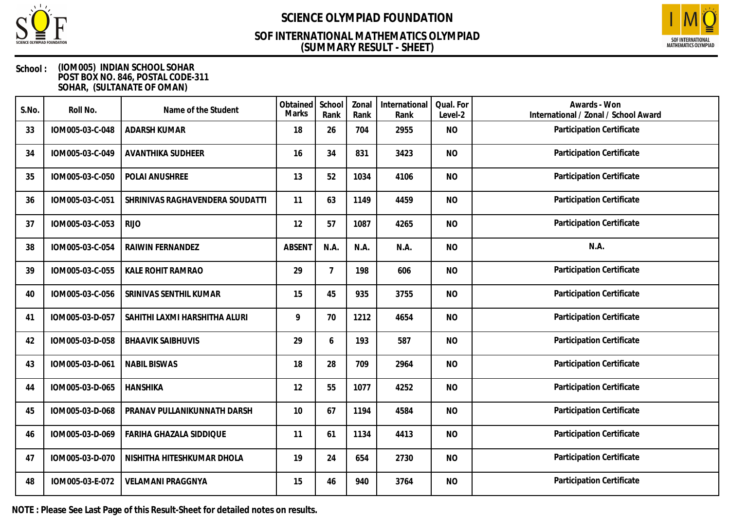# SCIENCE OLYMPIAD FOUNDATION

## SOF INTERNATIONAL MATHEMATICS OLYMPIAD
## (SUMMARY RESULT - SHEET)

**School :** (IOM005) INDIAN SCHOOL SOHAR
POST BOX NO. 846, POSTAL CODE-311
SOHAR, (SULTANATE OF OMAN)

| S.No. | Roll No. | Name of the Student | Obtained Marks | School Rank | Zonal Rank | International Rank | Qual. For Level-2 | Awards - Won International / Zonal / School Award |
|---|---|---|---|---|---|---|---|---|
| 33 | IOM005-03-C-048 | ADARSH KUMAR | 18 | 26 | 704 | 2955 | NO | Participation Certificate |
| 34 | IOM005-03-C-049 | AVANTHIKA SUDHEER | 16 | 34 | 831 | 3423 | NO | Participation Certificate |
| 35 | IOM005-03-C-050 | POLAI ANUSHREE | 13 | 52 | 1034 | 4106 | NO | Participation Certificate |
| 36 | IOM005-03-C-051 | SHRINIVAS RAGHAVENDERA SOUDATTI | 11 | 63 | 1149 | 4459 | NO | Participation Certificate |
| 37 | IOM005-03-C-053 | RIJO | 12 | 57 | 1087 | 4265 | NO | Participation Certificate |
| 38 | IOM005-03-C-054 | RAIWIN FERNANDEZ | ABSENT | N.A. | N.A. | N.A. | NO | N.A. |
| 39 | IOM005-03-C-055 | KALE ROHIT RAMRAO | 29 | 7 | 198 | 606 | NO | Participation Certificate |
| 40 | IOM005-03-C-056 | SRINIVAS SENTHIL KUMAR | 15 | 45 | 935 | 3755 | NO | Participation Certificate |
| 41 | IOM005-03-D-057 | SAHITHI LAXMI HARSHITHA ALURI | 9 | 70 | 1212 | 4654 | NO | Participation Certificate |
| 42 | IOM005-03-D-058 | BHAAVIK SAIBHUVIS | 29 | 6 | 193 | 587 | NO | Participation Certificate |
| 43 | IOM005-03-D-061 | NABIL BISWAS | 18 | 28 | 709 | 2964 | NO | Participation Certificate |
| 44 | IOM005-03-D-065 | HANSHIKA | 12 | 55 | 1077 | 4252 | NO | Participation Certificate |
| 45 | IOM005-03-D-068 | PRANAV PULLANIKUNNATH DARSH | 10 | 67 | 1194 | 4584 | NO | Participation Certificate |
| 46 | IOM005-03-D-069 | FARIHA GHAZALA SIDDIQUE | 11 | 61 | 1134 | 4413 | NO | Participation Certificate |
| 47 | IOM005-03-D-070 | NISHITHA HITESHKUMAR DHOLA | 19 | 24 | 654 | 2730 | NO | Participation Certificate |
| 48 | IOM005-03-E-072 | VELAMANI PRAGGNYA | 15 | 46 | 940 | 3764 | NO | Participation Certificate |

**NOTE : Please See Last Page of this Result-Sheet for detailed notes on results.**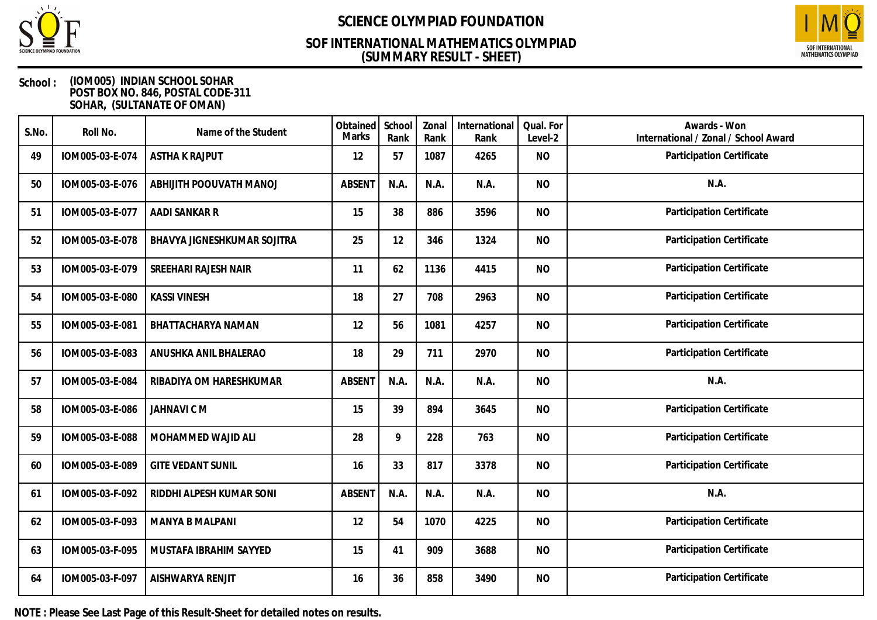# SCIENCE OLYMPIAD FOUNDATION

## SOF INTERNATIONAL MATHEMATICS OLYMPIAD
## (SUMMARY RESULT - SHEET)

**School :** **(IOM005) INDIAN SCHOOL SOHAR**
**POST BOX NO. 846, POSTAL CODE-311**
**SOHAR, (SULTANATE OF OMAN)**

| S.No. | Roll No. | Name of the Student | Obtained Marks | School Rank | Zonal Rank | International Rank | Qual. For Level-2 | Awards - Won International / Zonal / School Award |
|---|---|---|---|---|---|---|---|---|
| 49 | IOM005-03-E-074 | ASTHA K RAJPUT | 12 | 57 | 1087 | 4265 | NO | Participation Certificate |
| 50 | IOM005-03-E-076 | ABHIJITH POOUVATH MANOJ | ABSENT | N.A. | N.A. | N.A. | NO | N.A. |
| 51 | IOM005-03-E-077 | AADI SANKAR R | 15 | 38 | 886 | 3596 | NO | Participation Certificate |
| 52 | IOM005-03-E-078 | BHAVYA JIGNESHKUMAR SOJITRA | 25 | 12 | 346 | 1324 | NO | Participation Certificate |
| 53 | IOM005-03-E-079 | SREEHARI RAJESH NAIR | 11 | 62 | 1136 | 4415 | NO | Participation Certificate |
| 54 | IOM005-03-E-080 | KASSI VINESH | 18 | 27 | 708 | 2963 | NO | Participation Certificate |
| 55 | IOM005-03-E-081 | BHATTACHARYA NAMAN | 12 | 56 | 1081 | 4257 | NO | Participation Certificate |
| 56 | IOM005-03-E-083 | ANUSHKA ANIL BHALERAO | 18 | 29 | 711 | 2970 | NO | Participation Certificate |
| 57 | IOM005-03-E-084 | RIBADIYA OM HARESHKUMAR | ABSENT | N.A. | N.A. | N.A. | NO | N.A. |
| 58 | IOM005-03-E-086 | JAHNAVI C M | 15 | 39 | 894 | 3645 | NO | Participation Certificate |
| 59 | IOM005-03-E-088 | MOHAMMED WAJID ALI | 28 | 9 | 228 | 763 | NO | Participation Certificate |
| 60 | IOM005-03-E-089 | GITE VEDANT SUNIL | 16 | 33 | 817 | 3378 | NO | Participation Certificate |
| 61 | IOM005-03-F-092 | RIDDHI ALPESH KUMAR SONI | ABSENT | N.A. | N.A. | N.A. | NO | N.A. |
| 62 | IOM005-03-F-093 | MANYA B MALPANI | 12 | 54 | 1070 | 4225 | NO | Participation Certificate |
| 63 | IOM005-03-F-095 | MUSTAFA IBRAHIM SAYYED | 15 | 41 | 909 | 3688 | NO | Participation Certificate |
| 64 | IOM005-03-F-097 | AISHWARYA RENJIT | 16 | 36 | 858 | 3490 | NO | Participation Certificate |

**NOTE : Please See Last Page of this Result-Sheet for detailed notes on results.**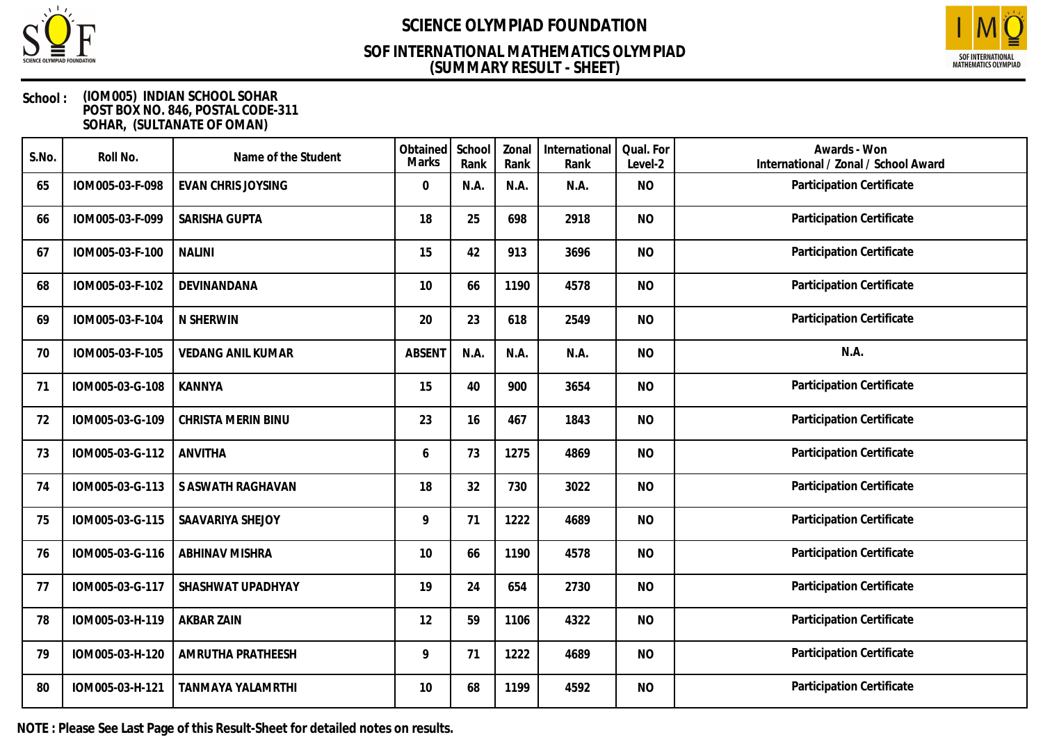# SCIENCE OLYMPIAD FOUNDATION

## SOF INTERNATIONAL MATHEMATICS OLYMPIAD (SUMMARY RESULT - SHEET)

**School :** (IOM005) INDIAN SCHOOL SOHAR
POST BOX NO. 846, POSTAL CODE-311
SOHAR, (SULTANATE OF OMAN)

| S.No. | Roll No. | Name of the Student | Obtained Marks | School Rank | Zonal Rank | International Rank | Qual. For Level-2 | Awards - Won International / Zonal / School Award |
|---|---|---|---|---|---|---|---|---|
| 65 | IOM005-03-F-098 | EVAN CHRIS JOYSING | 0 | N.A. | N.A. | N.A. | NO | Participation Certificate |
| 66 | IOM005-03-F-099 | SARISHA GUPTA | 18 | 25 | 698 | 2918 | NO | Participation Certificate |
| 67 | IOM005-03-F-100 | NALINI | 15 | 42 | 913 | 3696 | NO | Participation Certificate |
| 68 | IOM005-03-F-102 | DEVINANDANA | 10 | 66 | 1190 | 4578 | NO | Participation Certificate |
| 69 | IOM005-03-F-104 | N SHERWIN | 20 | 23 | 618 | 2549 | NO | Participation Certificate |
| 70 | IOM005-03-F-105 | VEDANG ANIL KUMAR | ABSENT | N.A. | N.A. | N.A. | NO | N.A. |
| 71 | IOM005-03-G-108 | KANNYA | 15 | 40 | 900 | 3654 | NO | Participation Certificate |
| 72 | IOM005-03-G-109 | CHRISTA MERIN BINU | 23 | 16 | 467 | 1843 | NO | Participation Certificate |
| 73 | IOM005-03-G-112 | ANVITHA | 6 | 73 | 1275 | 4869 | NO | Participation Certificate |
| 74 | IOM005-03-G-113 | S ASWATH RAGHAVAN | 18 | 32 | 730 | 3022 | NO | Participation Certificate |
| 75 | IOM005-03-G-115 | SAAVARIYA SHEJOY | 9 | 71 | 1222 | 4689 | NO | Participation Certificate |
| 76 | IOM005-03-G-116 | ABHINAV MISHRA | 10 | 66 | 1190 | 4578 | NO | Participation Certificate |
| 77 | IOM005-03-G-117 | SHASHWAT UPADHYAY | 19 | 24 | 654 | 2730 | NO | Participation Certificate |
| 78 | IOM005-03-H-119 | AKBAR ZAIN | 12 | 59 | 1106 | 4322 | NO | Participation Certificate |
| 79 | IOM005-03-H-120 | AMRUTHA PRATHEESH | 9 | 71 | 1222 | 4689 | NO | Participation Certificate |
| 80 | IOM005-03-H-121 | TANMAYA YALAMRTHI | 10 | 68 | 1199 | 4592 | NO | Participation Certificate |

**NOTE : Please See Last Page of this Result-Sheet for detailed notes on results.**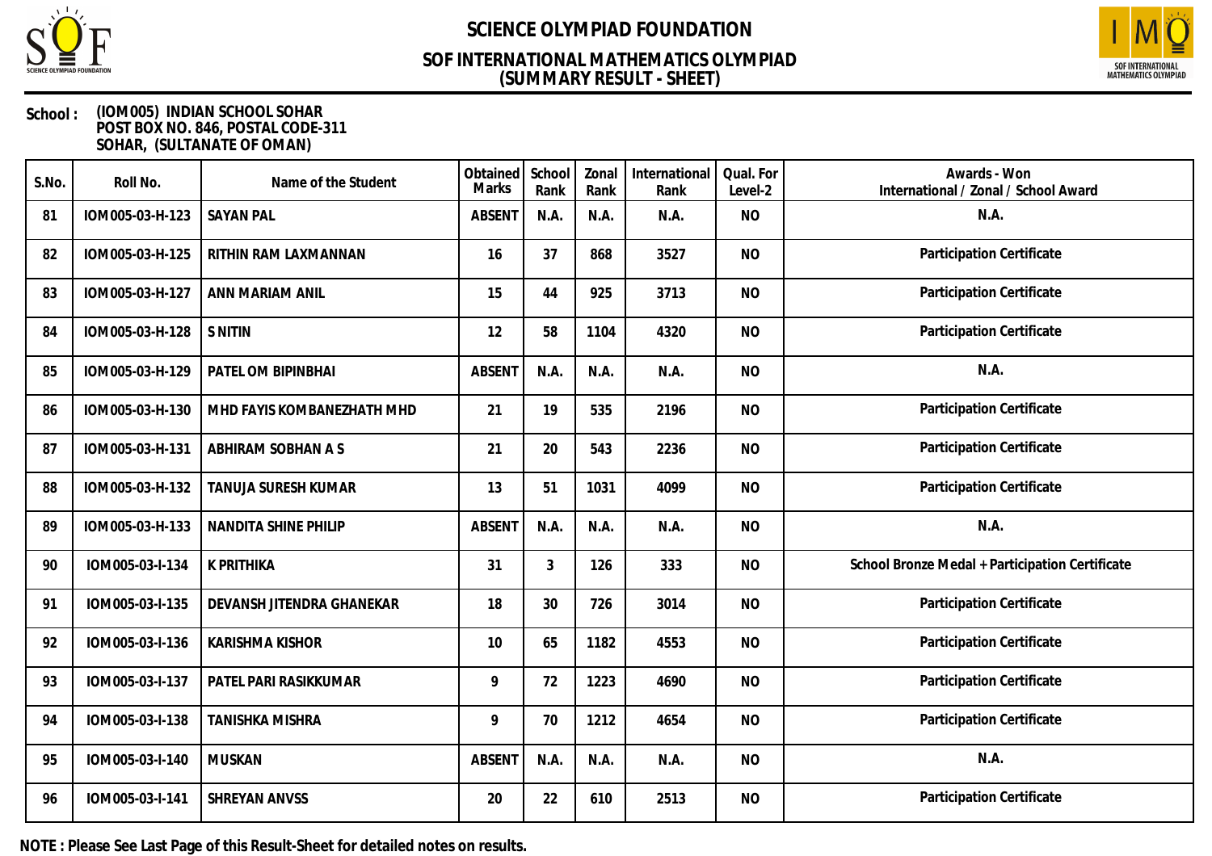# SCIENCE OLYMPIAD FOUNDATION

## SOF INTERNATIONAL MATHEMATICS OLYMPIAD
## (SUMMARY RESULT - SHEET)

**School :** (IOM005) INDIAN SCHOOL SOHAR
POST BOX NO. 846, POSTAL CODE-311
SOHAR, (SULTANATE OF OMAN)

| S.No. | Roll No. | Name of the Student | Obtained Marks | School Rank | Zonal Rank | International Rank | Qual. For Level-2 | Awards - Won International / Zonal / School Award |
|---|---|---|---|---|---|---|---|---|
| 81 | IOM005-03-H-123 | SAYAN PAL | ABSENT | N.A. | N.A. | N.A. | NO | N.A. |
| 82 | IOM005-03-H-125 | RITHIN RAM LAXMANNAN | 16 | 37 | 868 | 3527 | NO | Participation Certificate |
| 83 | IOM005-03-H-127 | ANN MARIAM ANIL | 15 | 44 | 925 | 3713 | NO | Participation Certificate |
| 84 | IOM005-03-H-128 | S NITIN | 12 | 58 | 1104 | 4320 | NO | Participation Certificate |
| 85 | IOM005-03-H-129 | PATEL OM BIPINBHAI | ABSENT | N.A. | N.A. | N.A. | NO | N.A. |
| 86 | IOM005-03-H-130 | MHD FAYIS KOMBANEZHATH MHD | 21 | 19 | 535 | 2196 | NO | Participation Certificate |
| 87 | IOM005-03-H-131 | ABHIRAM SOBHAN A S | 21 | 20 | 543 | 2236 | NO | Participation Certificate |
| 88 | IOM005-03-H-132 | TANUJA SURESH KUMAR | 13 | 51 | 1031 | 4099 | NO | Participation Certificate |
| 89 | IOM005-03-H-133 | NANDITA SHINE PHILIP | ABSENT | N.A. | N.A. | N.A. | NO | N.A. |
| 90 | IOM005-03-I-134 | K PRITHIKA | 31 | 3 | 126 | 333 | NO | School Bronze Medal + Participation Certificate |
| 91 | IOM005-03-I-135 | DEVANSH JITENDRA GHANEKAR | 18 | 30 | 726 | 3014 | NO | Participation Certificate |
| 92 | IOM005-03-I-136 | KARISHMA KISHOR | 10 | 65 | 1182 | 4553 | NO | Participation Certificate |
| 93 | IOM005-03-I-137 | PATEL PARI RASIKKUMAR | 9 | 72 | 1223 | 4690 | NO | Participation Certificate |
| 94 | IOM005-03-I-138 | TANISHKA MISHRA | 9 | 70 | 1212 | 4654 | NO | Participation Certificate |
| 95 | IOM005-03-I-140 | MUSKAN | ABSENT | N.A. | N.A. | N.A. | NO | N.A. |
| 96 | IOM005-03-I-141 | SHREYAN ANVSS | 20 | 22 | 610 | 2513 | NO | Participation Certificate |

**NOTE : Please See Last Page of this Result-Sheet for detailed notes on results.**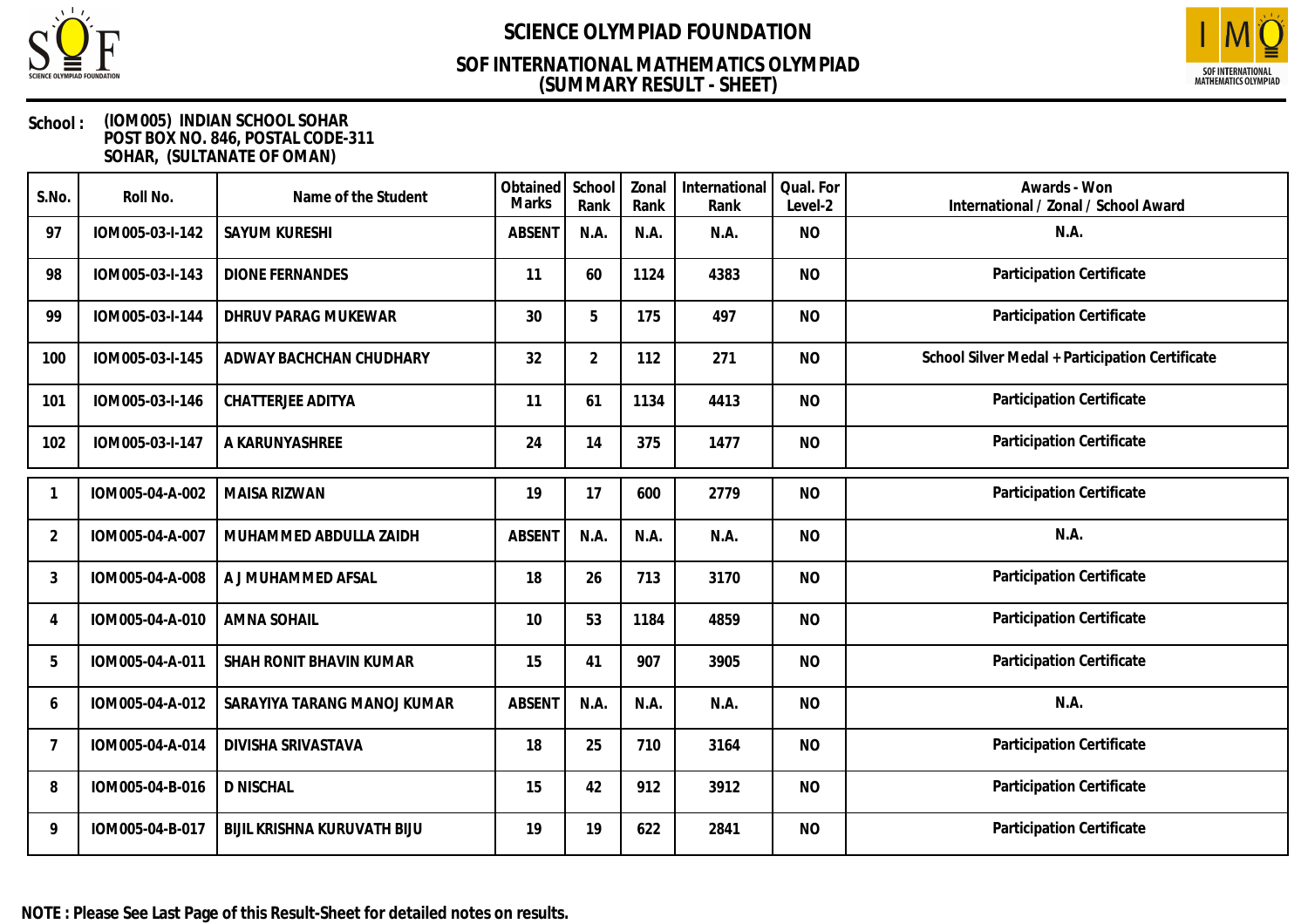# SCIENCE OLYMPIAD FOUNDATION

## SOF INTERNATIONAL MATHEMATICS OLYMPIAD
## (SUMMARY RESULT - SHEET)

**School :** (IOM005) INDIAN SCHOOL SOHAR
POST BOX NO. 846, POSTAL CODE-311
SOHAR, (SULTANATE OF OMAN)

| S.No. | Roll No. | Name of the Student | Obtained Marks | School Rank | Zonal Rank | International Rank | Qual. For Level-2 | Awards - Won International / Zonal / School Award |
|---|---|---|---|---|---|---|---|---|
| 97 | IOM005-03-I-142 | SAYUM KURESHI | ABSENT | N.A. | N.A. | N.A. | NO | N.A. |
| 98 | IOM005-03-I-143 | DIONE FERNANDES | 11 | 60 | 1124 | 4383 | NO | Participation Certificate |
| 99 | IOM005-03-I-144 | DHRUV PARAG MUKEWAR | 30 | 5 | 175 | 497 | NO | Participation Certificate |
| 100 | IOM005-03-I-145 | ADWAY BACHCHAN CHUDHARY | 32 | 2 | 112 | 271 | NO | School Silver Medal + Participation Certificate |
| 101 | IOM005-03-I-146 | CHATTERJEE ADITYA | 11 | 61 | 1134 | 4413 | NO | Participation Certificate |
| 102 | IOM005-03-I-147 | A KARUNYASHREE | 24 | 14 | 375 | 1477 | NO | Participation Certificate |
| 1 | IOM005-04-A-002 | MAISA RIZWAN | 19 | 17 | 600 | 2779 | NO | Participation Certificate |
| 2 | IOM005-04-A-007 | MUHAMMED ABDULLA ZAIDH | ABSENT | N.A. | N.A. | N.A. | NO | N.A. |
| 3 | IOM005-04-A-008 | A J MUHAMMED AFSAL | 18 | 26 | 713 | 3170 | NO | Participation Certificate |
| 4 | IOM005-04-A-010 | AMNA SOHAIL | 10 | 53 | 1184 | 4859 | NO | Participation Certificate |
| 5 | IOM005-04-A-011 | SHAH RONIT BHAVIN KUMAR | 15 | 41 | 907 | 3905 | NO | Participation Certificate |
| 6 | IOM005-04-A-012 | SARAYIYA TARANG MANOJ KUMAR | ABSENT | N.A. | N.A. | N.A. | NO | N.A. |
| 7 | IOM005-04-A-014 | DIVISHA SRIVASTAVA | 18 | 25 | 710 | 3164 | NO | Participation Certificate |
| 8 | IOM005-04-B-016 | D NISCHAL | 15 | 42 | 912 | 3912 | NO | Participation Certificate |
| 9 | IOM005-04-B-017 | BIJIL KRISHNA KURUVATH BIJU | 19 | 19 | 622 | 2841 | NO | Participation Certificate |

**NOTE : Please See Last Page of this Result-Sheet for detailed notes on results.**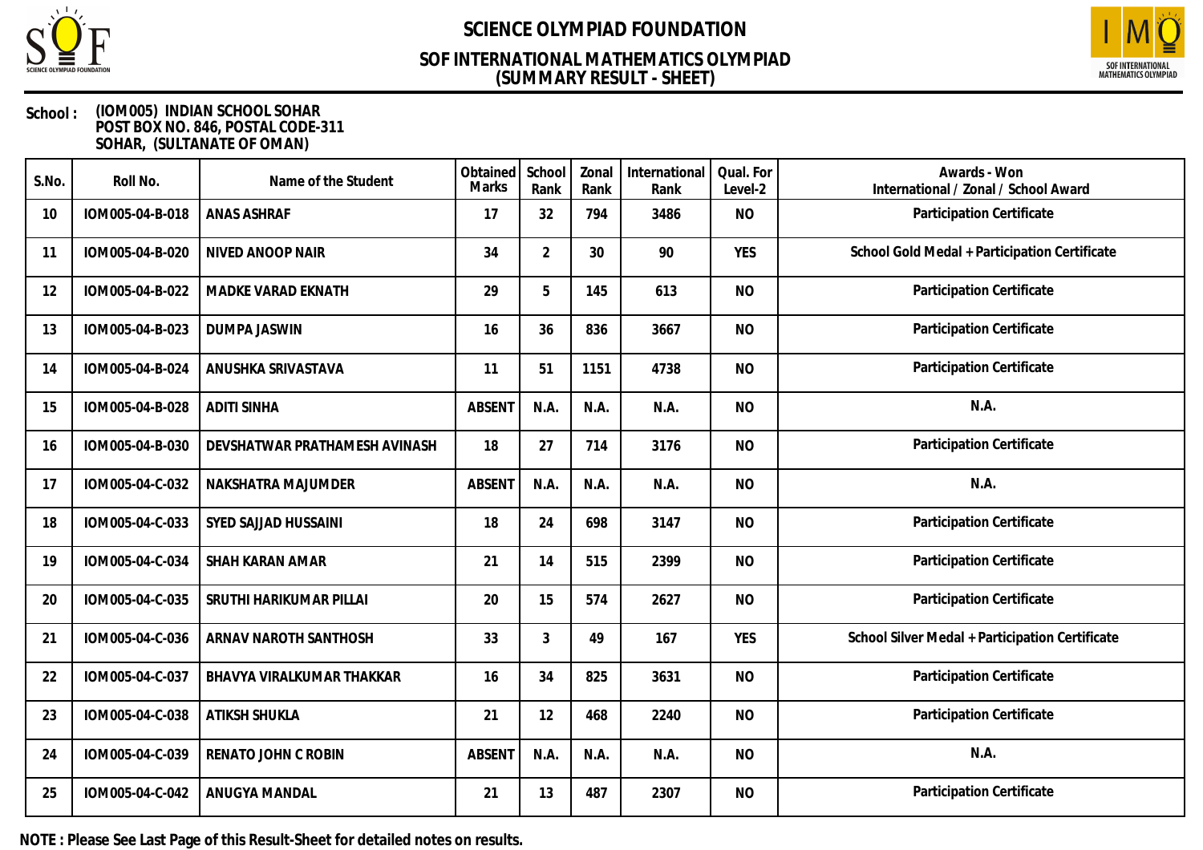# SCIENCE OLYMPIAD FOUNDATION

## SOF INTERNATIONAL MATHEMATICS OLYMPIAD
## (SUMMARY RESULT - SHEET)

**School :** (IOM005) INDIAN SCHOOL SOHAR
POST BOX NO. 846, POSTAL CODE-311
SOHAR, (SULTANATE OF OMAN)

| S.No. | Roll No. | Name of the Student | Obtained Marks | School Rank | Zonal Rank | International Rank | Qual. For Level-2 | Awards - Won International / Zonal / School Award |
|---|---|---|---|---|---|---|---|---|
| 10 | IOM005-04-B-018 | ANAS ASHRAF | 17 | 32 | 794 | 3486 | NO | Participation Certificate |
| 11 | IOM005-04-B-020 | NIVED ANOOP NAIR | 34 | 2 | 30 | 90 | YES | School Gold Medal + Participation Certificate |
| 12 | IOM005-04-B-022 | MADKE VARAD EKNATH | 29 | 5 | 145 | 613 | NO | Participation Certificate |
| 13 | IOM005-04-B-023 | DUMPA JASWIN | 16 | 36 | 836 | 3667 | NO | Participation Certificate |
| 14 | IOM005-04-B-024 | ANUSHKA SRIVASTAVA | 11 | 51 | 1151 | 4738 | NO | Participation Certificate |
| 15 | IOM005-04-B-028 | ADITI SINHA | ABSENT | N.A. | N.A. | N.A. | NO | N.A. |
| 16 | IOM005-04-B-030 | DEVSHATWAR PRATHAMESH AVINASH | 18 | 27 | 714 | 3176 | NO | Participation Certificate |
| 17 | IOM005-04-C-032 | NAKSHATRA MAJUMDER | ABSENT | N.A. | N.A. | N.A. | NO | N.A. |
| 18 | IOM005-04-C-033 | SYED SAJJAD HUSSAINI | 18 | 24 | 698 | 3147 | NO | Participation Certificate |
| 19 | IOM005-04-C-034 | SHAH KARAN AMAR | 21 | 14 | 515 | 2399 | NO | Participation Certificate |
| 20 | IOM005-04-C-035 | SRUTHI HARIKUMAR PILLAI | 20 | 15 | 574 | 2627 | NO | Participation Certificate |
| 21 | IOM005-04-C-036 | ARNAV NAROTH SANTHOSH | 33 | 3 | 49 | 167 | YES | School Silver Medal + Participation Certificate |
| 22 | IOM005-04-C-037 | BHAVYA VIRALKUMAR THAKKAR | 16 | 34 | 825 | 3631 | NO | Participation Certificate |
| 23 | IOM005-04-C-038 | ATIKSH SHUKLA | 21 | 12 | 468 | 2240 | NO | Participation Certificate |
| 24 | IOM005-04-C-039 | RENATO JOHN C ROBIN | ABSENT | N.A. | N.A. | N.A. | NO | N.A. |
| 25 | IOM005-04-C-042 | ANUGYA MANDAL | 21 | 13 | 487 | 2307 | NO | Participation Certificate |

**NOTE : Please See Last Page of this Result-Sheet for detailed notes on results.**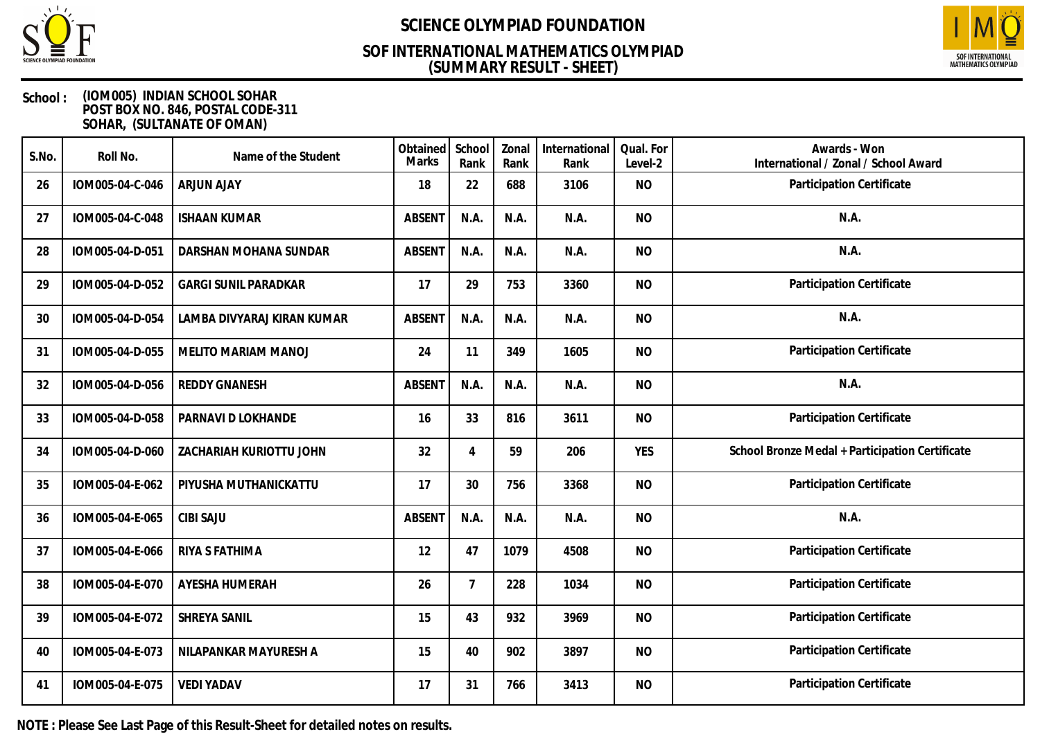# SCIENCE OLYMPIAD FOUNDATION

## SOF INTERNATIONAL MATHEMATICS OLYMPIAD
## (SUMMARY RESULT - SHEET)

**School :** (IOM005) INDIAN SCHOOL SOHAR
POST BOX NO. 846, POSTAL CODE-311
SOHAR, (SULTANATE OF OMAN)

| S.No. | Roll No. | Name of the Student | Obtained Marks | School Rank | Zonal Rank | International Rank | Qual. For Level-2 | Awards - Won International / Zonal / School Award |
|---|---|---|---|---|---|---|---|---|
| 26 | IOM005-04-C-046 | ARJUN AJAY | 18 | 22 | 688 | 3106 | NO | Participation Certificate |
| 27 | IOM005-04-C-048 | ISHAAN KUMAR | ABSENT | N.A. | N.A. | N.A. | NO | N.A. |
| 28 | IOM005-04-D-051 | DARSHAN MOHANA SUNDAR | ABSENT | N.A. | N.A. | N.A. | NO | N.A. |
| 29 | IOM005-04-D-052 | GARGI SUNIL PARADKAR | 17 | 29 | 753 | 3360 | NO | Participation Certificate |
| 30 | IOM005-04-D-054 | LAMBA DIVYARAJ KIRAN KUMAR | ABSENT | N.A. | N.A. | N.A. | NO | N.A. |
| 31 | IOM005-04-D-055 | MELITO MARIAM MANOJ | 24 | 11 | 349 | 1605 | NO | Participation Certificate |
| 32 | IOM005-04-D-056 | REDDY GNANESH | ABSENT | N.A. | N.A. | N.A. | NO | N.A. |
| 33 | IOM005-04-D-058 | PARNAVI D LOKHANDE | 16 | 33 | 816 | 3611 | NO | Participation Certificate |
| 34 | IOM005-04-D-060 | ZACHARIAH KURIOTTU JOHN | 32 | 4 | 59 | 206 | YES | School Bronze Medal + Participation Certificate |
| 35 | IOM005-04-E-062 | PIYUSHA MUTHANICKATTU | 17 | 30 | 756 | 3368 | NO | Participation Certificate |
| 36 | IOM005-04-E-065 | CIBI SAJU | ABSENT | N.A. | N.A. | N.A. | NO | N.A. |
| 37 | IOM005-04-E-066 | RIYA S FATHIMA | 12 | 47 | 1079 | 4508 | NO | Participation Certificate |
| 38 | IOM005-04-E-070 | AYESHA HUMERAH | 26 | 7 | 228 | 1034 | NO | Participation Certificate |
| 39 | IOM005-04-E-072 | SHREYA SANIL | 15 | 43 | 932 | 3969 | NO | Participation Certificate |
| 40 | IOM005-04-E-073 | NILAPANKAR MAYURESH A | 15 | 40 | 902 | 3897 | NO | Participation Certificate |
| 41 | IOM005-04-E-075 | VEDI YADAV | 17 | 31 | 766 | 3413 | NO | Participation Certificate |

**NOTE : Please See Last Page of this Result-Sheet for detailed notes on results.**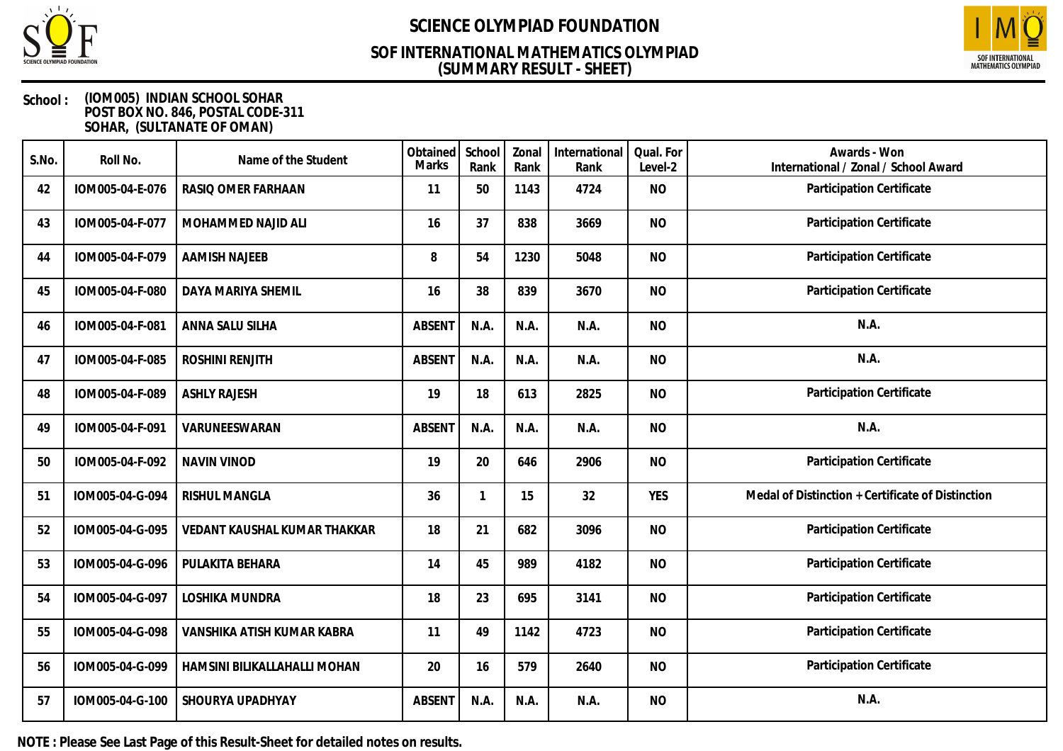# SCIENCE OLYMPIAD FOUNDATION

## SOF INTERNATIONAL MATHEMATICS OLYMPIAD (SUMMARY RESULT - SHEET)

**School :** (IOM005) INDIAN SCHOOL SOHAR
POST BOX NO. 846, POSTAL CODE-311
SOHAR, (SULTANATE OF OMAN)

| S.No. | Roll No. | Name of the Student | Obtained Marks | School Rank | Zonal Rank | International Rank | Qual. For Level-2 | Awards - Won International / Zonal / School Award |
|---|---|---|---|---|---|---|---|---|
| 42 | IOM005-04-E-076 | RASIQ OMER FARHAAN | 11 | 50 | 1143 | 4724 | NO | Participation Certificate |
| 43 | IOM005-04-F-077 | MOHAMMED NAJID ALI | 16 | 37 | 838 | 3669 | NO | Participation Certificate |
| 44 | IOM005-04-F-079 | AAMISH NAJEEB | 8 | 54 | 1230 | 5048 | NO | Participation Certificate |
| 45 | IOM005-04-F-080 | DAYA MARIYA SHEMIL | 16 | 38 | 839 | 3670 | NO | Participation Certificate |
| 46 | IOM005-04-F-081 | ANNA SALU SILHA | ABSENT | N.A. | N.A. | N.A. | NO | N.A. |
| 47 | IOM005-04-F-085 | ROSHINI RENJITH | ABSENT | N.A. | N.A. | N.A. | NO | N.A. |
| 48 | IOM005-04-F-089 | ASHLY RAJESH | 19 | 18 | 613 | 2825 | NO | Participation Certificate |
| 49 | IOM005-04-F-091 | VARUNEESWARAN | ABSENT | N.A. | N.A. | N.A. | NO | N.A. |
| 50 | IOM005-04-F-092 | NAVIN VINOD | 19 | 20 | 646 | 2906 | NO | Participation Certificate |
| 51 | IOM005-04-G-094 | RISHUL MANGLA | 36 | 1 | 15 | 32 | YES | Medal of Distinction + Certificate of Distinction |
| 52 | IOM005-04-G-095 | VEDANT KAUSHAL KUMAR THAKKAR | 18 | 21 | 682 | 3096 | NO | Participation Certificate |
| 53 | IOM005-04-G-096 | PULAKITA BEHARA | 14 | 45 | 989 | 4182 | NO | Participation Certificate |
| 54 | IOM005-04-G-097 | LOSHIKA MUNDRA | 18 | 23 | 695 | 3141 | NO | Participation Certificate |
| 55 | IOM005-04-G-098 | VANSHIKA ATISH KUMAR KABRA | 11 | 49 | 1142 | 4723 | NO | Participation Certificate |
| 56 | IOM005-04-G-099 | HAMSINI BILIKALLAHALLI MOHAN | 20 | 16 | 579 | 2640 | NO | Participation Certificate |
| 57 | IOM005-04-G-100 | SHOURYA UPADHYAY | ABSENT | N.A. | N.A. | N.A. | NO | N.A. |

**NOTE : Please See Last Page of this Result-Sheet for detailed notes on results.**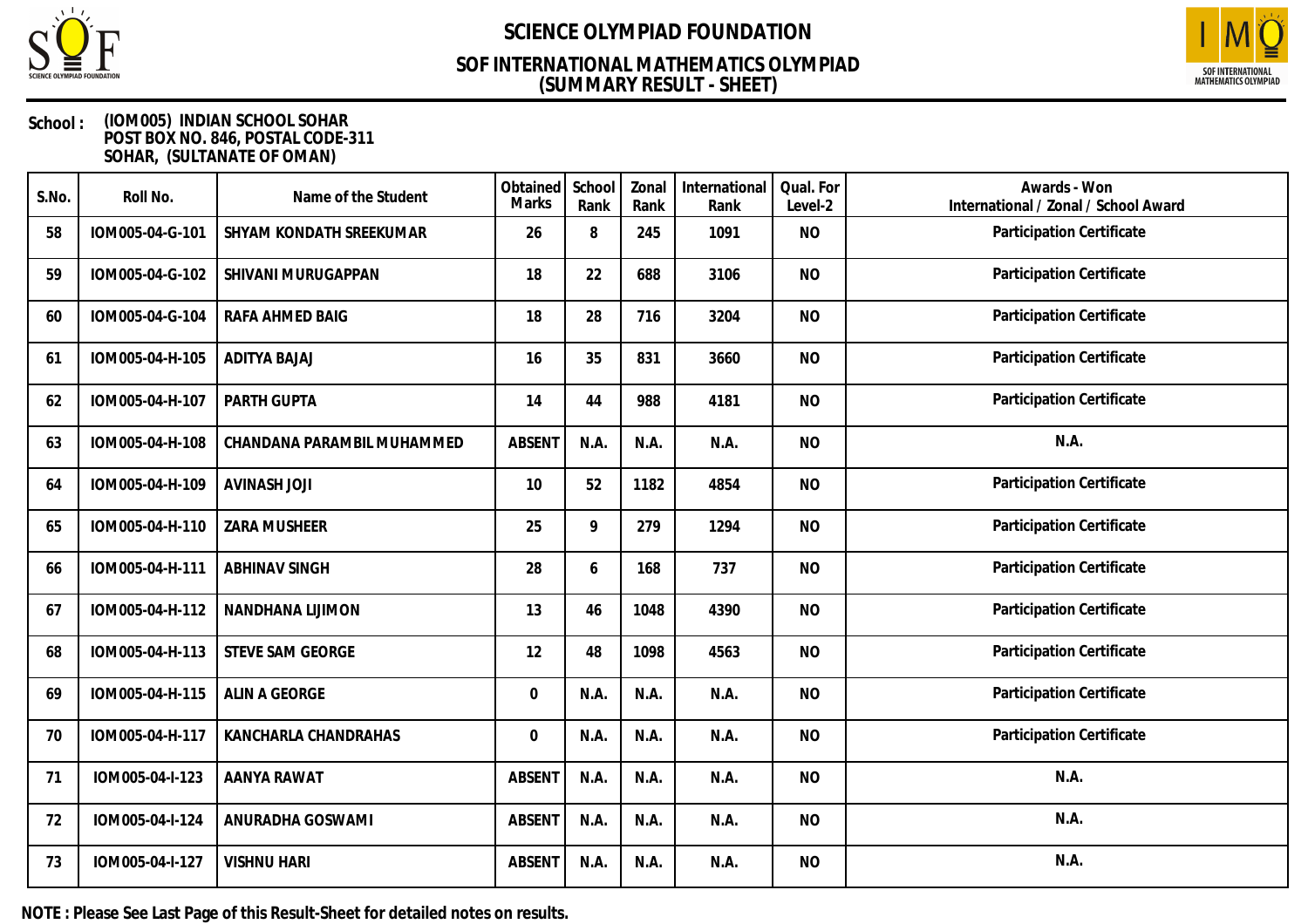# SCIENCE OLYMPIAD FOUNDATION

## SOF INTERNATIONAL MATHEMATICS OLYMPIAD
## (SUMMARY RESULT - SHEET)

**School :** (IOM005) INDIAN SCHOOL SOHAR
POST BOX NO. 846, POSTAL CODE-311
SOHAR, (SULTANATE OF OMAN)

| S.No. | Roll No. | Name of the Student | Obtained Marks | School Rank | Zonal Rank | International Rank | Qual. For Level-2 | Awards - Won International / Zonal / School Award |
|---|---|---|---|---|---|---|---|---|
| 58 | IOM005-04-G-101 | SHYAM KONDATH SREEKUMAR | 26 | 8 | 245 | 1091 | NO | Participation Certificate |
| 59 | IOM005-04-G-102 | SHIVANI MURUGAPPAN | 18 | 22 | 688 | 3106 | NO | Participation Certificate |
| 60 | IOM005-04-G-104 | RAFA AHMED BAIG | 18 | 28 | 716 | 3204 | NO | Participation Certificate |
| 61 | IOM005-04-H-105 | ADITYA BAJAJ | 16 | 35 | 831 | 3660 | NO | Participation Certificate |
| 62 | IOM005-04-H-107 | PARTH GUPTA | 14 | 44 | 988 | 4181 | NO | Participation Certificate |
| 63 | IOM005-04-H-108 | CHANDANA PARAMBIL MUHAMMED | ABSENT | N.A. | N.A. | N.A. | NO | N.A. |
| 64 | IOM005-04-H-109 | AVINASH JOJI | 10 | 52 | 1182 | 4854 | NO | Participation Certificate |
| 65 | IOM005-04-H-110 | ZARA MUSHEER | 25 | 9 | 279 | 1294 | NO | Participation Certificate |
| 66 | IOM005-04-H-111 | ABHINAV SINGH | 28 | 6 | 168 | 737 | NO | Participation Certificate |
| 67 | IOM005-04-H-112 | NANDHANA LIJIMON | 13 | 46 | 1048 | 4390 | NO | Participation Certificate |
| 68 | IOM005-04-H-113 | STEVE SAM GEORGE | 12 | 48 | 1098 | 4563 | NO | Participation Certificate |
| 69 | IOM005-04-H-115 | ALIN A GEORGE | 0 | N.A. | N.A. | N.A. | NO | Participation Certificate |
| 70 | IOM005-04-H-117 | KANCHARLA CHANDRAHAS | 0 | N.A. | N.A. | N.A. | NO | Participation Certificate |
| 71 | IOM005-04-I-123 | AANYA RAWAT | ABSENT | N.A. | N.A. | N.A. | NO | N.A. |
| 72 | IOM005-04-I-124 | ANURADHA GOSWAMI | ABSENT | N.A. | N.A. | N.A. | NO | N.A. |
| 73 | IOM005-04-I-127 | VISHNU HARI | ABSENT | N.A. | N.A. | N.A. | NO | N.A. |

**NOTE : Please See Last Page of this Result-Sheet for detailed notes on results.**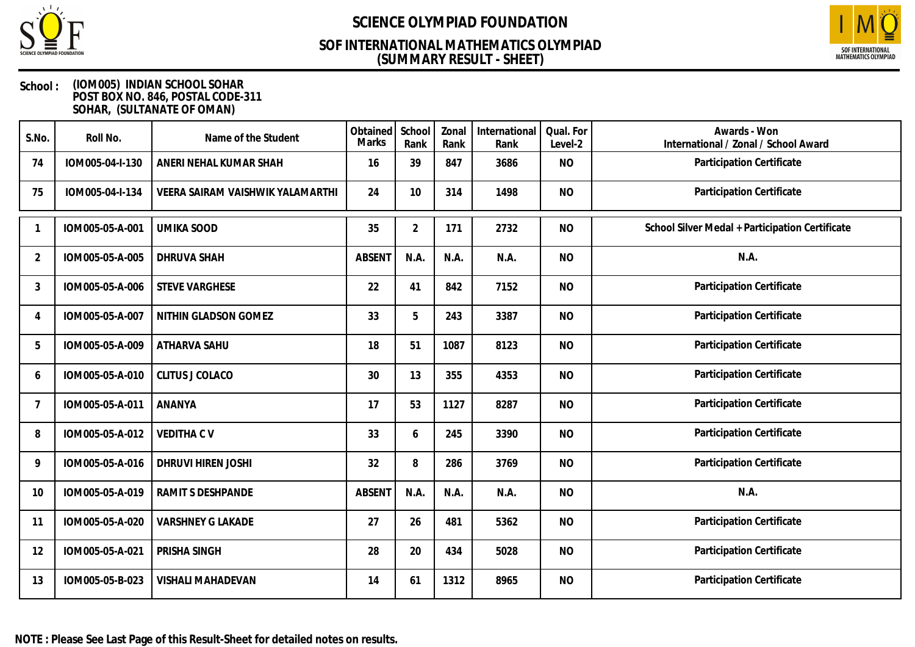# SCIENCE OLYMPIAD FOUNDATION

## SOF INTERNATIONAL MATHEMATICS OLYMPIAD
## (SUMMARY RESULT - SHEET)

**School :** (IOM005) INDIAN SCHOOL SOHAR
POST BOX NO. 846, POSTAL CODE-311
SOHAR, (SULTANATE OF OMAN)

| S.No. | Roll No. | Name of the Student | Obtained Marks | School Rank | Zonal Rank | International Rank | Qual. For Level-2 | Awards - Won International / Zonal / School Award |
|---|---|---|---|---|---|---|---|---|
| 74 | IOM005-04-I-130 | ANERI NEHAL KUMAR SHAH | 16 | 39 | 847 | 3686 | NO | Participation Certificate |
| 75 | IOM005-04-I-134 | VEERA SAIRAM VAISHWIK YALAMARTHI | 24 | 10 | 314 | 1498 | NO | Participation Certificate |

| S.No. | Roll No. | Name of the Student | Obtained Marks | School Rank | Zonal Rank | International Rank | Qual. For Level-2 | Awards - Won International / Zonal / School Award |
|---|---|---|---|---|---|---|---|---|
| 1 | IOM005-05-A-001 | UMIKA SOOD | 35 | 2 | 171 | 2732 | NO | School Silver Medal + Participation Certificate |
| 2 | IOM005-05-A-005 | DHRUVA SHAH | ABSENT | N.A. | N.A. | N.A. | NO | N.A. |
| 3 | IOM005-05-A-006 | STEVE VARGHESE | 22 | 41 | 842 | 7152 | NO | Participation Certificate |
| 4 | IOM005-05-A-007 | NITHIN GLADSON GOMEZ | 33 | 5 | 243 | 3387 | NO | Participation Certificate |
| 5 | IOM005-05-A-009 | ATHARVA SAHU | 18 | 51 | 1087 | 8123 | NO | Participation Certificate |
| 6 | IOM005-05-A-010 | CLITUS J COLACO | 30 | 13 | 355 | 4353 | NO | Participation Certificate |
| 7 | IOM005-05-A-011 | ANANYA | 17 | 53 | 1127 | 8287 | NO | Participation Certificate |
| 8 | IOM005-05-A-012 | VEDITHA C V | 33 | 6 | 245 | 3390 | NO | Participation Certificate |
| 9 | IOM005-05-A-016 | DHRUVI HIREN JOSHI | 32 | 8 | 286 | 3769 | NO | Participation Certificate |
| 10 | IOM005-05-A-019 | RAMIT S DESHPANDE | ABSENT | N.A. | N.A. | N.A. | NO | N.A. |
| 11 | IOM005-05-A-020 | VARSHNEY G LAKADE | 27 | 26 | 481 | 5362 | NO | Participation Certificate |
| 12 | IOM005-05-A-021 | PRISHA SINGH | 28 | 20 | 434 | 5028 | NO | Participation Certificate |
| 13 | IOM005-05-B-023 | VISHALI MAHADEVAN | 14 | 61 | 1312 | 8965 | NO | Participation Certificate |

**NOTE : Please See Last Page of this Result-Sheet for detailed notes on results.**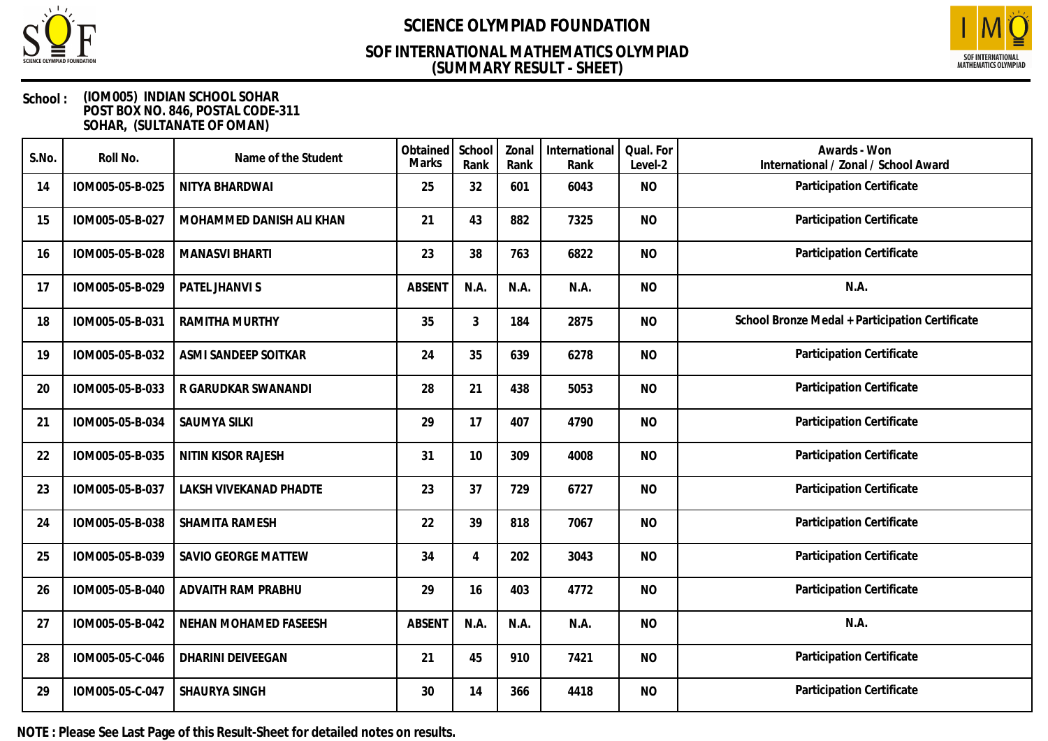# SCIENCE OLYMPIAD FOUNDATION

## SOF INTERNATIONAL MATHEMATICS OLYMPIAD
## (SUMMARY RESULT - SHEET)

**School :** (IOM005) INDIAN SCHOOL SOHAR
POST BOX NO. 846, POSTAL CODE-311
SOHAR, (SULTANATE OF OMAN)

| S.No. | Roll No. | Name of the Student | Obtained Marks | School Rank | Zonal Rank | International Rank | Qual. For Level-2 | Awards - Won International / Zonal / School Award |
|---|---|---|---|---|---|---|---|---|
| 14 | IOM005-05-B-025 | NITYA BHARDWAJ | 25 | 32 | 601 | 6043 | NO | Participation Certificate |
| 15 | IOM005-05-B-027 | MOHAMMED DANISH ALI KHAN | 21 | 43 | 882 | 7325 | NO | Participation Certificate |
| 16 | IOM005-05-B-028 | MANASVI BHARTI | 23 | 38 | 763 | 6822 | NO | Participation Certificate |
| 17 | IOM005-05-B-029 | PATEL JHANVI S | ABSENT | N.A. | N.A. | N.A. | NO | N.A. |
| 18 | IOM005-05-B-031 | RAMITHA MURTHY | 35 | 3 | 184 | 2875 | NO | School Bronze Medal + Participation Certificate |
| 19 | IOM005-05-B-032 | ASMI SANDEEP SOITKAR | 24 | 35 | 639 | 6278 | NO | Participation Certificate |
| 20 | IOM005-05-B-033 | R GARUDKAR SWANANDI | 28 | 21 | 438 | 5053 | NO | Participation Certificate |
| 21 | IOM005-05-B-034 | SAUMYA SILKI | 29 | 17 | 407 | 4790 | NO | Participation Certificate |
| 22 | IOM005-05-B-035 | NITIN KISOR RAJESH | 31 | 10 | 309 | 4008 | NO | Participation Certificate |
| 23 | IOM005-05-B-037 | LAKSH VIVEKANAD PHADTE | 23 | 37 | 729 | 6727 | NO | Participation Certificate |
| 24 | IOM005-05-B-038 | SHAMITA RAMESH | 22 | 39 | 818 | 7067 | NO | Participation Certificate |
| 25 | IOM005-05-B-039 | SAVIO GEORGE MATTEW | 34 | 4 | 202 | 3043 | NO | Participation Certificate |
| 26 | IOM005-05-B-040 | ADVAITH RAM PRABHU | 29 | 16 | 403 | 4772 | NO | Participation Certificate |
| 27 | IOM005-05-B-042 | NEHAN MOHAMED FASEESH | ABSENT | N.A. | N.A. | N.A. | NO | N.A. |
| 28 | IOM005-05-C-046 | DHARINI DEIVEEGAN | 21 | 45 | 910 | 7421 | NO | Participation Certificate |
| 29 | IOM005-05-C-047 | SHAURYA SINGH | 30 | 14 | 366 | 4418 | NO | Participation Certificate |

**NOTE : Please See Last Page of this Result-Sheet for detailed notes on results.**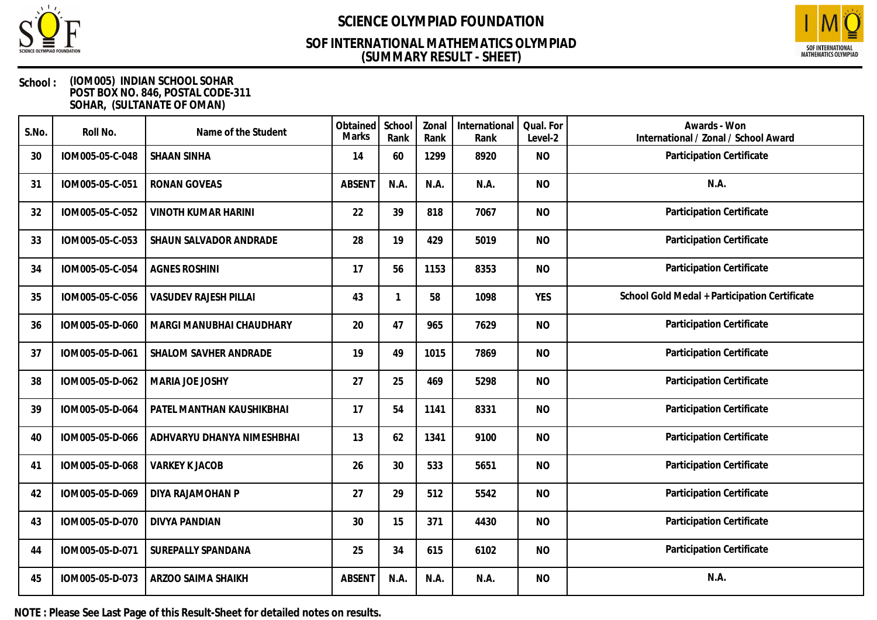# SCIENCE OLYMPIAD FOUNDATION

## SOF INTERNATIONAL MATHEMATICS OLYMPIAD
## (SUMMARY RESULT - SHEET)

**School :** (IOM005) INDIAN SCHOOL SOHAR
POST BOX NO. 846, POSTAL CODE-311
SOHAR, (SULTANATE OF OMAN)

| S.No. | Roll No. | Name of the Student | Obtained Marks | School Rank | Zonal Rank | International Rank | Qual. For Level-2 | Awards - Won International / Zonal / School Award |
|---|---|---|---|---|---|---|---|---|
| 30 | IOM005-05-C-048 | SHAAN SINHA | 14 | 60 | 1299 | 8920 | NO | Participation Certificate |
| 31 | IOM005-05-C-051 | RONAN GOVEAS | ABSENT | N.A. | N.A. | N.A. | NO | N.A. |
| 32 | IOM005-05-C-052 | VINOTH KUMAR HARINI | 22 | 39 | 818 | 7067 | NO | Participation Certificate |
| 33 | IOM005-05-C-053 | SHAUN SALVADOR ANDRADE | 28 | 19 | 429 | 5019 | NO | Participation Certificate |
| 34 | IOM005-05-C-054 | AGNES ROSHINI | 17 | 56 | 1153 | 8353 | NO | Participation Certificate |
| 35 | IOM005-05-C-056 | VASUDEV RAJESH PILLAI | 43 | 1 | 58 | 1098 | YES | School Gold Medal + Participation Certificate |
| 36 | IOM005-05-D-060 | MARGI MANUBHAI CHAUDHARY | 20 | 47 | 965 | 7629 | NO | Participation Certificate |
| 37 | IOM005-05-D-061 | SHALOM SAVHER ANDRADE | 19 | 49 | 1015 | 7869 | NO | Participation Certificate |
| 38 | IOM005-05-D-062 | MARIA JOE JOSHY | 27 | 25 | 469 | 5298 | NO | Participation Certificate |
| 39 | IOM005-05-D-064 | PATEL MANTHAN KAUSHIKBHAI | 17 | 54 | 1141 | 8331 | NO | Participation Certificate |
| 40 | IOM005-05-D-066 | ADHVARYU DHANYA NIMESHBHAI | 13 | 62 | 1341 | 9100 | NO | Participation Certificate |
| 41 | IOM005-05-D-068 | VARKEY K JACOB | 26 | 30 | 533 | 5651 | NO | Participation Certificate |
| 42 | IOM005-05-D-069 | DIYA RAJAMOHAN P | 27 | 29 | 512 | 5542 | NO | Participation Certificate |
| 43 | IOM005-05-D-070 | DIVYA PANDIAN | 30 | 15 | 371 | 4430 | NO | Participation Certificate |
| 44 | IOM005-05-D-071 | SUREPALLY SPANDANA | 25 | 34 | 615 | 6102 | NO | Participation Certificate |
| 45 | IOM005-05-D-073 | ARZOO SAIMA SHAIKH | ABSENT | N.A. | N.A. | N.A. | NO | N.A. |

**NOTE : Please See Last Page of this Result-Sheet for detailed notes on results.**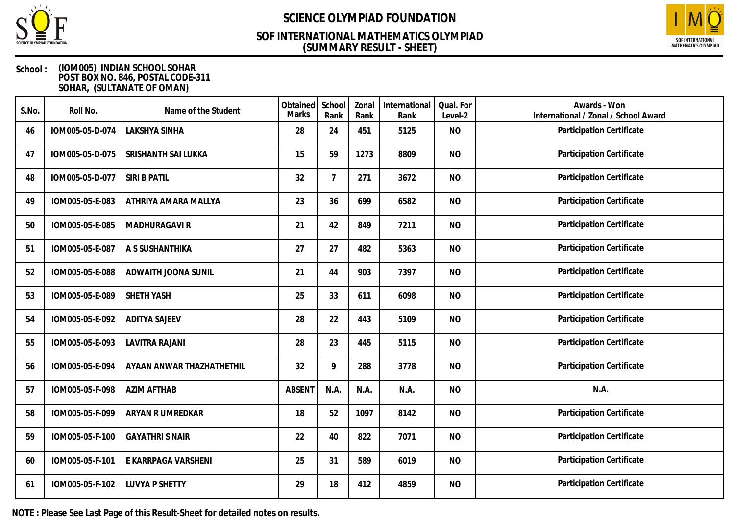# SCIENCE OLYMPIAD FOUNDATION

## SOF INTERNATIONAL MATHEMATICS OLYMPIAD
## (SUMMARY RESULT - SHEET)

**School :** (IOM005) INDIAN SCHOOL SOHAR
POST BOX NO. 846, POSTAL CODE-311
SOHAR, (SULTANATE OF OMAN)

| S.No. | Roll No. | Name of the Student | Obtained Marks | School Rank | Zonal Rank | International Rank | Qual. For Level-2 | Awards - Won International / Zonal / School Award |
|---|---|---|---|---|---|---|---|---|
| 46 | IOM005-05-D-074 | LAKSHYA SINHA | 28 | 24 | 451 | 5125 | NO | Participation Certificate |
| 47 | IOM005-05-D-075 | SRISHANTH SAI LUKKA | 15 | 59 | 1273 | 8809 | NO | Participation Certificate |
| 48 | IOM005-05-D-077 | SIRI B PATIL | 32 | 7 | 271 | 3672 | NO | Participation Certificate |
| 49 | IOM005-05-E-083 | ATHRIYA AMARA MALLYA | 23 | 36 | 699 | 6582 | NO | Participation Certificate |
| 50 | IOM005-05-E-085 | MADHURAGAVI R | 21 | 42 | 849 | 7211 | NO | Participation Certificate |
| 51 | IOM005-05-E-087 | A S SUSHANTHIKA | 27 | 27 | 482 | 5363 | NO | Participation Certificate |
| 52 | IOM005-05-E-088 | ADWAITH JOONA SUNIL | 21 | 44 | 903 | 7397 | NO | Participation Certificate |
| 53 | IOM005-05-E-089 | SHETH YASH | 25 | 33 | 611 | 6098 | NO | Participation Certificate |
| 54 | IOM005-05-E-092 | ADITYA SAJEEV | 28 | 22 | 443 | 5109 | NO | Participation Certificate |
| 55 | IOM005-05-E-093 | LAVITRA RAJANI | 28 | 23 | 445 | 5115 | NO | Participation Certificate |
| 56 | IOM005-05-E-094 | AYAAN ANWAR THAZHATHETHIL | 32 | 9 | 288 | 3778 | NO | Participation Certificate |
| 57 | IOM005-05-F-098 | AZIM AFTHAB | ABSENT | N.A. | N.A. | N.A. | NO | N.A. |
| 58 | IOM005-05-F-099 | ARYAN R UMREDKAR | 18 | 52 | 1097 | 8142 | NO | Participation Certificate |
| 59 | IOM005-05-F-100 | GAYATHRI S NAIR | 22 | 40 | 822 | 7071 | NO | Participation Certificate |
| 60 | IOM005-05-F-101 | E KARRPAGA VARSHENI | 25 | 31 | 589 | 6019 | NO | Participation Certificate |
| 61 | IOM005-05-F-102 | LUVYA P SHETTY | 29 | 18 | 412 | 4859 | NO | Participation Certificate |

**NOTE : Please See Last Page of this Result-Sheet for detailed notes on results.**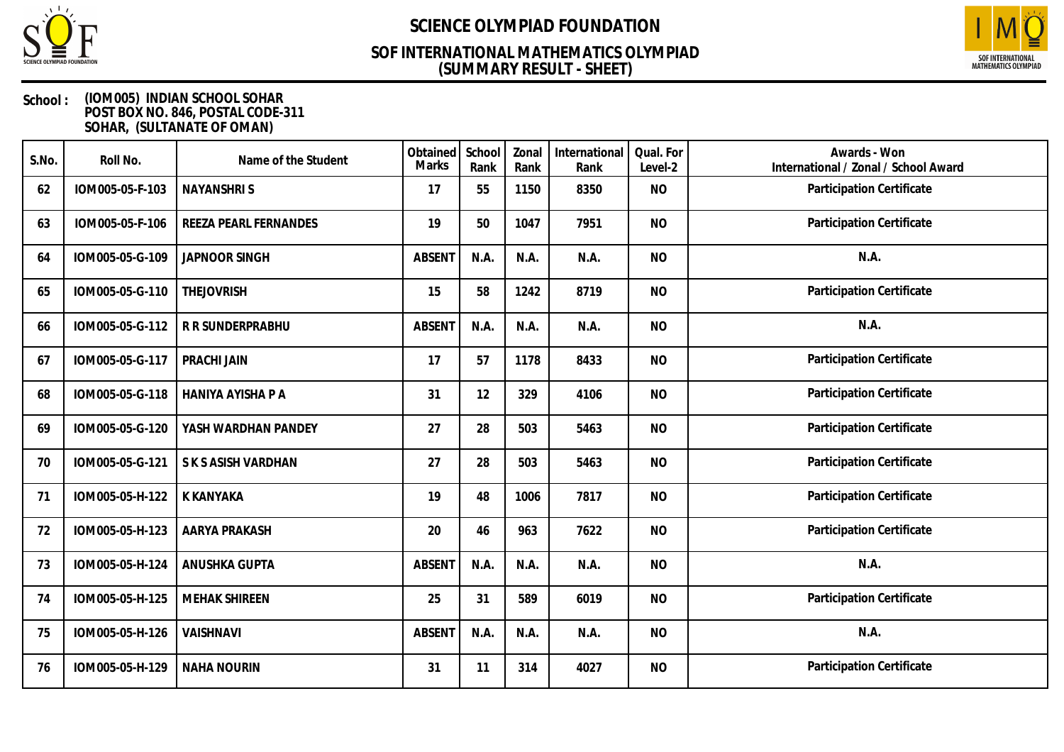# SCIENCE OLYMPIAD FOUNDATION

## SOF INTERNATIONAL MATHEMATICS OLYMPIAD
## (SUMMARY RESULT - SHEET)

**School :** (IOM005) INDIAN SCHOOL SOHAR
POST BOX NO. 846, POSTAL CODE-311
SOHAR, (SULTANATE OF OMAN)

| S.No. | Roll No. | Name of the Student | Obtained Marks | School Rank | Zonal Rank | International Rank | Qual. For Level-2 | Awards - Won International / Zonal / School Award |
|---|---|---|---|---|---|---|---|---|
| 62 | IOM005-05-F-103 | NAYANSHRI S | 17 | 55 | 1150 | 8350 | NO | Participation Certificate |
| 63 | IOM005-05-F-106 | REEZA PEARL FERNANDES | 19 | 50 | 1047 | 7951 | NO | Participation Certificate |
| 64 | IOM005-05-G-109 | JAPNOOR SINGH | ABSENT | N.A. | N.A. | N.A. | NO | N.A. |
| 65 | IOM005-05-G-110 | THEJOVRISH | 15 | 58 | 1242 | 8719 | NO | Participation Certificate |
| 66 | IOM005-05-G-112 | R R SUNDERPRABHU | ABSENT | N.A. | N.A. | N.A. | NO | N.A. |
| 67 | IOM005-05-G-117 | PRACHI JAIN | 17 | 57 | 1178 | 8433 | NO | Participation Certificate |
| 68 | IOM005-05-G-118 | HANIYA AYISHA P A | 31 | 12 | 329 | 4106 | NO | Participation Certificate |
| 69 | IOM005-05-G-120 | YASH WARDHAN PANDEY | 27 | 28 | 503 | 5463 | NO | Participation Certificate |
| 70 | IOM005-05-G-121 | S K S ASISH VARDHAN | 27 | 28 | 503 | 5463 | NO | Participation Certificate |
| 71 | IOM005-05-H-122 | K KANYAKA | 19 | 48 | 1006 | 7817 | NO | Participation Certificate |
| 72 | IOM005-05-H-123 | AARYA PRAKASH | 20 | 46 | 963 | 7622 | NO | Participation Certificate |
| 73 | IOM005-05-H-124 | ANUSHKA GUPTA | ABSENT | N.A. | N.A. | N.A. | NO | N.A. |
| 74 | IOM005-05-H-125 | MEHAK SHIREEN | 25 | 31 | 589 | 6019 | NO | Participation Certificate |
| 75 | IOM005-05-H-126 | VAISHNAVI | ABSENT | N.A. | N.A. | N.A. | NO | N.A. |
| 76 | IOM005-05-H-129 | NAHA NOURIN | 31 | 11 | 314 | 4027 | NO | Participation Certificate |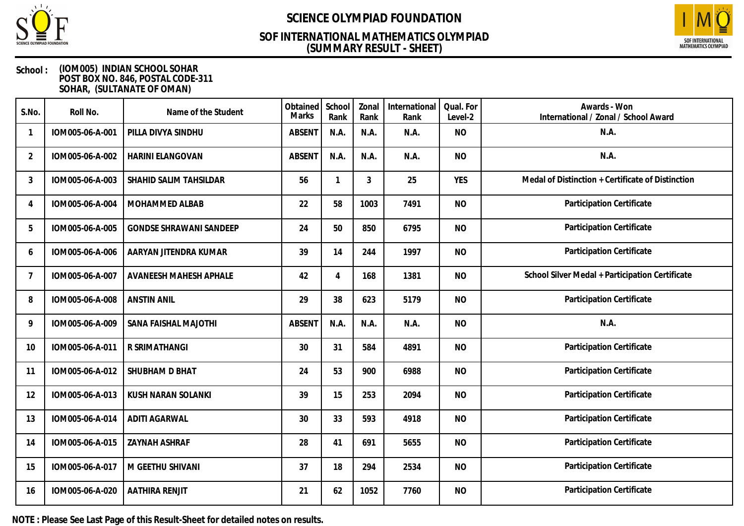# SCIENCE OLYMPIAD FOUNDATION

## SOF INTERNATIONAL MATHEMATICS OLYMPIAD
## (SUMMARY RESULT - SHEET)

**School :** (IOM005) INDIAN SCHOOL SOHAR
POST BOX NO. 846, POSTAL CODE-311
SOHAR, (SULTANATE OF OMAN)

| S.No. | Roll No. | Name of the Student | Obtained Marks | School Rank | Zonal Rank | International Rank | Qual. For Level-2 | Awards - Won International / Zonal / School Award |
|---|---|---|---|---|---|---|---|---|
| 1 | IOM005-06-A-001 | PILLA DIVYA SINDHU | ABSENT | N.A. | N.A. | N.A. | NO | N.A. |
| 2 | IOM005-06-A-002 | HARINI ELANGOVAN | ABSENT | N.A. | N.A. | N.A. | NO | N.A. |
| 3 | IOM005-06-A-003 | SHAHID SALIM TAHSILDAR | 56 | 1 | 3 | 25 | YES | Medal of Distinction + Certificate of Distinction |
| 4 | IOM005-06-A-004 | MOHAMMED ALBAB | 22 | 58 | 1003 | 7491 | NO | Participation Certificate |
| 5 | IOM005-06-A-005 | GONDSE SHRAWANI SANDEEP | 24 | 50 | 850 | 6795 | NO | Participation Certificate |
| 6 | IOM005-06-A-006 | AARYAN JITENDRA KUMAR | 39 | 14 | 244 | 1997 | NO | Participation Certificate |
| 7 | IOM005-06-A-007 | AVANEESH MAHESH APHALE | 42 | 4 | 168 | 1381 | NO | School Silver Medal + Participation Certificate |
| 8 | IOM005-06-A-008 | ANSTIN ANIL | 29 | 38 | 623 | 5179 | NO | Participation Certificate |
| 9 | IOM005-06-A-009 | SANA FAISHAL MAJOTHI | ABSENT | N.A. | N.A. | N.A. | NO | N.A. |
| 10 | IOM005-06-A-011 | R SRIMATHANGI | 30 | 31 | 584 | 4891 | NO | Participation Certificate |
| 11 | IOM005-06-A-012 | SHUBHAM D BHAT | 24 | 53 | 900 | 6988 | NO | Participation Certificate |
| 12 | IOM005-06-A-013 | KUSH NARAN SOLANKI | 39 | 15 | 253 | 2094 | NO | Participation Certificate |
| 13 | IOM005-06-A-014 | ADITI AGARWAL | 30 | 33 | 593 | 4918 | NO | Participation Certificate |
| 14 | IOM005-06-A-015 | ZAYNAH ASHRAF | 28 | 41 | 691 | 5655 | NO | Participation Certificate |
| 15 | IOM005-06-A-017 | M GEETHU SHIVANI | 37 | 18 | 294 | 2534 | NO | Participation Certificate |
| 16 | IOM005-06-A-020 | AATHIRA RENJIT | 21 | 62 | 1052 | 7760 | NO | Participation Certificate |

**NOTE : Please See Last Page of this Result-Sheet for detailed notes on results.**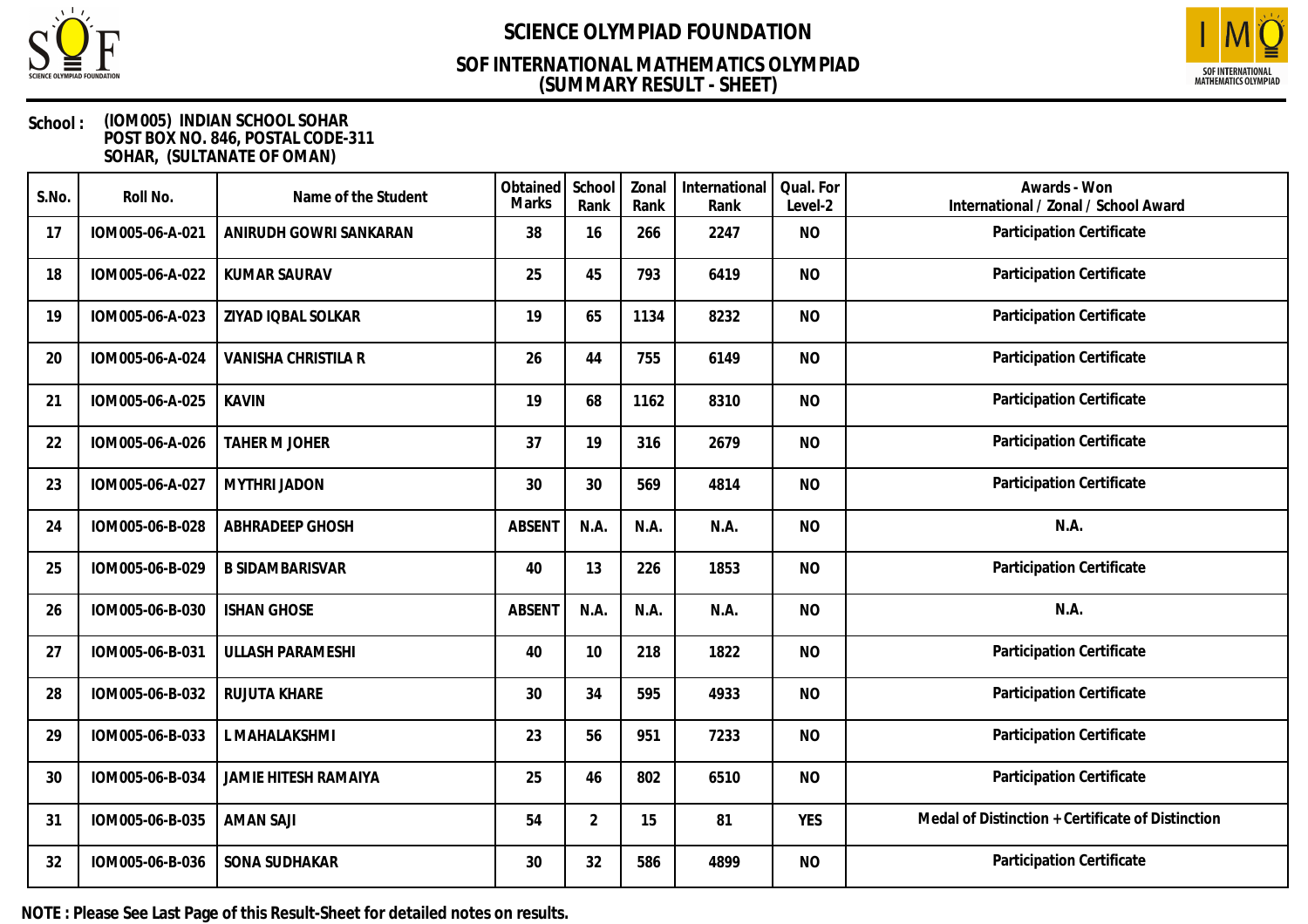# SCIENCE OLYMPIAD FOUNDATION

## SOF INTERNATIONAL MATHEMATICS OLYMPIAD
## (SUMMARY RESULT - SHEET)

**School :** (IOM005) INDIAN SCHOOL SOHAR
POST BOX NO. 846, POSTAL CODE-311
SOHAR, (SULTANATE OF OMAN)

| S.No. | Roll No. | Name of the Student | Obtained Marks | School Rank | Zonal Rank | International Rank | Qual. For Level-2 | Awards - Won International / Zonal / School Award |
|---|---|---|---|---|---|---|---|---|
| 17 | IOM005-06-A-021 | ANIRUDH GOWRI SANKARAN | 38 | 16 | 266 | 2247 | NO | Participation Certificate |
| 18 | IOM005-06-A-022 | KUMAR SAURAV | 25 | 45 | 793 | 6419 | NO | Participation Certificate |
| 19 | IOM005-06-A-023 | ZIYAD IQBAL SOLKAR | 19 | 65 | 1134 | 8232 | NO | Participation Certificate |
| 20 | IOM005-06-A-024 | VANISHA CHRISTILA R | 26 | 44 | 755 | 6149 | NO | Participation Certificate |
| 21 | IOM005-06-A-025 | KAVIN | 19 | 68 | 1162 | 8310 | NO | Participation Certificate |
| 22 | IOM005-06-A-026 | TAHER M JOHER | 37 | 19 | 316 | 2679 | NO | Participation Certificate |
| 23 | IOM005-06-A-027 | MYTHRI JADON | 30 | 30 | 569 | 4814 | NO | Participation Certificate |
| 24 | IOM005-06-B-028 | ABHRADEEP GHOSH | ABSENT | N.A. | N.A. | N.A. | NO | N.A. |
| 25 | IOM005-06-B-029 | B SIDAMBARISVAR | 40 | 13 | 226 | 1853 | NO | Participation Certificate |
| 26 | IOM005-06-B-030 | ISHAN GHOSE | ABSENT | N.A. | N.A. | N.A. | NO | N.A. |
| 27 | IOM005-06-B-031 | ULLASH PARAMESHI | 40 | 10 | 218 | 1822 | NO | Participation Certificate |
| 28 | IOM005-06-B-032 | RUJUTA KHARE | 30 | 34 | 595 | 4933 | NO | Participation Certificate |
| 29 | IOM005-06-B-033 | L MAHALAKSHMI | 23 | 56 | 951 | 7233 | NO | Participation Certificate |
| 30 | IOM005-06-B-034 | JAMIE HITESH RAMAIYA | 25 | 46 | 802 | 6510 | NO | Participation Certificate |
| 31 | IOM005-06-B-035 | AMAN SAJI | 54 | 2 | 15 | 81 | YES | Medal of Distinction + Certificate of Distinction |
| 32 | IOM005-06-B-036 | SONA SUDHAKAR | 30 | 32 | 586 | 4899 | NO | Participation Certificate |

**NOTE : Please See Last Page of this Result-Sheet for detailed notes on results.**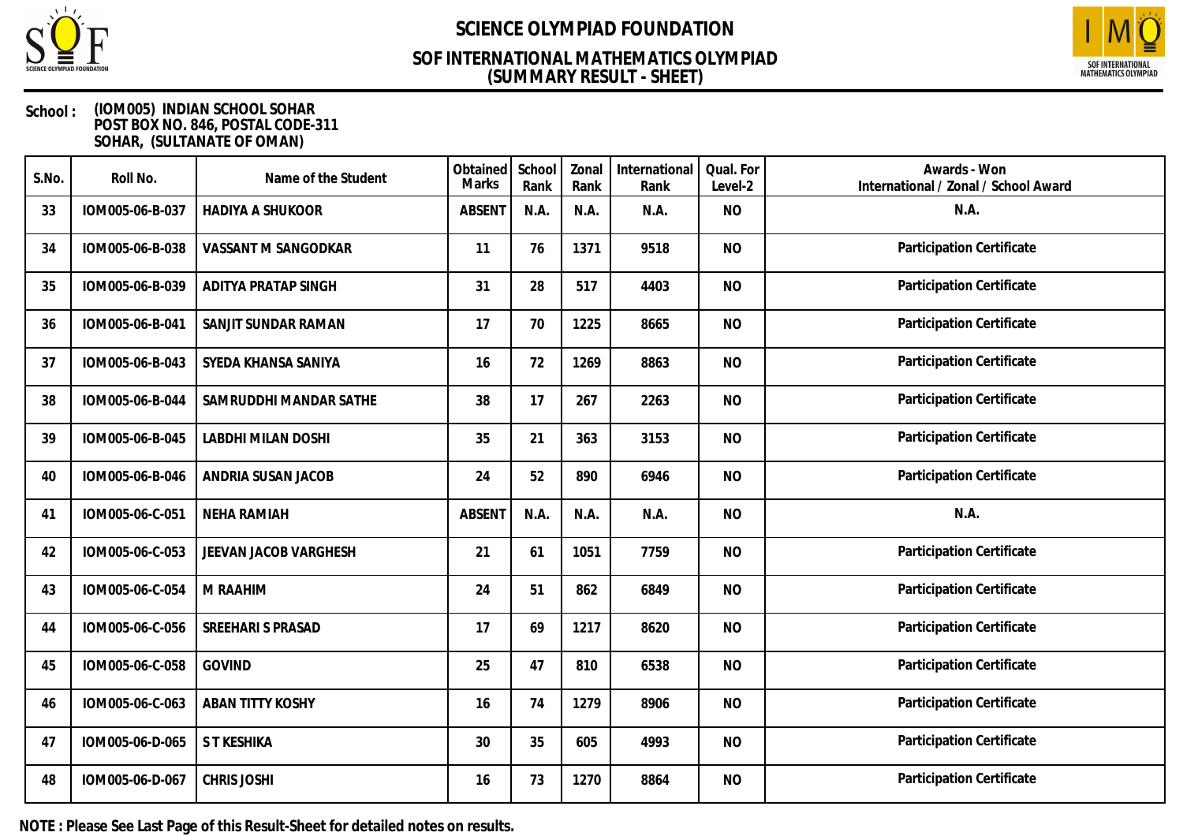# SCIENCE OLYMPIAD FOUNDATION

## SOF INTERNATIONAL MATHEMATICS OLYMPIAD
## (SUMMARY RESULT - SHEET)

**School :** (IOM005) INDIAN SCHOOL SOHAR
POST BOX NO. 846, POSTAL CODE-311
SOHAR, (SULTANATE OF OMAN)

| S.No. | Roll No. | Name of the Student | Obtained Marks | School Rank | Zonal Rank | International Rank | Qual. For Level-2 | Awards - Won International / Zonal / School Award |
|---|---|---|---|---|---|---|---|---|
| 33 | IOM005-06-B-037 | HADIYA A SHUKOOR | ABSENT | N.A. | N.A. | N.A. | NO | N.A. |
| 34 | IOM005-06-B-038 | VASSANT M SANGODKAR | 11 | 76 | 1371 | 9518 | NO | Participation Certificate |
| 35 | IOM005-06-B-039 | ADITYA PRATAP SINGH | 31 | 28 | 517 | 4403 | NO | Participation Certificate |
| 36 | IOM005-06-B-041 | SANJIT SUNDAR RAMAN | 17 | 70 | 1225 | 8665 | NO | Participation Certificate |
| 37 | IOM005-06-B-043 | SYEDA KHANSA SANIYA | 16 | 72 | 1269 | 8863 | NO | Participation Certificate |
| 38 | IOM005-06-B-044 | SAMRUDDHI MANDAR SATHE | 38 | 17 | 267 | 2263 | NO | Participation Certificate |
| 39 | IOM005-06-B-045 | LABDHI MILAN DOSHI | 35 | 21 | 363 | 3153 | NO | Participation Certificate |
| 40 | IOM005-06-B-046 | ANDRIA SUSAN JACOB | 24 | 52 | 890 | 6946 | NO | Participation Certificate |
| 41 | IOM005-06-C-051 | NEHA RAMIAH | ABSENT | N.A. | N.A. | N.A. | NO | N.A. |
| 42 | IOM005-06-C-053 | JEEVAN JACOB VARGHESH | 21 | 61 | 1051 | 7759 | NO | Participation Certificate |
| 43 | IOM005-06-C-054 | M RAAHIM | 24 | 51 | 862 | 6849 | NO | Participation Certificate |
| 44 | IOM005-06-C-056 | SREEHARI S PRASAD | 17 | 69 | 1217 | 8620 | NO | Participation Certificate |
| 45 | IOM005-06-C-058 | GOVIND | 25 | 47 | 810 | 6538 | NO | Participation Certificate |
| 46 | IOM005-06-C-063 | ABAN TITTY KOSHY | 16 | 74 | 1279 | 8906 | NO | Participation Certificate |
| 47 | IOM005-06-D-065 | S T KESHIKA | 30 | 35 | 605 | 4993 | NO | Participation Certificate |
| 48 | IOM005-06-D-067 | CHRIS JOSHI | 16 | 73 | 1270 | 8864 | NO | Participation Certificate |

**NOTE : Please See Last Page of this Result-Sheet for detailed notes on results.**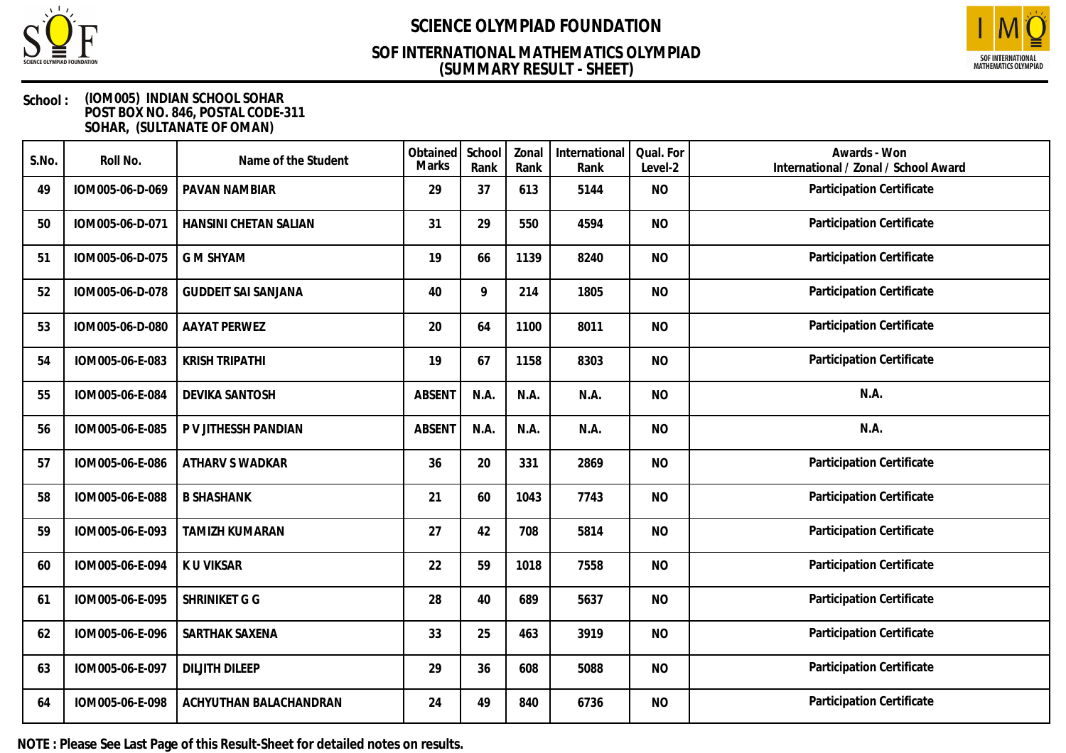# SCIENCE OLYMPIAD FOUNDATION

## SOF INTERNATIONAL MATHEMATICS OLYMPIAD
## (SUMMARY RESULT - SHEET)

**School :** (IOM005) INDIAN SCHOOL SOHAR
POST BOX NO. 846, POSTAL CODE-311
SOHAR, (SULTANATE OF OMAN)

| S.No. | Roll No. | Name of the Student | Obtained Marks | School Rank | Zonal Rank | International Rank | Qual. For Level-2 | Awards - Won International / Zonal / School Award |
|---|---|---|---|---|---|---|---|---|
| 49 | IOM005-06-D-069 | PAVAN NAMBIAR | 29 | 37 | 613 | 5144 | NO | Participation Certificate |
| 50 | IOM005-06-D-071 | HANSINI CHETAN SALIAN | 31 | 29 | 550 | 4594 | NO | Participation Certificate |
| 51 | IOM005-06-D-075 | G M SHYAM | 19 | 66 | 1139 | 8240 | NO | Participation Certificate |
| 52 | IOM005-06-D-078 | GUDDEIT SAI SANJANA | 40 | 9 | 214 | 1805 | NO | Participation Certificate |
| 53 | IOM005-06-D-080 | AAYAT PERWEZ | 20 | 64 | 1100 | 8011 | NO | Participation Certificate |
| 54 | IOM005-06-E-083 | KRISH TRIPATHI | 19 | 67 | 1158 | 8303 | NO | Participation Certificate |
| 55 | IOM005-06-E-084 | DEVIKA SANTOSH | ABSENT | N.A. | N.A. | N.A. | NO | N.A. |
| 56 | IOM005-06-E-085 | P V JITHESSH PANDIAN | ABSENT | N.A. | N.A. | N.A. | NO | N.A. |
| 57 | IOM005-06-E-086 | ATHARV S WADKAR | 36 | 20 | 331 | 2869 | NO | Participation Certificate |
| 58 | IOM005-06-E-088 | B SHASHANK | 21 | 60 | 1043 | 7743 | NO | Participation Certificate |
| 59 | IOM005-06-E-093 | TAMIZH KUMARAN | 27 | 42 | 708 | 5814 | NO | Participation Certificate |
| 60 | IOM005-06-E-094 | K U VIKSAR | 22 | 59 | 1018 | 7558 | NO | Participation Certificate |
| 61 | IOM005-06-E-095 | SHRINIKET G G | 28 | 40 | 689 | 5637 | NO | Participation Certificate |
| 62 | IOM005-06-E-096 | SARTHAK SAXENA | 33 | 25 | 463 | 3919 | NO | Participation Certificate |
| 63 | IOM005-06-E-097 | DILJITH DILEEP | 29 | 36 | 608 | 5088 | NO | Participation Certificate |
| 64 | IOM005-06-E-098 | ACHYUTHAN BALACHANDRAN | 24 | 49 | 840 | 6736 | NO | Participation Certificate |

**NOTE : Please See Last Page of this Result-Sheet for detailed notes on results.**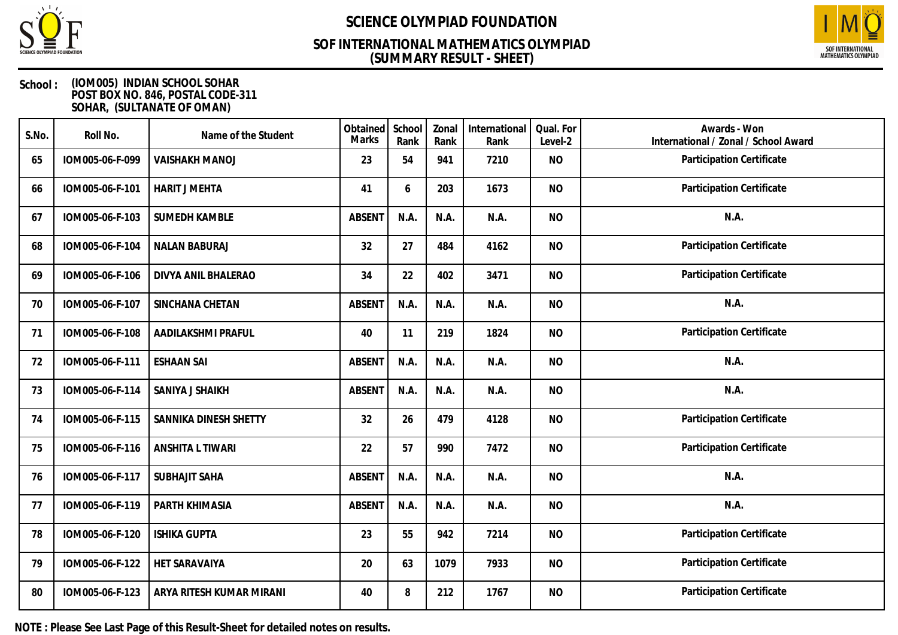# SCIENCE OLYMPIAD FOUNDATION

## SOF INTERNATIONAL MATHEMATICS OLYMPIAD
## (SUMMARY RESULT - SHEET)

**School :** (IOM005) INDIAN SCHOOL SOHAR
POST BOX NO. 846, POSTAL CODE-311
SOHAR, (SULTANATE OF OMAN)

| S.No. | Roll No. | Name of the Student | Obtained Marks | School Rank | Zonal Rank | International Rank | Qual. For Level-2 | Awards - Won International / Zonal / School Award |
|---|---|---|---|---|---|---|---|---|
| 65 | IOM005-06-F-099 | VAISHAKH MANOJ | 23 | 54 | 941 | 7210 | NO | Participation Certificate |
| 66 | IOM005-06-F-101 | HARIT J MEHTA | 41 | 6 | 203 | 1673 | NO | Participation Certificate |
| 67 | IOM005-06-F-103 | SUMEDH KAMBLE | ABSENT | N.A. | N.A. | N.A. | NO | N.A. |
| 68 | IOM005-06-F-104 | NALAN BABURAJ | 32 | 27 | 484 | 4162 | NO | Participation Certificate |
| 69 | IOM005-06-F-106 | DIVYA ANIL BHALERAO | 34 | 22 | 402 | 3471 | NO | Participation Certificate |
| 70 | IOM005-06-F-107 | SINCHANA CHETAN | ABSENT | N.A. | N.A. | N.A. | NO | N.A. |
| 71 | IOM005-06-F-108 | AADILAKSHMI PRAFUL | 40 | 11 | 219 | 1824 | NO | Participation Certificate |
| 72 | IOM005-06-F-111 | ESHAAN SAI | ABSENT | N.A. | N.A. | N.A. | NO | N.A. |
| 73 | IOM005-06-F-114 | SANIYA J SHAIKH | ABSENT | N.A. | N.A. | N.A. | NO | N.A. |
| 74 | IOM005-06-F-115 | SANNIKA DINESH SHETTY | 32 | 26 | 479 | 4128 | NO | Participation Certificate |
| 75 | IOM005-06-F-116 | ANSHITA L TIWARI | 22 | 57 | 990 | 7472 | NO | Participation Certificate |
| 76 | IOM005-06-F-117 | SUBHAJIT SAHA | ABSENT | N.A. | N.A. | N.A. | NO | N.A. |
| 77 | IOM005-06-F-119 | PARTH KHIMASIA | ABSENT | N.A. | N.A. | N.A. | NO | N.A. |
| 78 | IOM005-06-F-120 | ISHIKA GUPTA | 23 | 55 | 942 | 7214 | NO | Participation Certificate |
| 79 | IOM005-06-F-122 | HET SARAVAIYA | 20 | 63 | 1079 | 7933 | NO | Participation Certificate |
| 80 | IOM005-06-F-123 | ARYA RITESH KUMAR MIRANI | 40 | 8 | 212 | 1767 | NO | Participation Certificate |

**NOTE : Please See Last Page of this Result-Sheet for detailed notes on results.**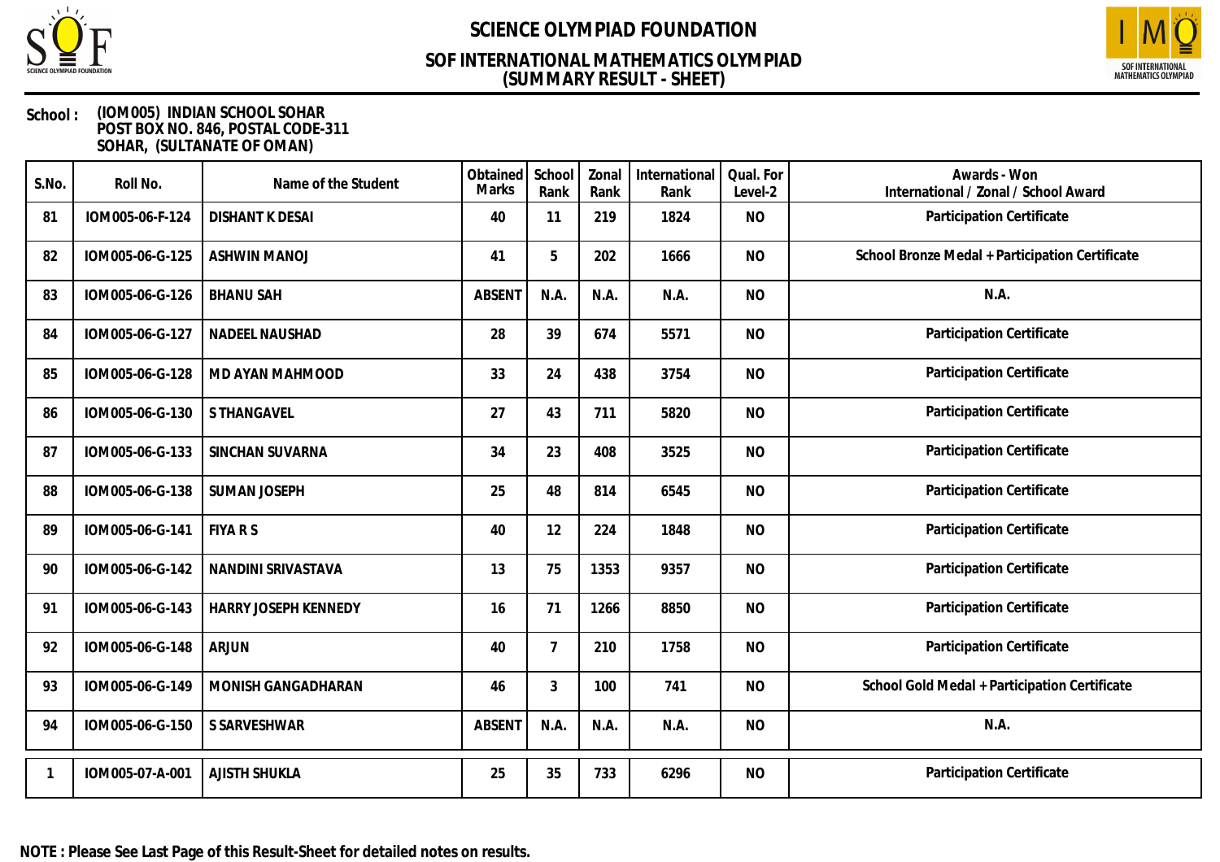# SCIENCE OLYMPIAD FOUNDATION

## SOF INTERNATIONAL MATHEMATICS OLYMPIAD
## (SUMMARY RESULT - SHEET)

**School :** (IOM005) INDIAN SCHOOL SOHAR
POST BOX NO. 846, POSTAL CODE-311
SOHAR, (SULTANATE OF OMAN)

| S.No. | Roll No. | Name of the Student | Obtained Marks | School Rank | Zonal Rank | International Rank | Qual. For Level-2 | Awards - Won International / Zonal / School Award |
|---|---|---|---|---|---|---|---|---|
| 81 | IOM005-06-F-124 | DISHANT K DESAI | 40 | 11 | 219 | 1824 | NO | Participation Certificate |
| 82 | IOM005-06-G-125 | ASHWIN MANOJ | 41 | 5 | 202 | 1666 | NO | School Bronze Medal + Participation Certificate |
| 83 | IOM005-06-G-126 | BHANU SAH | ABSENT | N.A. | N.A. | N.A. | NO | N.A. |
| 84 | IOM005-06-G-127 | NADEEL NAUSHAD | 28 | 39 | 674 | 5571 | NO | Participation Certificate |
| 85 | IOM005-06-G-128 | MD AYAN MAHMOOD | 33 | 24 | 438 | 3754 | NO | Participation Certificate |
| 86 | IOM005-06-G-130 | S THANGAVEL | 27 | 43 | 711 | 5820 | NO | Participation Certificate |
| 87 | IOM005-06-G-133 | SINCHAN SUVARNA | 34 | 23 | 408 | 3525 | NO | Participation Certificate |
| 88 | IOM005-06-G-138 | SUMAN JOSEPH | 25 | 48 | 814 | 6545 | NO | Participation Certificate |
| 89 | IOM005-06-G-141 | FIYA R S | 40 | 12 | 224 | 1848 | NO | Participation Certificate |
| 90 | IOM005-06-G-142 | NANDINI SRIVASTAVA | 13 | 75 | 1353 | 9357 | NO | Participation Certificate |
| 91 | IOM005-06-G-143 | HARRY JOSEPH KENNEDY | 16 | 71 | 1266 | 8850 | NO | Participation Certificate |
| 92 | IOM005-06-G-148 | ARJUN | 40 | 7 | 210 | 1758 | NO | Participation Certificate |
| 93 | IOM005-06-G-149 | MONISH GANGADHARAN | 46 | 3 | 100 | 741 | NO | School Gold Medal + Participation Certificate |
| 94 | IOM005-06-G-150 | S SARVESHWAR | ABSENT | N.A. | N.A. | N.A. | NO | N.A. |
| 1 | IOM005-07-A-001 | AJISTH SHUKLA | 25 | 35 | 733 | 6296 | NO | Participation Certificate |

**NOTE : Please See Last Page of this Result-Sheet for detailed notes on results.**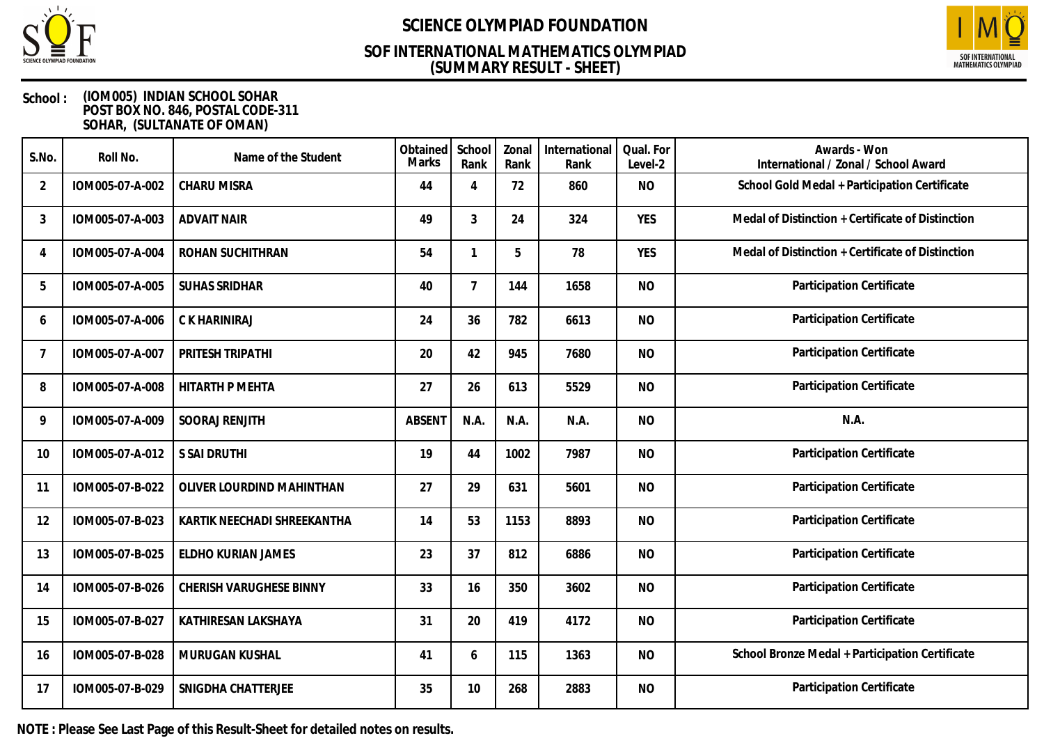# SCIENCE OLYMPIAD FOUNDATION

## SOF INTERNATIONAL MATHEMATICS OLYMPIAD
## (SUMMARY RESULT - SHEET)

**School :** **(IOM005) INDIAN SCHOOL SOHAR**
**POST BOX NO. 846, POSTAL CODE-311**
**SOHAR, (SULTANATE OF OMAN)**

| S.No. | Roll No. | Name of the Student | Obtained Marks | School Rank | Zonal Rank | International Rank | Qual. For Level-2 | Awards - Won International / Zonal / School Award |
|---|---|---|---|---|---|---|---|---|
| 2 | IOM005-07-A-002 | CHARU MISRA | 44 | 4 | 72 | 860 | NO | School Gold Medal + Participation Certificate |
| 3 | IOM005-07-A-003 | ADVAIT NAIR | 49 | 3 | 24 | 324 | YES | Medal of Distinction + Certificate of Distinction |
| 4 | IOM005-07-A-004 | ROHAN SUCHITHRAN | 54 | 1 | 5 | 78 | YES | Medal of Distinction + Certificate of Distinction |
| 5 | IOM005-07-A-005 | SUHAS SRIDHAR | 40 | 7 | 144 | 1658 | NO | Participation Certificate |
| 6 | IOM005-07-A-006 | C K HARINIRAJ | 24 | 36 | 782 | 6613 | NO | Participation Certificate |
| 7 | IOM005-07-A-007 | PRITESH TRIPATHI | 20 | 42 | 945 | 7680 | NO | Participation Certificate |
| 8 | IOM005-07-A-008 | HITARTH P MEHTA | 27 | 26 | 613 | 5529 | NO | Participation Certificate |
| 9 | IOM005-07-A-009 | SOORAJ RENJITH | ABSENT | N.A. | N.A. | N.A. | NO | N.A. |
| 10 | IOM005-07-A-012 | S SAI DRUTHI | 19 | 44 | 1002 | 7987 | NO | Participation Certificate |
| 11 | IOM005-07-B-022 | OLIVER LOURDIND MAHINTHAN | 27 | 29 | 631 | 5601 | NO | Participation Certificate |
| 12 | IOM005-07-B-023 | KARTIK NEECHADI SHREEKANTHA | 14 | 53 | 1153 | 8893 | NO | Participation Certificate |
| 13 | IOM005-07-B-025 | ELDHO KURIAN JAMES | 23 | 37 | 812 | 6886 | NO | Participation Certificate |
| 14 | IOM005-07-B-026 | CHERISH VARUGHESE BINNY | 33 | 16 | 350 | 3602 | NO | Participation Certificate |
| 15 | IOM005-07-B-027 | KATHIRESAN LAKSHAYA | 31 | 20 | 419 | 4172 | NO | Participation Certificate |
| 16 | IOM005-07-B-028 | MURUGAN KUSHAL | 41 | 6 | 115 | 1363 | NO | School Bronze Medal + Participation Certificate |
| 17 | IOM005-07-B-029 | SNIGDHA CHATTERJEE | 35 | 10 | 268 | 2883 | NO | Participation Certificate |

**NOTE : Please See Last Page of this Result-Sheet for detailed notes on results.**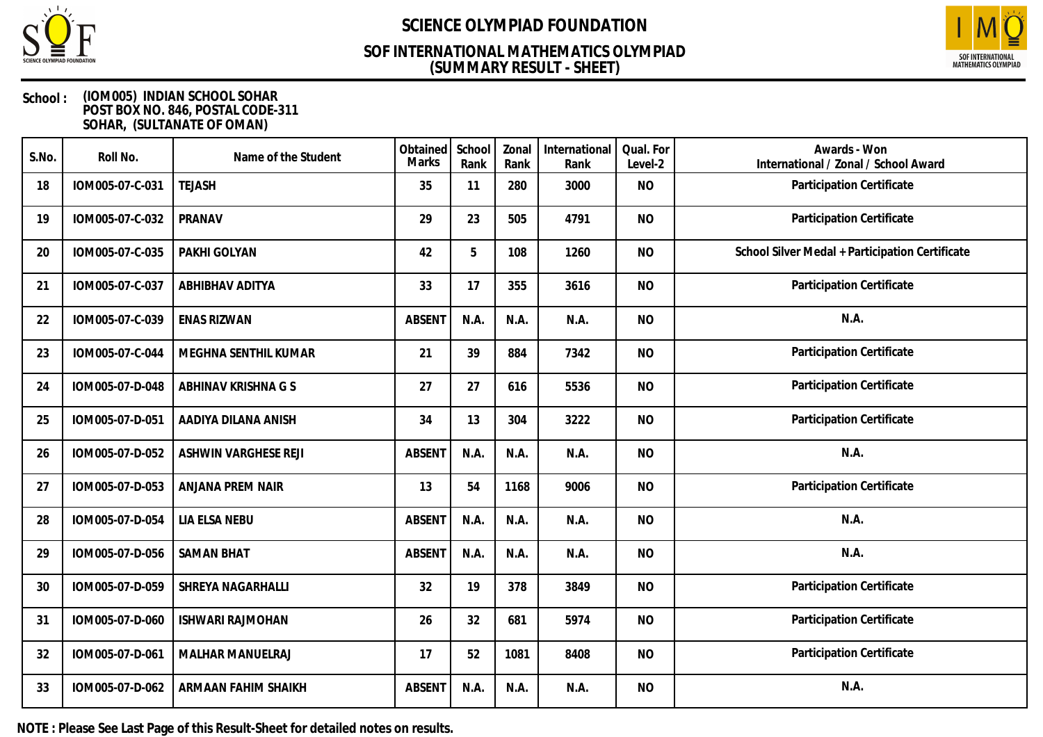# SCIENCE OLYMPIAD FOUNDATION

## SOF INTERNATIONAL MATHEMATICS OLYMPIAD
## (SUMMARY RESULT - SHEET)

**School :** (IOM005) INDIAN SCHOOL SOHAR
POST BOX NO. 846, POSTAL CODE-311
SOHAR, (SULTANATE OF OMAN)

| S.No. | Roll No. | Name of the Student | Obtained Marks | School Rank | Zonal Rank | International Rank | Qual. For Level-2 | Awards - Won International / Zonal / School Award |
|---|---|---|---|---|---|---|---|---|
| 18 | IOM005-07-C-031 | TEJASH | 35 | 11 | 280 | 3000 | NO | Participation Certificate |
| 19 | IOM005-07-C-032 | PRANAV | 29 | 23 | 505 | 4791 | NO | Participation Certificate |
| 20 | IOM005-07-C-035 | PAKHI GOLYAN | 42 | 5 | 108 | 1260 | NO | School Silver Medal + Participation Certificate |
| 21 | IOM005-07-C-037 | ABHIBHAV ADITYA | 33 | 17 | 355 | 3616 | NO | Participation Certificate |
| 22 | IOM005-07-C-039 | ENAS RIZWAN | ABSENT | N.A. | N.A. | N.A. | NO | N.A. |
| 23 | IOM005-07-C-044 | MEGHNA SENTHIL KUMAR | 21 | 39 | 884 | 7342 | NO | Participation Certificate |
| 24 | IOM005-07-D-048 | ABHINAV KRISHNA G S | 27 | 27 | 616 | 5536 | NO | Participation Certificate |
| 25 | IOM005-07-D-051 | AADIYA DILANA ANISH | 34 | 13 | 304 | 3222 | NO | Participation Certificate |
| 26 | IOM005-07-D-052 | ASHWIN VARGHESE REJI | ABSENT | N.A. | N.A. | N.A. | NO | N.A. |
| 27 | IOM005-07-D-053 | ANJANA PREM NAIR | 13 | 54 | 1168 | 9006 | NO | Participation Certificate |
| 28 | IOM005-07-D-054 | LIA ELSA NEBU | ABSENT | N.A. | N.A. | N.A. | NO | N.A. |
| 29 | IOM005-07-D-056 | SAMAN BHAT | ABSENT | N.A. | N.A. | N.A. | NO | N.A. |
| 30 | IOM005-07-D-059 | SHREYA NAGARHALLI | 32 | 19 | 378 | 3849 | NO | Participation Certificate |
| 31 | IOM005-07-D-060 | ISHWARI RAJMOHAN | 26 | 32 | 681 | 5974 | NO | Participation Certificate |
| 32 | IOM005-07-D-061 | MALHAR MANUELRAJ | 17 | 52 | 1081 | 8408 | NO | Participation Certificate |
| 33 | IOM005-07-D-062 | ARMAAN FAHIM SHAIKH | ABSENT | N.A. | N.A. | N.A. | NO | N.A. |

**NOTE : Please See Last Page of this Result-Sheet for detailed notes on results.**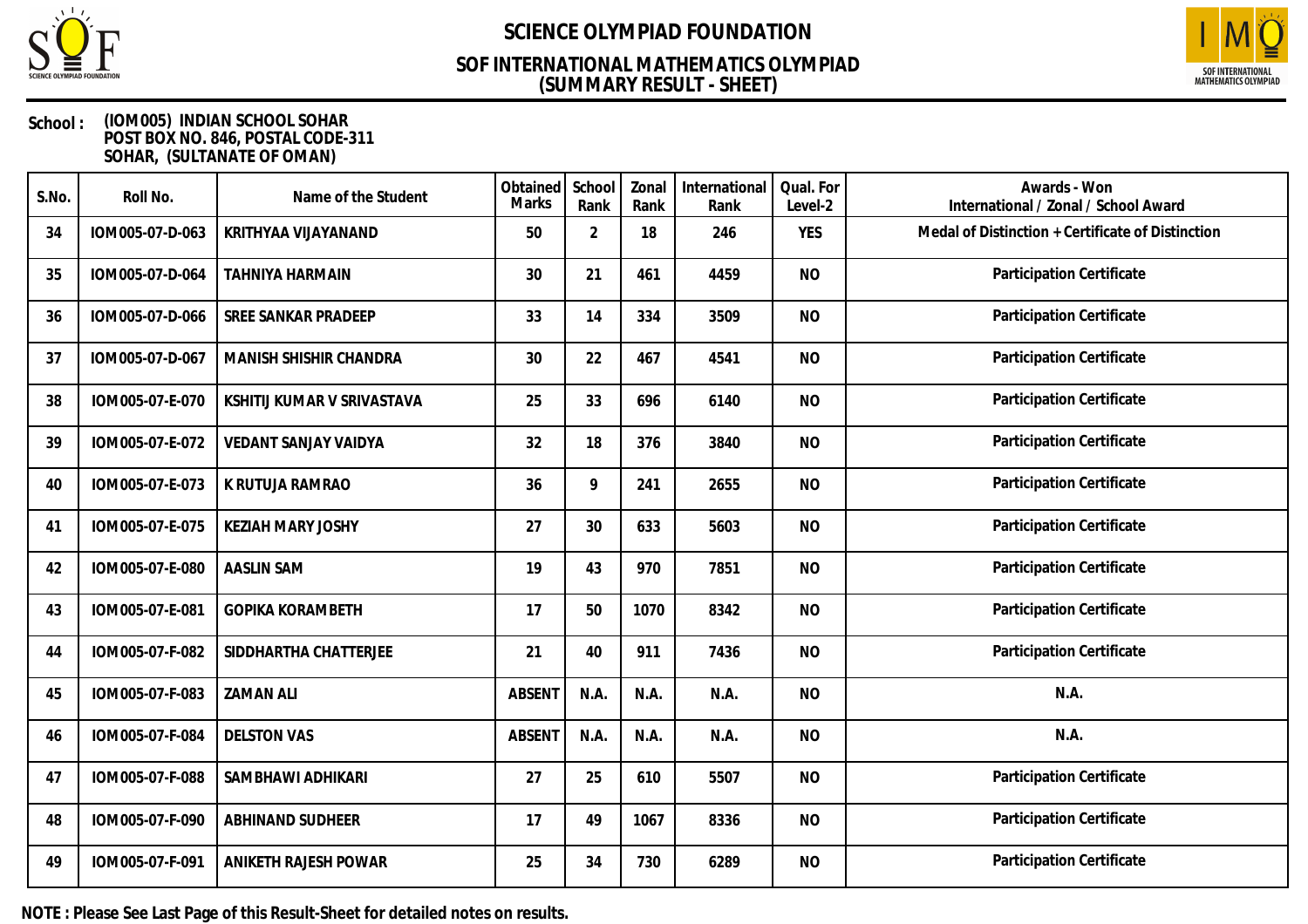# SCIENCE OLYMPIAD FOUNDATION

## SOF INTERNATIONAL MATHEMATICS OLYMPIAD
## (SUMMARY RESULT - SHEET)

**School :** (IOM005) INDIAN SCHOOL SOHAR
POST BOX NO. 846, POSTAL CODE-311
SOHAR, (SULTANATE OF OMAN)

| S.No. | Roll No. | Name of the Student | Obtained Marks | School Rank | Zonal Rank | International Rank | Qual. For Level-2 | Awards - Won International / Zonal / School Award |
|---|---|---|---|---|---|---|---|---|
| 34 | IOM005-07-D-063 | KRITHYAA VIJAYANAND | 50 | 2 | 18 | 246 | YES | Medal of Distinction + Certificate of Distinction |
| 35 | IOM005-07-D-064 | TAHNIYA HARMAIN | 30 | 21 | 461 | 4459 | NO | Participation Certificate |
| 36 | IOM005-07-D-066 | SREE SANKAR PRADEEP | 33 | 14 | 334 | 3509 | NO | Participation Certificate |
| 37 | IOM005-07-D-067 | MANISH SHISHIR CHANDRA | 30 | 22 | 467 | 4541 | NO | Participation Certificate |
| 38 | IOM005-07-E-070 | KSHITIJ KUMAR V SRIVASTAVA | 25 | 33 | 696 | 6140 | NO | Participation Certificate |
| 39 | IOM005-07-E-072 | VEDANT SANJAY VAIDYA | 32 | 18 | 376 | 3840 | NO | Participation Certificate |
| 40 | IOM005-07-E-073 | K RUTUJA RAMRAO | 36 | 9 | 241 | 2655 | NO | Participation Certificate |
| 41 | IOM005-07-E-075 | KEZIAH MARY JOSHY | 27 | 30 | 633 | 5603 | NO | Participation Certificate |
| 42 | IOM005-07-E-080 | AASLIN SAM | 19 | 43 | 970 | 7851 | NO | Participation Certificate |
| 43 | IOM005-07-E-081 | GOPIKA KORAMBETH | 17 | 50 | 1070 | 8342 | NO | Participation Certificate |
| 44 | IOM005-07-F-082 | SIDDHARTHA CHATTERJEE | 21 | 40 | 911 | 7436 | NO | Participation Certificate |
| 45 | IOM005-07-F-083 | ZAMAN ALI | ABSENT | N.A. | N.A. | N.A. | NO | N.A. |
| 46 | IOM005-07-F-084 | DELSTON VAS | ABSENT | N.A. | N.A. | N.A. | NO | N.A. |
| 47 | IOM005-07-F-088 | SAMBHAWI ADHIKARI | 27 | 25 | 610 | 5507 | NO | Participation Certificate |
| 48 | IOM005-07-F-090 | ABHINAND SUDHEER | 17 | 49 | 1067 | 8336 | NO | Participation Certificate |
| 49 | IOM005-07-F-091 | ANIKETH RAJESH POWAR | 25 | 34 | 730 | 6289 | NO | Participation Certificate |

**NOTE : Please See Last Page of this Result-Sheet for detailed notes on results.**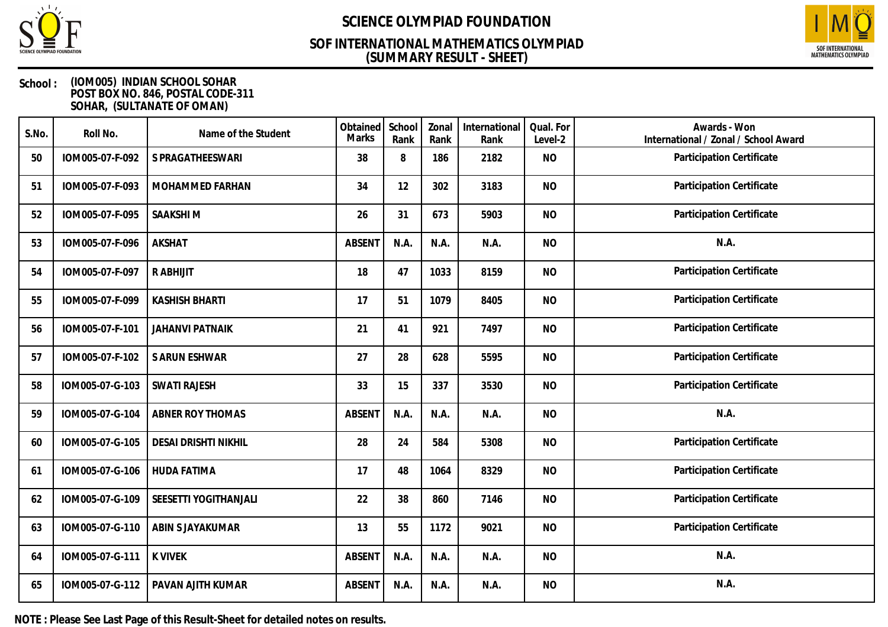# SCIENCE OLYMPIAD FOUNDATION

## SOF INTERNATIONAL MATHEMATICS OLYMPIAD
## (SUMMARY RESULT - SHEET)

**School :** (IOM005) INDIAN SCHOOL SOHAR
POST BOX NO. 846, POSTAL CODE-311
SOHAR, (SULTANATE OF OMAN)

| S.No. | Roll No. | Name of the Student | Obtained Marks | School Rank | Zonal Rank | International Rank | Qual. For Level-2 | Awards - Won International / Zonal / School Award |
|---|---|---|---|---|---|---|---|---|
| 50 | IOM005-07-F-092 | S PRAGATHEESWARI | 38 | 8 | 186 | 2182 | NO | Participation Certificate |
| 51 | IOM005-07-F-093 | MOHAMMED FARHAN | 34 | 12 | 302 | 3183 | NO | Participation Certificate |
| 52 | IOM005-07-F-095 | SAAKSHI M | 26 | 31 | 673 | 5903 | NO | Participation Certificate |
| 53 | IOM005-07-F-096 | AKSHAT | ABSENT | N.A. | N.A. | N.A. | NO | N.A. |
| 54 | IOM005-07-F-097 | R ABHIJIT | 18 | 47 | 1033 | 8159 | NO | Participation Certificate |
| 55 | IOM005-07-F-099 | KASHISH BHARTI | 17 | 51 | 1079 | 8405 | NO | Participation Certificate |
| 56 | IOM005-07-F-101 | JAHANVI PATNAIK | 21 | 41 | 921 | 7497 | NO | Participation Certificate |
| 57 | IOM005-07-F-102 | S ARUN ESHWAR | 27 | 28 | 628 | 5595 | NO | Participation Certificate |
| 58 | IOM005-07-G-103 | SWATI RAJESH | 33 | 15 | 337 | 3530 | NO | Participation Certificate |
| 59 | IOM005-07-G-104 | ABNER ROY THOMAS | ABSENT | N.A. | N.A. | N.A. | NO | N.A. |
| 60 | IOM005-07-G-105 | DESAI DRISHTI NIKHIL | 28 | 24 | 584 | 5308 | NO | Participation Certificate |
| 61 | IOM005-07-G-106 | HUDA FATIMA | 17 | 48 | 1064 | 8329 | NO | Participation Certificate |
| 62 | IOM005-07-G-109 | SEESETTI YOGITHANJALI | 22 | 38 | 860 | 7146 | NO | Participation Certificate |
| 63 | IOM005-07-G-110 | ABIN S JAYAKUMAR | 13 | 55 | 1172 | 9021 | NO | Participation Certificate |
| 64 | IOM005-07-G-111 | K VIVEK | ABSENT | N.A. | N.A. | N.A. | NO | N.A. |
| 65 | IOM005-07-G-112 | PAVAN AJITH KUMAR | ABSENT | N.A. | N.A. | N.A. | NO | N.A. |

**NOTE : Please See Last Page of this Result-Sheet for detailed notes on results.**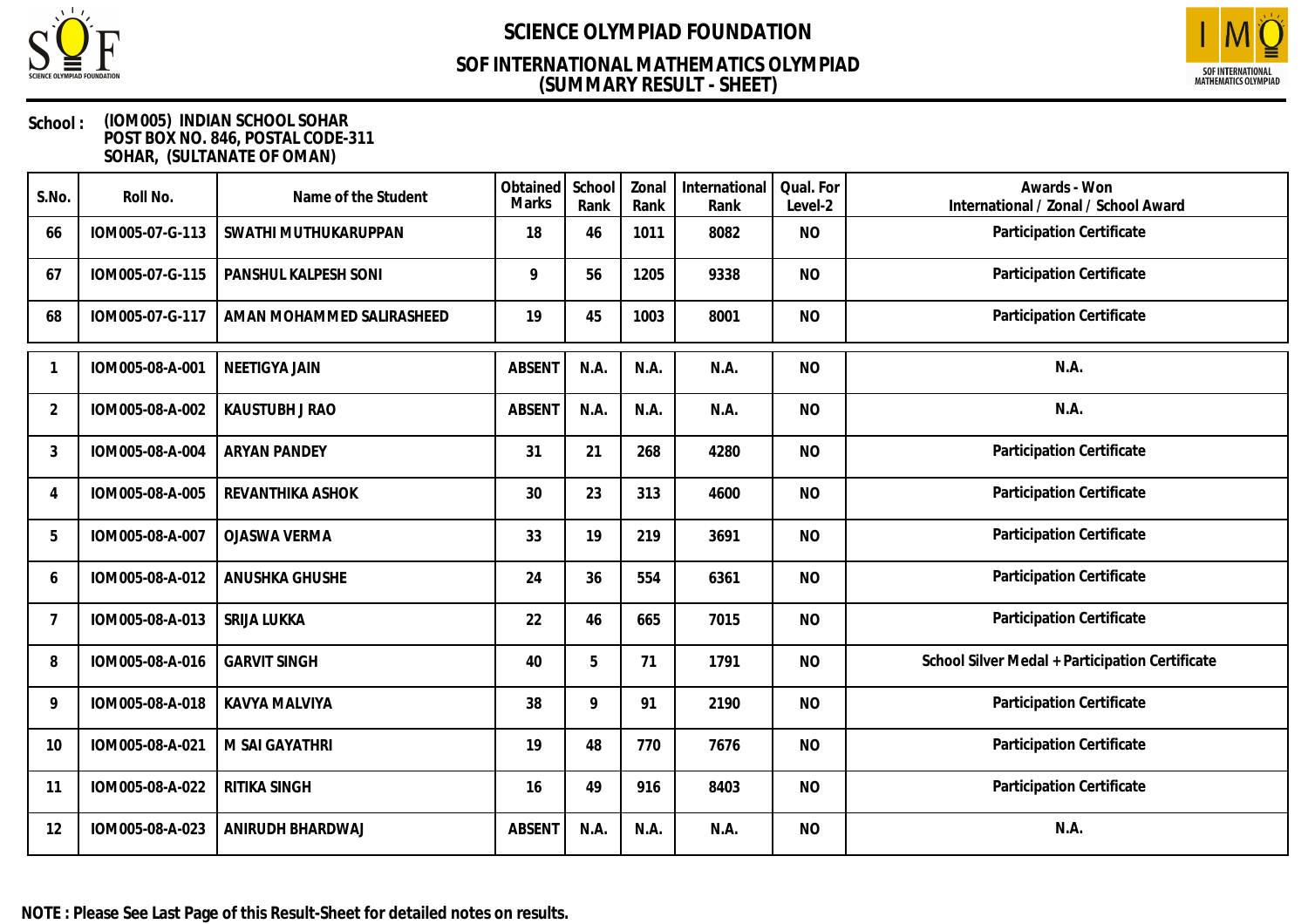# SCIENCE OLYMPIAD FOUNDATION

## SOF INTERNATIONAL MATHEMATICS OLYMPIAD
## (SUMMARY RESULT - SHEET)

**School :** (IOM005) INDIAN SCHOOL SOHAR
POST BOX NO. 846, POSTAL CODE-311
SOHAR, (SULTANATE OF OMAN)

| S.No. | Roll No. | Name of the Student | Obtained Marks | School Rank | Zonal Rank | International Rank | Qual. For Level-2 | Awards - Won International / Zonal / School Award |
|---|---|---|---|---|---|---|---|---|
| 66 | IOM005-07-G-113 | SWATHI MUTHUKARUPPAN | 18 | 46 | 1011 | 8082 | NO | Participation Certificate |
| 67 | IOM005-07-G-115 | PANSHUL KALPESH SONI | 9 | 56 | 1205 | 9338 | NO | Participation Certificate |
| 68 | IOM005-07-G-117 | AMAN MOHAMMED SALIRASHEED | 19 | 45 | 1003 | 8001 | NO | Participation Certificate |
| 1 | IOM005-08-A-001 | NEETIGYA JAIN | ABSENT | N.A. | N.A. | N.A. | NO | N.A. |
| 2 | IOM005-08-A-002 | KAUSTUBH J RAO | ABSENT | N.A. | N.A. | N.A. | NO | N.A. |
| 3 | IOM005-08-A-004 | ARYAN PANDEY | 31 | 21 | 268 | 4280 | NO | Participation Certificate |
| 4 | IOM005-08-A-005 | REVANTHIKA ASHOK | 30 | 23 | 313 | 4600 | NO | Participation Certificate |
| 5 | IOM005-08-A-007 | OJASWA VERMA | 33 | 19 | 219 | 3691 | NO | Participation Certificate |
| 6 | IOM005-08-A-012 | ANUSHKA GHUSHE | 24 | 36 | 554 | 6361 | NO | Participation Certificate |
| 7 | IOM005-08-A-013 | SRIJA LUKKA | 22 | 46 | 665 | 7015 | NO | Participation Certificate |
| 8 | IOM005-08-A-016 | GARVIT SINGH | 40 | 5 | 71 | 1791 | NO | School Silver Medal + Participation Certificate |
| 9 | IOM005-08-A-018 | KAVYA MALVIYA | 38 | 9 | 91 | 2190 | NO | Participation Certificate |
| 10 | IOM005-08-A-021 | M SAI GAYATHRI | 19 | 48 | 770 | 7676 | NO | Participation Certificate |
| 11 | IOM005-08-A-022 | RITIKA SINGH | 16 | 49 | 916 | 8403 | NO | Participation Certificate |
| 12 | IOM005-08-A-023 | ANIRUDH BHARDWAJ | ABSENT | N.A. | N.A. | N.A. | NO | N.A. |

**NOTE : Please See Last Page of this Result-Sheet for detailed notes on results.**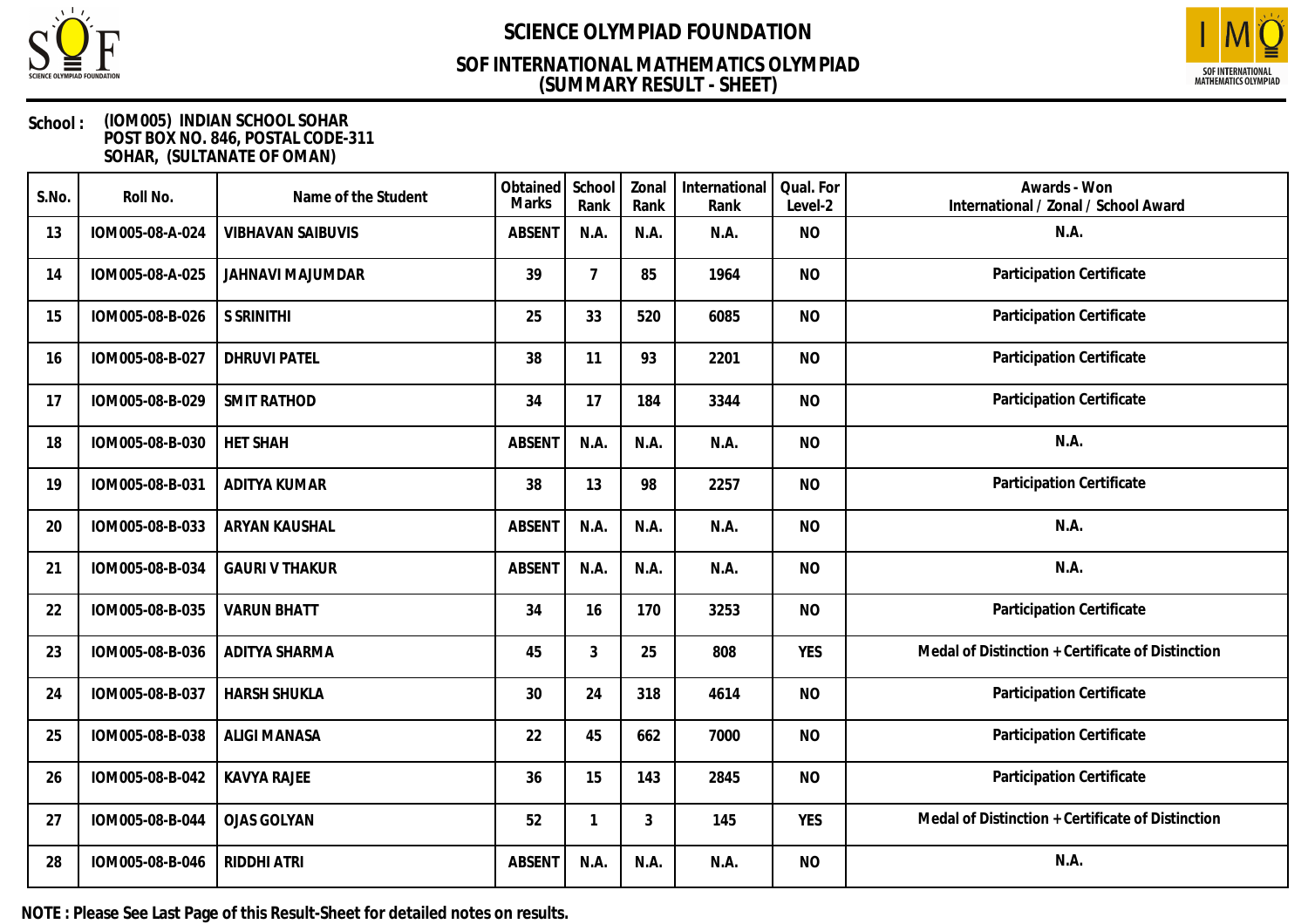# SCIENCE OLYMPIAD FOUNDATION

## SOF INTERNATIONAL MATHEMATICS OLYMPIAD
## (SUMMARY RESULT - SHEET)

**School :** (IOM005) INDIAN SCHOOL SOHAR
POST BOX NO. 846, POSTAL CODE-311
SOHAR, (SULTANATE OF OMAN)

| S.No. | Roll No. | Name of the Student | Obtained Marks | School Rank | Zonal Rank | International Rank | Qual. For Level-2 | Awards - Won International / Zonal / School Award |
|---|---|---|---|---|---|---|---|---|
| 13 | IOM005-08-A-024 | VIBHAVAN SAIBUVIS | ABSENT | N.A. | N.A. | N.A. | NO | N.A. |
| 14 | IOM005-08-A-025 | JAHNAVI MAJUMDAR | 39 | 7 | 85 | 1964 | NO | Participation Certificate |
| 15 | IOM005-08-B-026 | S SRINITHI | 25 | 33 | 520 | 6085 | NO | Participation Certificate |
| 16 | IOM005-08-B-027 | DHRUVI PATEL | 38 | 11 | 93 | 2201 | NO | Participation Certificate |
| 17 | IOM005-08-B-029 | SMIT RATHOD | 34 | 17 | 184 | 3344 | NO | Participation Certificate |
| 18 | IOM005-08-B-030 | HET SHAH | ABSENT | N.A. | N.A. | N.A. | NO | N.A. |
| 19 | IOM005-08-B-031 | ADITYA KUMAR | 38 | 13 | 98 | 2257 | NO | Participation Certificate |
| 20 | IOM005-08-B-033 | ARYAN KAUSHAL | ABSENT | N.A. | N.A. | N.A. | NO | N.A. |
| 21 | IOM005-08-B-034 | GAURI V THAKUR | ABSENT | N.A. | N.A. | N.A. | NO | N.A. |
| 22 | IOM005-08-B-035 | VARUN BHATT | 34 | 16 | 170 | 3253 | NO | Participation Certificate |
| 23 | IOM005-08-B-036 | ADITYA SHARMA | 45 | 3 | 25 | 808 | YES | Medal of Distinction + Certificate of Distinction |
| 24 | IOM005-08-B-037 | HARSH SHUKLA | 30 | 24 | 318 | 4614 | NO | Participation Certificate |
| 25 | IOM005-08-B-038 | ALIGI MANASA | 22 | 45 | 662 | 7000 | NO | Participation Certificate |
| 26 | IOM005-08-B-042 | KAVYA RAJEE | 36 | 15 | 143 | 2845 | NO | Participation Certificate |
| 27 | IOM005-08-B-044 | OJAS GOLYAN | 52 | 1 | 3 | 145 | YES | Medal of Distinction + Certificate of Distinction |
| 28 | IOM005-08-B-046 | RIDDHI ATRI | ABSENT | N.A. | N.A. | N.A. | NO | N.A. |

**NOTE : Please See Last Page of this Result-Sheet for detailed notes on results.**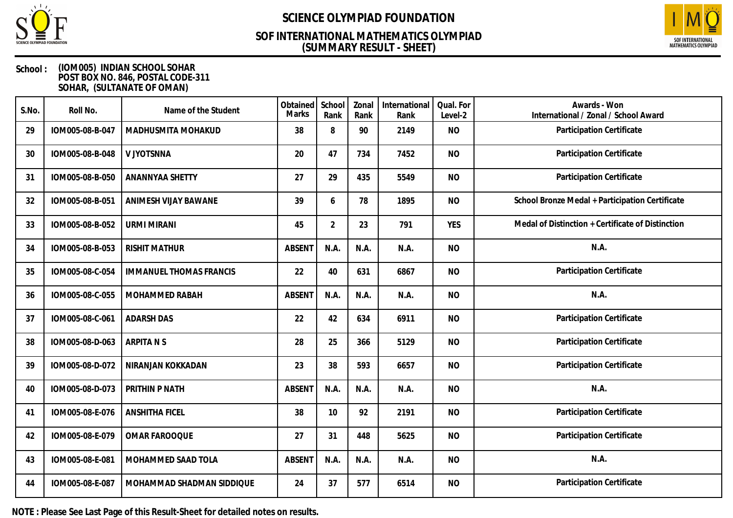# SCIENCE OLYMPIAD FOUNDATION

## SOF INTERNATIONAL MATHEMATICS OLYMPIAD
## (SUMMARY RESULT - SHEET)

**School :** (IOM005) INDIAN SCHOOL SOHAR
POST BOX NO. 846, POSTAL CODE-311
SOHAR, (SULTANATE OF OMAN)

| S.No. | Roll No. | Name of the Student | Obtained Marks | School Rank | Zonal Rank | International Rank | Qual. For Level-2 | Awards - Won International / Zonal / School Award |
|---|---|---|---|---|---|---|---|---|
| 29 | IOM005-08-B-047 | MADHUSMITA MOHAKUD | 38 | 8 | 90 | 2149 | NO | Participation Certificate |
| 30 | IOM005-08-B-048 | V JYOTSNNA | 20 | 47 | 734 | 7452 | NO | Participation Certificate |
| 31 | IOM005-08-B-050 | ANANNYAA SHETTY | 27 | 29 | 435 | 5549 | NO | Participation Certificate |
| 32 | IOM005-08-B-051 | ANIMESH VIJAY BAWANE | 39 | 6 | 78 | 1895 | NO | School Bronze Medal + Participation Certificate |
| 33 | IOM005-08-B-052 | URMI MIRANI | 45 | 2 | 23 | 791 | YES | Medal of Distinction + Certificate of Distinction |
| 34 | IOM005-08-B-053 | RISHIT MATHUR | ABSENT | N.A. | N.A. | N.A. | NO | N.A. |
| 35 | IOM005-08-C-054 | IMMANUEL THOMAS FRANCIS | 22 | 40 | 631 | 6867 | NO | Participation Certificate |
| 36 | IOM005-08-C-055 | MOHAMMED RABAH | ABSENT | N.A. | N.A. | N.A. | NO | N.A. |
| 37 | IOM005-08-C-061 | ADARSH DAS | 22 | 42 | 634 | 6911 | NO | Participation Certificate |
| 38 | IOM005-08-D-063 | ARPITA N S | 28 | 25 | 366 | 5129 | NO | Participation Certificate |
| 39 | IOM005-08-D-072 | NIRANJAN KOKKADAN | 23 | 38 | 593 | 6657 | NO | Participation Certificate |
| 40 | IOM005-08-D-073 | PRITHIN P NATH | ABSENT | N.A. | N.A. | N.A. | NO | N.A. |
| 41 | IOM005-08-E-076 | ANSHITHA FICEL | 38 | 10 | 92 | 2191 | NO | Participation Certificate |
| 42 | IOM005-08-E-079 | OMAR FAROOQUE | 27 | 31 | 448 | 5625 | NO | Participation Certificate |
| 43 | IOM005-08-E-081 | MOHAMMED SAAD TOLA | ABSENT | N.A. | N.A. | N.A. | NO | N.A. |
| 44 | IOM005-08-E-087 | MOHAMMAD SHADMAN SIDDIQUE | 24 | 37 | 577 | 6514 | NO | Participation Certificate |

**NOTE : Please See Last Page of this Result-Sheet for detailed notes on results.**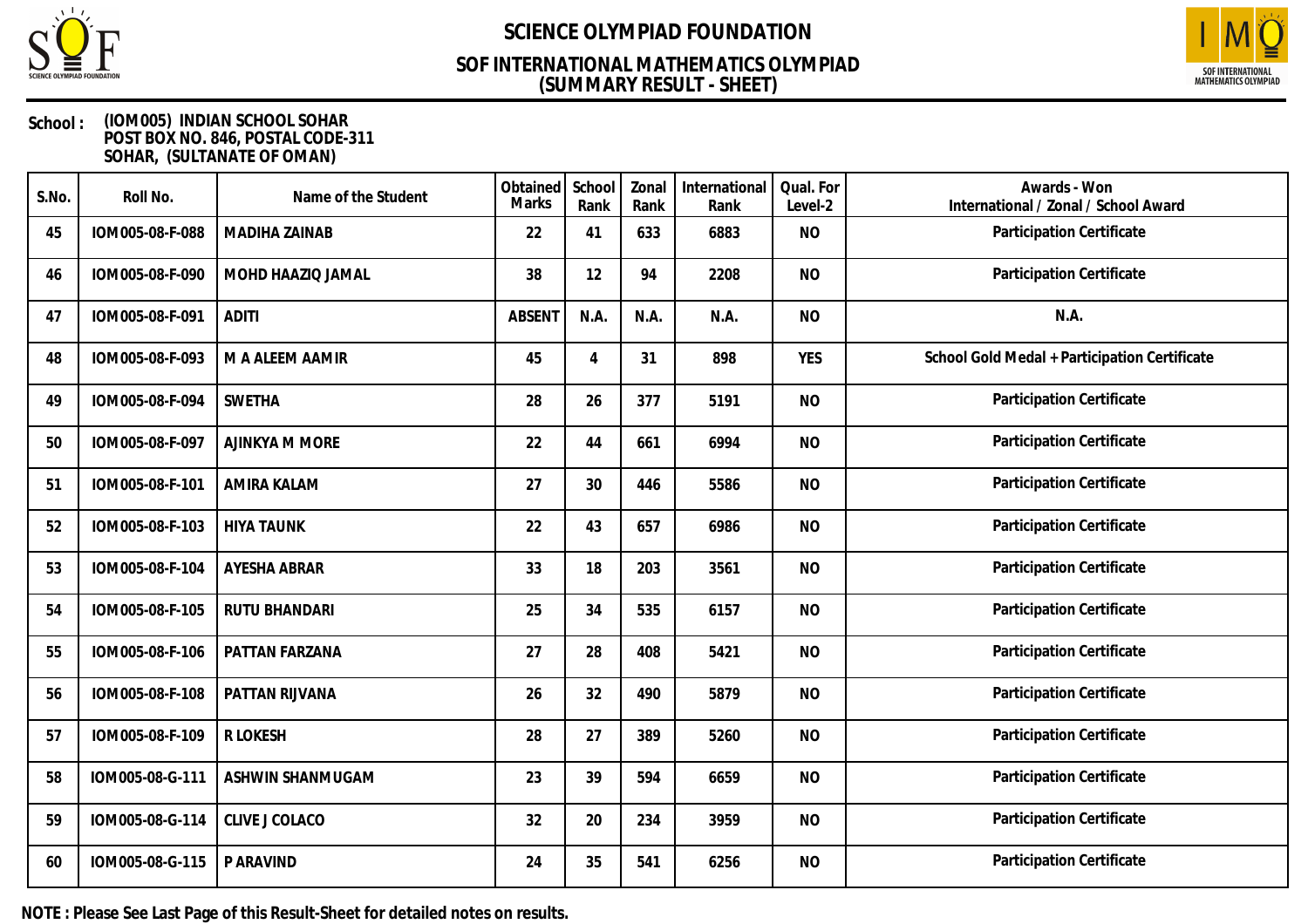# SCIENCE OLYMPIAD FOUNDATION

## SOF INTERNATIONAL MATHEMATICS OLYMPIAD (SUMMARY RESULT - SHEET)

**School :** (IOM005) INDIAN SCHOOL SOHAR
POST BOX NO. 846, POSTAL CODE-311
SOHAR, (SULTANATE OF OMAN)

| S.No. | Roll No. | Name of the Student | Obtained Marks | School Rank | Zonal Rank | International Rank | Qual. For Level-2 | Awards - Won International / Zonal / School Award |
|---|---|---|---|---|---|---|---|---|
| 45 | IOM005-08-F-088 | MADIHA ZAINAB | 22 | 41 | 633 | 6883 | NO | Participation Certificate |
| 46 | IOM005-08-F-090 | MOHD HAAZIQ JAMAL | 38 | 12 | 94 | 2208 | NO | Participation Certificate |
| 47 | IOM005-08-F-091 | ADITI | ABSENT | N.A. | N.A. | N.A. | NO | N.A. |
| 48 | IOM005-08-F-093 | M A ALEEM AAMIR | 45 | 4 | 31 | 898 | YES | School Gold Medal + Participation Certificate |
| 49 | IOM005-08-F-094 | SWETHA | 28 | 26 | 377 | 5191 | NO | Participation Certificate |
| 50 | IOM005-08-F-097 | AJINKYA M MORE | 22 | 44 | 661 | 6994 | NO | Participation Certificate |
| 51 | IOM005-08-F-101 | AMIRA KALAM | 27 | 30 | 446 | 5586 | NO | Participation Certificate |
| 52 | IOM005-08-F-103 | HIYA TAUNK | 22 | 43 | 657 | 6986 | NO | Participation Certificate |
| 53 | IOM005-08-F-104 | AYESHA ABRAR | 33 | 18 | 203 | 3561 | NO | Participation Certificate |
| 54 | IOM005-08-F-105 | RUTU BHANDARI | 25 | 34 | 535 | 6157 | NO | Participation Certificate |
| 55 | IOM005-08-F-106 | PATTAN FARZANA | 27 | 28 | 408 | 5421 | NO | Participation Certificate |
| 56 | IOM005-08-F-108 | PATTAN RIJVANA | 26 | 32 | 490 | 5879 | NO | Participation Certificate |
| 57 | IOM005-08-F-109 | R LOKESH | 28 | 27 | 389 | 5260 | NO | Participation Certificate |
| 58 | IOM005-08-G-111 | ASHWIN SHANMUGAM | 23 | 39 | 594 | 6659 | NO | Participation Certificate |
| 59 | IOM005-08-G-114 | CLIVE J COLACO | 32 | 20 | 234 | 3959 | NO | Participation Certificate |
| 60 | IOM005-08-G-115 | P ARAVIND | 24 | 35 | 541 | 6256 | NO | Participation Certificate |

**NOTE : Please See Last Page of this Result-Sheet for detailed notes on results.**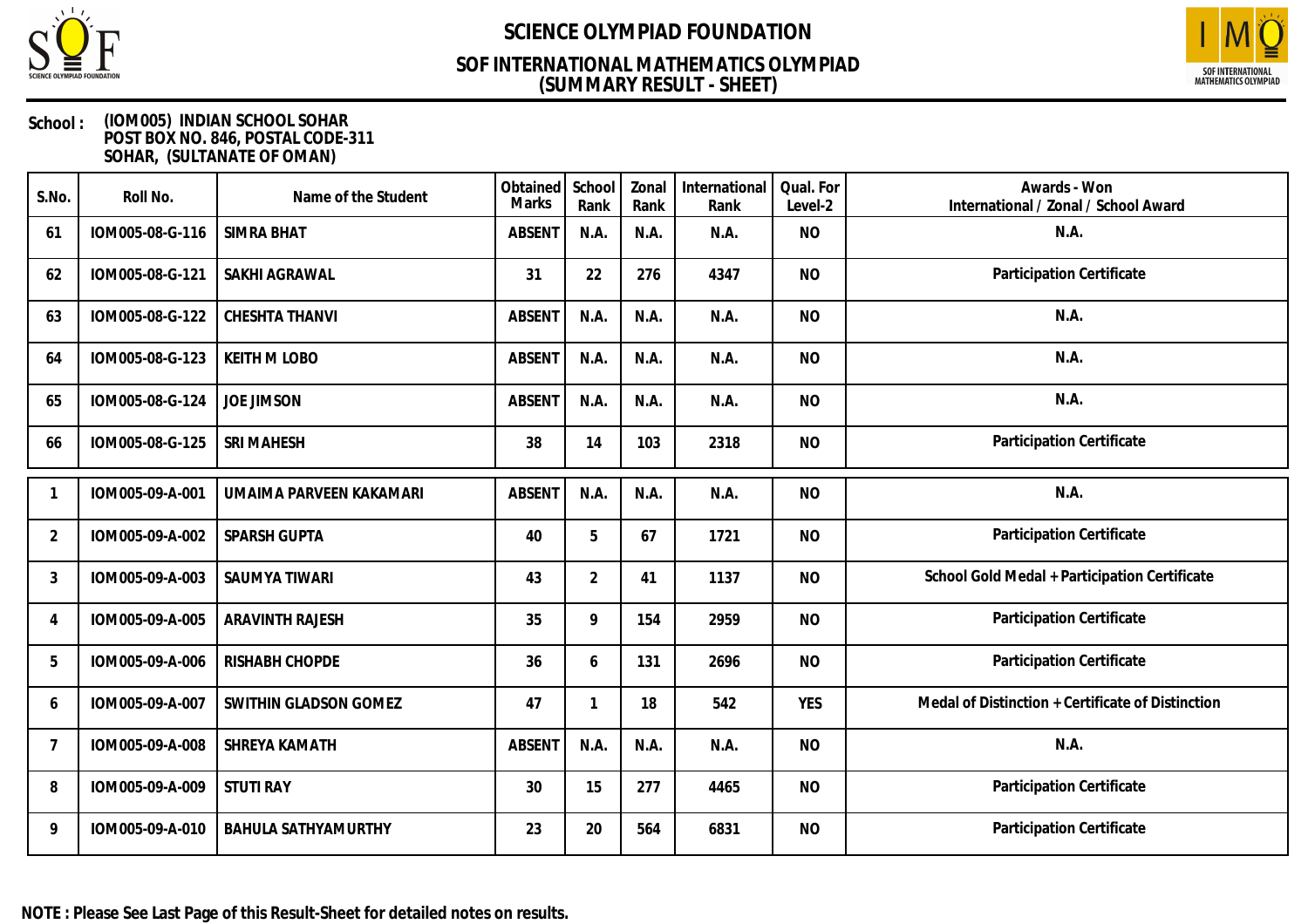# SCIENCE OLYMPIAD FOUNDATION

## SOF INTERNATIONAL MATHEMATICS OLYMPIAD
## (SUMMARY RESULT - SHEET)

**School :** (IOM005) INDIAN SCHOOL SOHAR
POST BOX NO. 846, POSTAL CODE-311
SOHAR, (SULTANATE OF OMAN)

| S.No. | Roll No. | Name of the Student | Obtained Marks | School Rank | Zonal Rank | International Rank | Qual. For Level-2 | Awards - Won International / Zonal / School Award |
|---|---|---|---|---|---|---|---|---|
| 61 | IOM005-08-G-116 | SIMRA BHAT | ABSENT | N.A. | N.A. | N.A. | NO | N.A. |
| 62 | IOM005-08-G-121 | SAKHI AGRAWAL | 31 | 22 | 276 | 4347 | NO | Participation Certificate |
| 63 | IOM005-08-G-122 | CHESHTA THANVI | ABSENT | N.A. | N.A. | N.A. | NO | N.A. |
| 64 | IOM005-08-G-123 | KEITH M LOBO | ABSENT | N.A. | N.A. | N.A. | NO | N.A. |
| 65 | IOM005-08-G-124 | JOE JIMSON | ABSENT | N.A. | N.A. | N.A. | NO | N.A. |
| 66 | IOM005-08-G-125 | SRI MAHESH | 38 | 14 | 103 | 2318 | NO | Participation Certificate |
| 1 | IOM005-09-A-001 | UMAIMA PARVEEN KAKAMARI | ABSENT | N.A. | N.A. | N.A. | NO | N.A. |
| 2 | IOM005-09-A-002 | SPARSH GUPTA | 40 | 5 | 67 | 1721 | NO | Participation Certificate |
| 3 | IOM005-09-A-003 | SAUMYA TIWARI | 43 | 2 | 41 | 1137 | NO | School Gold Medal + Participation Certificate |
| 4 | IOM005-09-A-005 | ARAVINTH RAJESH | 35 | 9 | 154 | 2959 | NO | Participation Certificate |
| 5 | IOM005-09-A-006 | RISHABH CHOPDE | 36 | 6 | 131 | 2696 | NO | Participation Certificate |
| 6 | IOM005-09-A-007 | SWITHIN GLADSON GOMEZ | 47 | 1 | 18 | 542 | YES | Medal of Distinction + Certificate of Distinction |
| 7 | IOM005-09-A-008 | SHREYA KAMATH | ABSENT | N.A. | N.A. | N.A. | NO | N.A. |
| 8 | IOM005-09-A-009 | STUTI RAY | 30 | 15 | 277 | 4465 | NO | Participation Certificate |
| 9 | IOM005-09-A-010 | BAHULA SATHYAMURTHY | 23 | 20 | 564 | 6831 | NO | Participation Certificate |

**NOTE : Please See Last Page of this Result-Sheet for detailed notes on results.**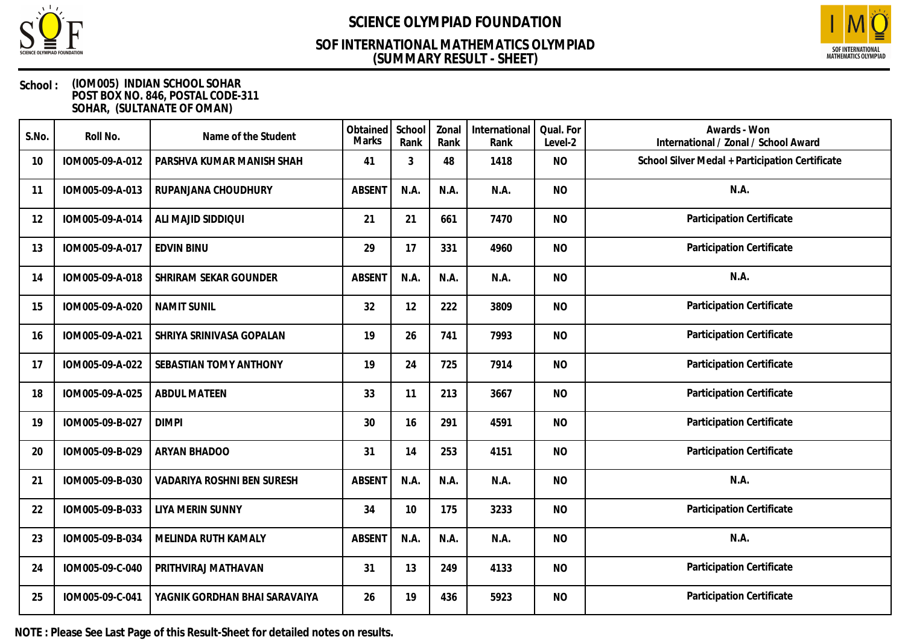# SCIENCE OLYMPIAD FOUNDATION

## SOF INTERNATIONAL MATHEMATICS OLYMPIAD
## (SUMMARY RESULT - SHEET)

**School :** (IOM005) INDIAN SCHOOL SOHAR
POST BOX NO. 846, POSTAL CODE-311
SOHAR, (SULTANATE OF OMAN)

| S.No. | Roll No. | Name of the Student | Obtained Marks | School Rank | Zonal Rank | International Rank | Qual. For Level-2 | Awards - Won International / Zonal / School Award |
|---|---|---|---|---|---|---|---|---|
| 10 | IOM005-09-A-012 | PARSHVA KUMAR MANISH SHAH | 41 | 3 | 48 | 1418 | NO | School Silver Medal + Participation Certificate |
| 11 | IOM005-09-A-013 | RUPANJANA CHOUDHURY | ABSENT | N.A. | N.A. | N.A. | NO | N.A. |
| 12 | IOM005-09-A-014 | ALI MAJID SIDDIQUI | 21 | 21 | 661 | 7470 | NO | Participation Certificate |
| 13 | IOM005-09-A-017 | EDVIN BINU | 29 | 17 | 331 | 4960 | NO | Participation Certificate |
| 14 | IOM005-09-A-018 | SHRIRAM SEKAR GOUNDER | ABSENT | N.A. | N.A. | N.A. | NO | N.A. |
| 15 | IOM005-09-A-020 | NAMIT SUNIL | 32 | 12 | 222 | 3809 | NO | Participation Certificate |
| 16 | IOM005-09-A-021 | SHRIYA SRINIVASA GOPALAN | 19 | 26 | 741 | 7993 | NO | Participation Certificate |
| 17 | IOM005-09-A-022 | SEBASTIAN TOMY ANTHONY | 19 | 24 | 725 | 7914 | NO | Participation Certificate |
| 18 | IOM005-09-A-025 | ABDUL MATEEN | 33 | 11 | 213 | 3667 | NO | Participation Certificate |
| 19 | IOM005-09-B-027 | DIMPI | 30 | 16 | 291 | 4591 | NO | Participation Certificate |
| 20 | IOM005-09-B-029 | ARYAN BHADOO | 31 | 14 | 253 | 4151 | NO | Participation Certificate |
| 21 | IOM005-09-B-030 | VADARIYA ROSHNI BEN SURESH | ABSENT | N.A. | N.A. | N.A. | NO | N.A. |
| 22 | IOM005-09-B-033 | LIYA MERIN SUNNY | 34 | 10 | 175 | 3233 | NO | Participation Certificate |
| 23 | IOM005-09-B-034 | MELINDA RUTH KAMALY | ABSENT | N.A. | N.A. | N.A. | NO | N.A. |
| 24 | IOM005-09-C-040 | PRITHVIRAJ MATHAVAN | 31 | 13 | 249 | 4133 | NO | Participation Certificate |
| 25 | IOM005-09-C-041 | YAGNIK GORDHAN BHAI SARAVAIYA | 26 | 19 | 436 | 5923 | NO | Participation Certificate |

**NOTE : Please See Last Page of this Result-Sheet for detailed notes on results.**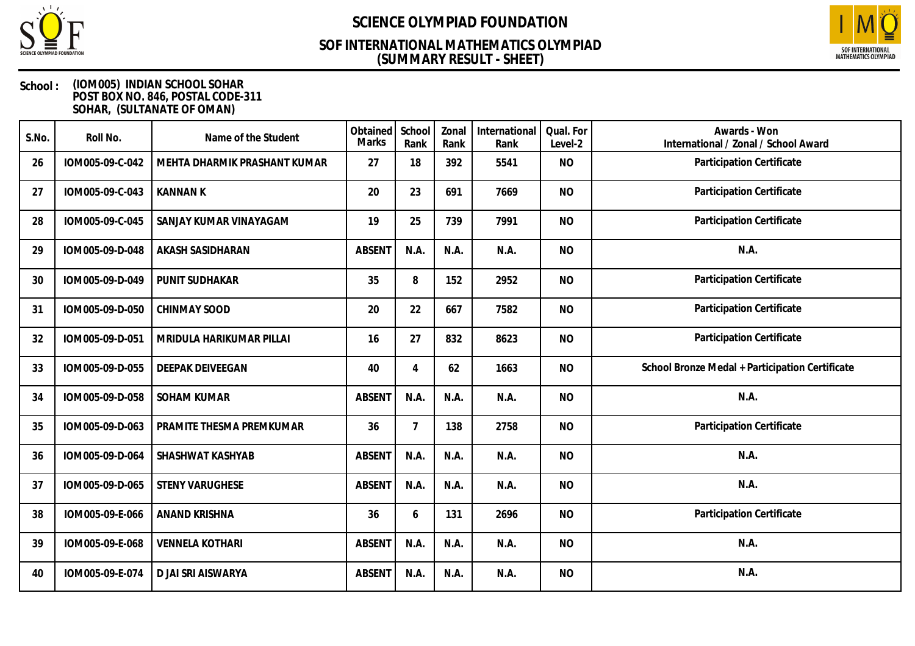# SCIENCE OLYMPIAD FOUNDATION

## SOF INTERNATIONAL MATHEMATICS OLYMPIAD
## (SUMMARY RESULT - SHEET)

**School :** (IOM005) INDIAN SCHOOL SOHAR
POST BOX NO. 846, POSTAL CODE-311
SOHAR, (SULTANATE OF OMAN)

| S.No. | Roll No. | Name of the Student | Obtained Marks | School Rank | Zonal Rank | International Rank | Qual. For Level-2 | Awards - Won International / Zonal / School Award |
|---|---|---|---|---|---|---|---|---|
| 26 | IOM005-09-C-042 | MEHTA DHARMIK PRASHANT KUMAR | 27 | 18 | 392 | 5541 | NO | Participation Certificate |
| 27 | IOM005-09-C-043 | KANNAN K | 20 | 23 | 691 | 7669 | NO | Participation Certificate |
| 28 | IOM005-09-C-045 | SANJAY KUMAR VINAYAGAM | 19 | 25 | 739 | 7991 | NO | Participation Certificate |
| 29 | IOM005-09-D-048 | AKASH SASIDHARAN | ABSENT | N.A. | N.A. | N.A. | NO | N.A. |
| 30 | IOM005-09-D-049 | PUNIT SUDHAKAR | 35 | 8 | 152 | 2952 | NO | Participation Certificate |
| 31 | IOM005-09-D-050 | CHINMAY SOOD | 20 | 22 | 667 | 7582 | NO | Participation Certificate |
| 32 | IOM005-09-D-051 | MRIDULA HARIKUMAR PILLAI | 16 | 27 | 832 | 8623 | NO | Participation Certificate |
| 33 | IOM005-09-D-055 | DEEPAK DEIVEEGAN | 40 | 4 | 62 | 1663 | NO | School Bronze Medal + Participation Certificate |
| 34 | IOM005-09-D-058 | SOHAM KUMAR | ABSENT | N.A. | N.A. | N.A. | NO | N.A. |
| 35 | IOM005-09-D-063 | PRAMITE THESMA PREMKUMAR | 36 | 7 | 138 | 2758 | NO | Participation Certificate |
| 36 | IOM005-09-D-064 | SHASHWAT KASHYAB | ABSENT | N.A. | N.A. | N.A. | NO | N.A. |
| 37 | IOM005-09-D-065 | STENY VARUGHESE | ABSENT | N.A. | N.A. | N.A. | NO | N.A. |
| 38 | IOM005-09-E-066 | ANAND KRISHNA | 36 | 6 | 131 | 2696 | NO | Participation Certificate |
| 39 | IOM005-09-E-068 | VENNELA KOTHARI | ABSENT | N.A. | N.A. | N.A. | NO | N.A. |
| 40 | IOM005-09-E-074 | D JAI SRI AISWARYA | ABSENT | N.A. | N.A. | N.A. | NO | N.A. |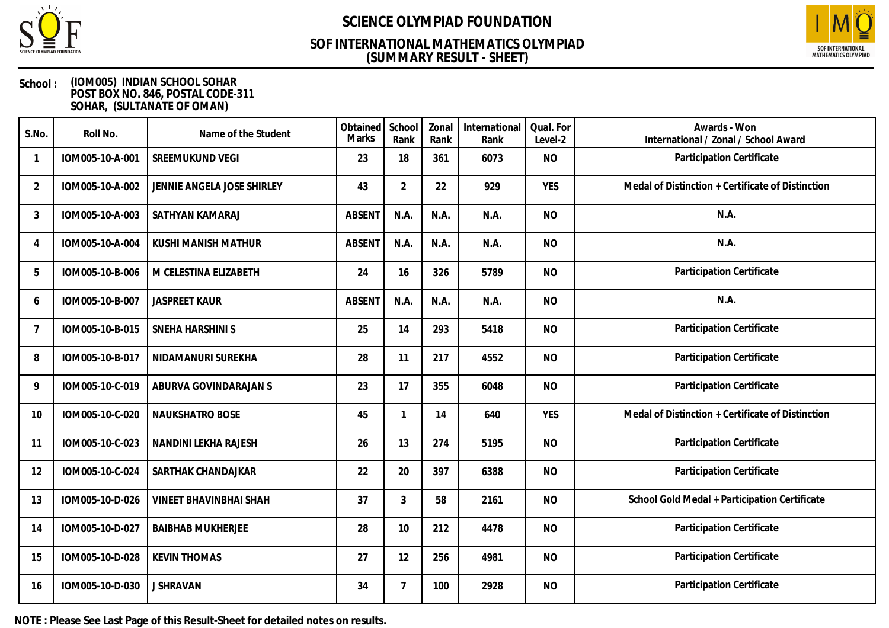# SCIENCE OLYMPIAD FOUNDATION

## SOF INTERNATIONAL MATHEMATICS OLYMPIAD
## (SUMMARY RESULT - SHEET)

**School :** (IOM005) INDIAN SCHOOL SOHAR
POST BOX NO. 846, POSTAL CODE-311
SOHAR, (SULTANATE OF OMAN)

| S.No. | Roll No. | Name of the Student | Obtained Marks | School Rank | Zonal Rank | International Rank | Qual. For Level-2 | Awards - Won International / Zonal / School Award |
|---|---|---|---|---|---|---|---|---|
| 1 | IOM005-10-A-001 | SREEMUKUND VEGI | 23 | 18 | 361 | 6073 | NO | Participation Certificate |
| 2 | IOM005-10-A-002 | JENNIE ANGELA JOSE SHIRLEY | 43 | 2 | 22 | 929 | YES | Medal of Distinction + Certificate of Distinction |
| 3 | IOM005-10-A-003 | SATHYAN KAMARAJ | ABSENT | N.A. | N.A. | N.A. | NO | N.A. |
| 4 | IOM005-10-A-004 | KUSHI MANISH MATHUR | ABSENT | N.A. | N.A. | N.A. | NO | N.A. |
| 5 | IOM005-10-B-006 | M CELESTINA ELIZABETH | 24 | 16 | 326 | 5789 | NO | Participation Certificate |
| 6 | IOM005-10-B-007 | JASPREET KAUR | ABSENT | N.A. | N.A. | N.A. | NO | N.A. |
| 7 | IOM005-10-B-015 | SNEHA HARSHINI S | 25 | 14 | 293 | 5418 | NO | Participation Certificate |
| 8 | IOM005-10-B-017 | NIDAMANURI SUREKHA | 28 | 11 | 217 | 4552 | NO | Participation Certificate |
| 9 | IOM005-10-C-019 | ABURVA GOVINDARAJAN S | 23 | 17 | 355 | 6048 | NO | Participation Certificate |
| 10 | IOM005-10-C-020 | NAUKSHATRO BOSE | 45 | 1 | 14 | 640 | YES | Medal of Distinction + Certificate of Distinction |
| 11 | IOM005-10-C-023 | NANDINI LEKHA RAJESH | 26 | 13 | 274 | 5195 | NO | Participation Certificate |
| 12 | IOM005-10-C-024 | SARTHAK CHANDAJKAR | 22 | 20 | 397 | 6388 | NO | Participation Certificate |
| 13 | IOM005-10-D-026 | VINEET BHAVINBHAI SHAH | 37 | 3 | 58 | 2161 | NO | School Gold Medal + Participation Certificate |
| 14 | IOM005-10-D-027 | BAIBHAB MUKHERJEE | 28 | 10 | 212 | 4478 | NO | Participation Certificate |
| 15 | IOM005-10-D-028 | KEVIN THOMAS | 27 | 12 | 256 | 4981 | NO | Participation Certificate |
| 16 | IOM005-10-D-030 | J SHRAVAN | 34 | 7 | 100 | 2928 | NO | Participation Certificate |

**NOTE : Please See Last Page of this Result-Sheet for detailed notes on results.**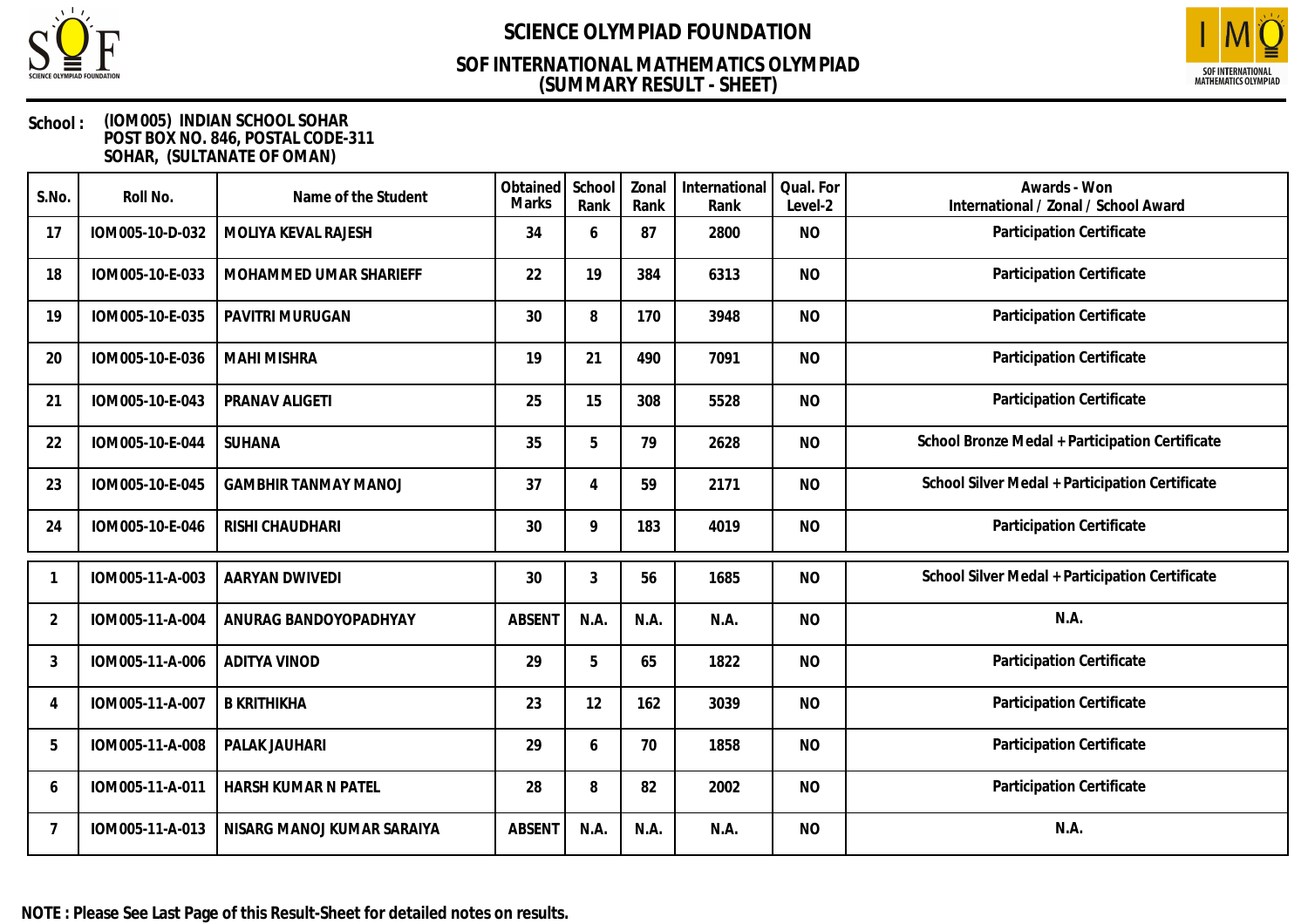# SCIENCE OLYMPIAD FOUNDATION

## SOF INTERNATIONAL MATHEMATICS OLYMPIAD
## (SUMMARY RESULT - SHEET)

**School :** (IOM005) INDIAN SCHOOL SOHAR
POST BOX NO. 846, POSTAL CODE-311
SOHAR, (SULTANATE OF OMAN)

| S.No. | Roll No. | Name of the Student | Obtained Marks | School Rank | Zonal Rank | International Rank | Qual. For Level-2 | Awards - Won International / Zonal / School Award |
|---|---|---|---|---|---|---|---|---|
| 17 | IOM005-10-D-032 | MOLIYA KEVAL RAJESH | 34 | 6 | 87 | 2800 | NO | Participation Certificate |
| 18 | IOM005-10-E-033 | MOHAMMED UMAR SHARIEFF | 22 | 19 | 384 | 6313 | NO | Participation Certificate |
| 19 | IOM005-10-E-035 | PAVITRI MURUGAN | 30 | 8 | 170 | 3948 | NO | Participation Certificate |
| 20 | IOM005-10-E-036 | MAHI MISHRA | 19 | 21 | 490 | 7091 | NO | Participation Certificate |
| 21 | IOM005-10-E-043 | PRANAV ALIGETI | 25 | 15 | 308 | 5528 | NO | Participation Certificate |
| 22 | IOM005-10-E-044 | SUHANA | 35 | 5 | 79 | 2628 | NO | School Bronze Medal + Participation Certificate |
| 23 | IOM005-10-E-045 | GAMBHIR TANMAY MANOJ | 37 | 4 | 59 | 2171 | NO | School Silver Medal + Participation Certificate |
| 24 | IOM005-10-E-046 | RISHI CHAUDHARI | 30 | 9 | 183 | 4019 | NO | Participation Certificate |

| S.No. | Roll No. | Name of the Student | Obtained Marks | School Rank | Zonal Rank | International Rank | Qual. For Level-2 | Awards - Won International / Zonal / School Award |
|---|---|---|---|---|---|---|---|---|
| 1 | IOM005-11-A-003 | AARYAN DWIVEDI | 30 | 3 | 56 | 1685 | NO | School Silver Medal + Participation Certificate |
| 2 | IOM005-11-A-004 | ANURAG BANDOYOPADHYAY | ABSENT | N.A. | N.A. | N.A. | NO | N.A. |
| 3 | IOM005-11-A-006 | ADITYA VINOD | 29 | 5 | 65 | 1822 | NO | Participation Certificate |
| 4 | IOM005-11-A-007 | B KRITHIKHA | 23 | 12 | 162 | 3039 | NO | Participation Certificate |
| 5 | IOM005-11-A-008 | PALAK JAUHARI | 29 | 6 | 70 | 1858 | NO | Participation Certificate |
| 6 | IOM005-11-A-011 | HARSH KUMAR N PATEL | 28 | 8 | 82 | 2002 | NO | Participation Certificate |
| 7 | IOM005-11-A-013 | NISARG MANOJ KUMAR SARAIYA | ABSENT | N.A. | N.A. | N.A. | NO | N.A. |

**NOTE : Please See Last Page of this Result-Sheet for detailed notes on results.**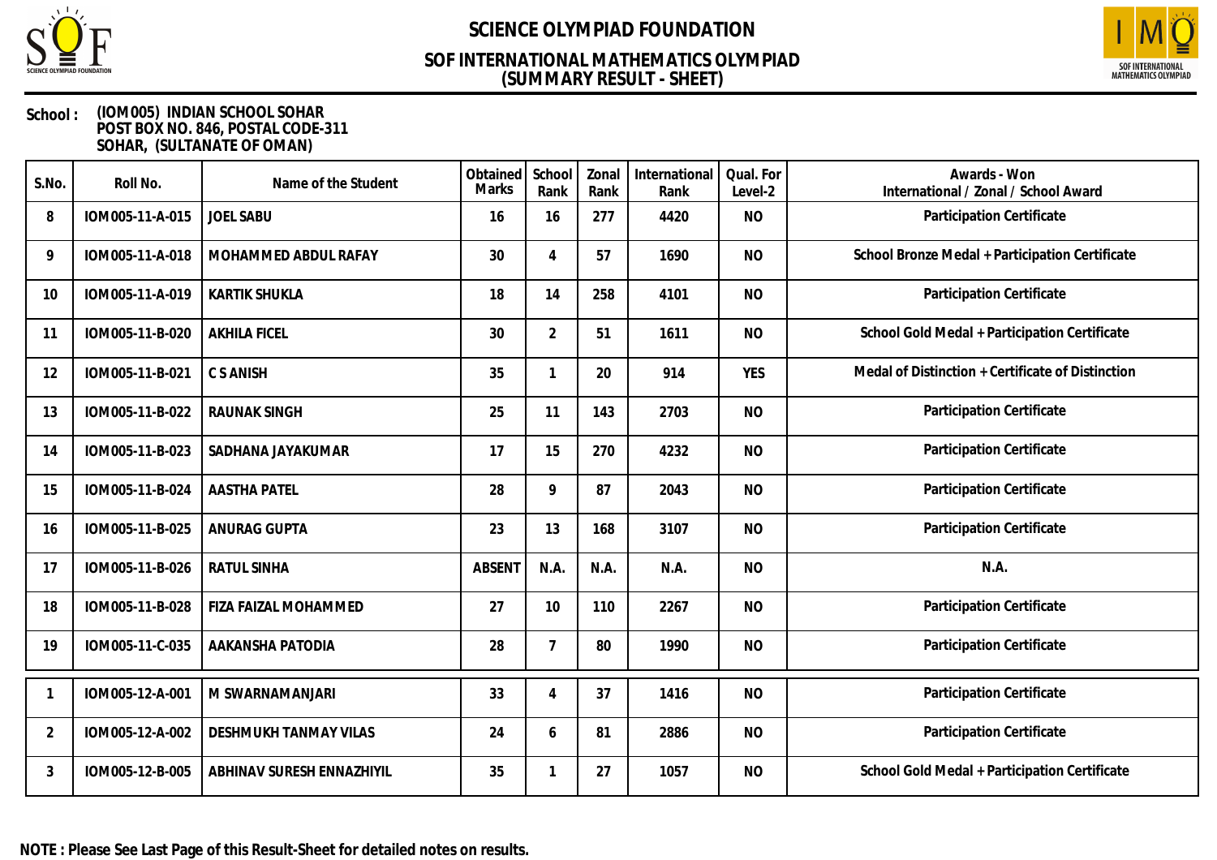# SCIENCE OLYMPIAD FOUNDATION

## SOF INTERNATIONAL MATHEMATICS OLYMPIAD
## (SUMMARY RESULT - SHEET)

**School :** (IOM005) INDIAN SCHOOL SOHAR
POST BOX NO. 846, POSTAL CODE-311
SOHAR, (SULTANATE OF OMAN)

| S.No. | Roll No. | Name of the Student | Obtained Marks | School Rank | Zonal Rank | International Rank | Qual. For Level-2 | Awards - Won International / Zonal / School Award |
|---|---|---|---|---|---|---|---|---|
| 8 | IOM005-11-A-015 | JOEL SABU | 16 | 16 | 277 | 4420 | NO | Participation Certificate |
| 9 | IOM005-11-A-018 | MOHAMMED ABDUL RAFAY | 30 | 4 | 57 | 1690 | NO | School Bronze Medal + Participation Certificate |
| 10 | IOM005-11-A-019 | KARTIK SHUKLA | 18 | 14 | 258 | 4101 | NO | Participation Certificate |
| 11 | IOM005-11-B-020 | AKHILA FICEL | 30 | 2 | 51 | 1611 | NO | School Gold Medal + Participation Certificate |
| 12 | IOM005-11-B-021 | C S ANISH | 35 | 1 | 20 | 914 | YES | Medal of Distinction + Certificate of Distinction |
| 13 | IOM005-11-B-022 | RAUNAK SINGH | 25 | 11 | 143 | 2703 | NO | Participation Certificate |
| 14 | IOM005-11-B-023 | SADHANA JAYAKUMAR | 17 | 15 | 270 | 4232 | NO | Participation Certificate |
| 15 | IOM005-11-B-024 | AASTHA PATEL | 28 | 9 | 87 | 2043 | NO | Participation Certificate |
| 16 | IOM005-11-B-025 | ANURAG GUPTA | 23 | 13 | 168 | 3107 | NO | Participation Certificate |
| 17 | IOM005-11-B-026 | RATUL SINHA | ABSENT | N.A. | N.A. | N.A. | NO | N.A. |
| 18 | IOM005-11-B-028 | FIZA FAIZAL MOHAMMED | 27 | 10 | 110 | 2267 | NO | Participation Certificate |
| 19 | IOM005-11-C-035 | AAKANSHA PATODIA | 28 | 7 | 80 | 1990 | NO | Participation Certificate |
| 1 | IOM005-12-A-001 | M SWARNAMANJARI | 33 | 4 | 37 | 1416 | NO | Participation Certificate |
| 2 | IOM005-12-A-002 | DESHMUKH TANMAY VILAS | 24 | 6 | 81 | 2886 | NO | Participation Certificate |
| 3 | IOM005-12-B-005 | ABHINAV SURESH ENNAZHIYIL | 35 | 1 | 27 | 1057 | NO | School Gold Medal + Participation Certificate |

**NOTE : Please See Last Page of this Result-Sheet for detailed notes on results.**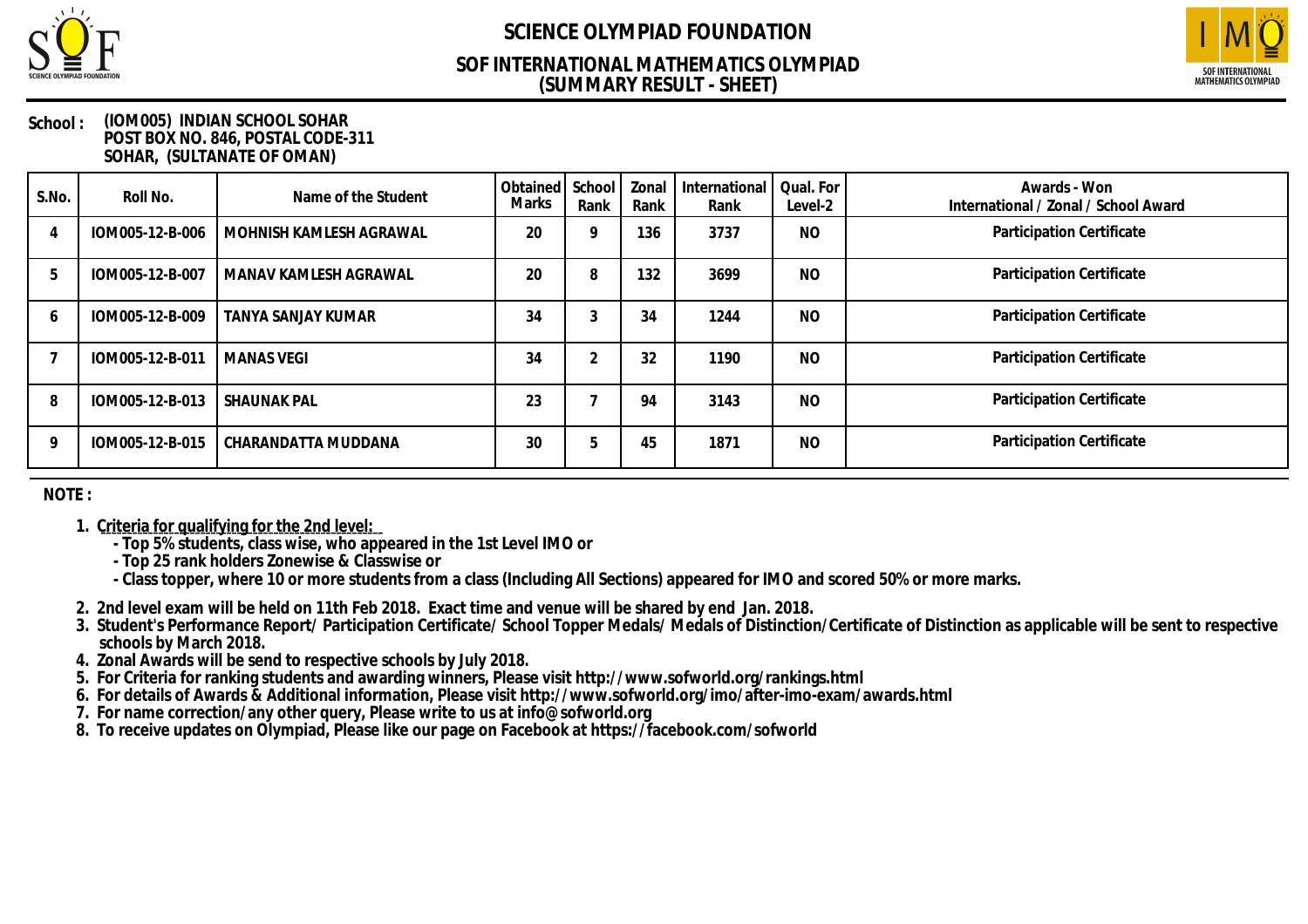# SCIENCE OLYMPIAD FOUNDATION

## SOF INTERNATIONAL MATHEMATICS OLYMPIAD
## (SUMMARY RESULT - SHEET)

**School :** (IOM005) INDIAN SCHOOL SOHAR
POST BOX NO. 846, POSTAL CODE-311
SOHAR, (SULTANATE OF OMAN)

| S.No. | Roll No. | Name of the Student | Obtained Marks | School Rank | Zonal Rank | International Rank | Qual. For Level-2 | Awards - Won International / Zonal / School Award |
|---|---|---|---|---|---|---|---|---|
| 4 | IOM005-12-B-006 | MOHNISH KAMLESH AGRAWAL | 20 | 9 | 136 | 3737 | NO | Participation Certificate |
| 5 | IOM005-12-B-007 | MANAV KAMLESH AGRAWAL | 20 | 8 | 132 | 3699 | NO | Participation Certificate |
| 6 | IOM005-12-B-009 | TANYA SANJAY KUMAR | 34 | 3 | 34 | 1244 | NO | Participation Certificate |
| 7 | IOM005-12-B-011 | MANAS VEGI | 34 | 2 | 32 | 1190 | NO | Participation Certificate |
| 8 | IOM005-12-B-013 | SHAUNAK PAL | 23 | 7 | 94 | 3143 | NO | Participation Certificate |
| 9 | IOM005-12-B-015 | CHARANDATTA MUDDANA | 30 | 5 | 45 | 1871 | NO | Participation Certificate |

**NOTE :**

1. **Criteria for qualifying for the 2nd level:**
   - Top 5% students, class wise, who appeared in the 1st Level IMO or
   - Top 25 rank holders Zonewise & Classwise or
   - Class topper, where 10 or more students from a class (Including All Sections) appeared for IMO and scored 50% or more marks.
2. 2nd level exam will be held on 11th Feb 2018. Exact time and venue will be shared by end Jan. 2018.
3. Student's Performance Report/ Participation Certificate/ School Topper Medals/ Medals of Distinction/Certificate of Distinction as applicable will be sent to respective schools by March 2018.
4. Zonal Awards will be send to respective schools by July 2018.
5. For Criteria for ranking students and awarding winners, Please visit http://www.sofworld.org/rankings.html
6. For details of Awards & Additional information, Please visit http://www.sofworld.org/imo/after-imo-exam/awards.html
7. For name correction/any other query, Please write to us at info@sofworld.org
8. To receive updates on Olympiad, Please like our page on Facebook at https://facebook.com/sofworld